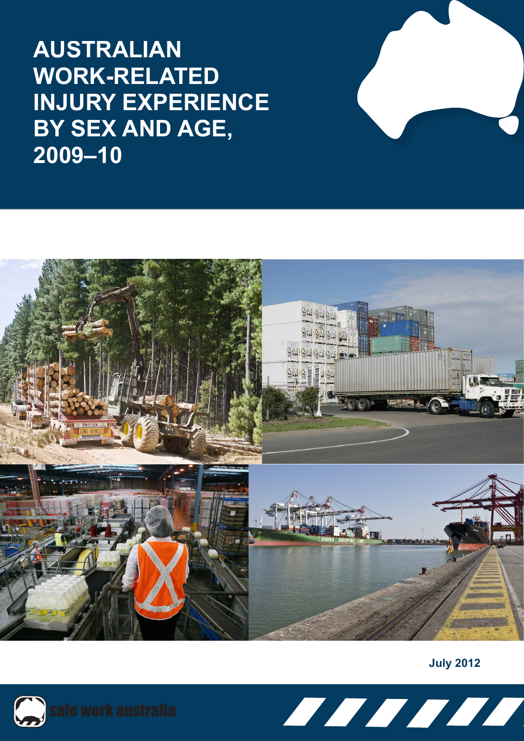# AUSTRALIAN WORK-RELATED INJURY EXPERIENCE BY SEX AND AGE, 2009–10

July 2012

safe work australia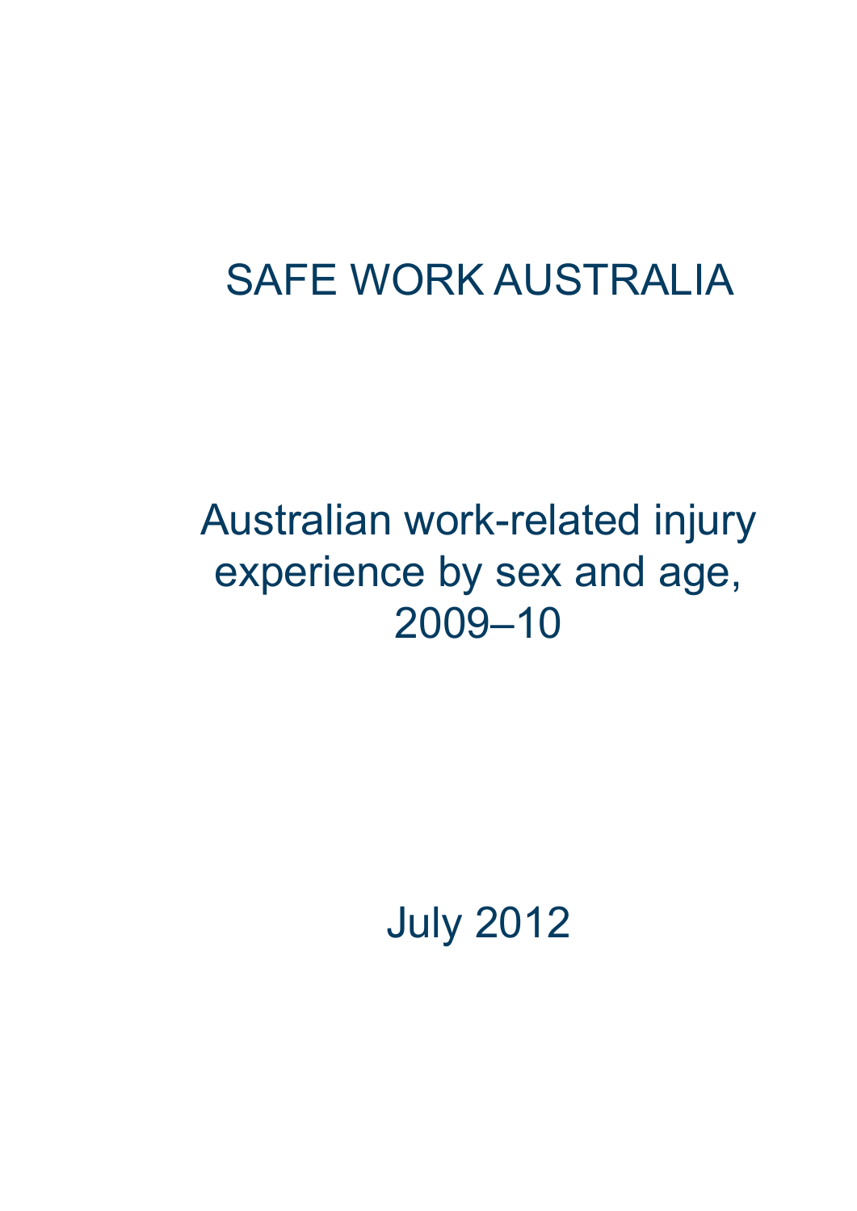# SAFE WORK AUSTRALIA

## Australian work-related injury experience by sex and age, 2009–10

July 2012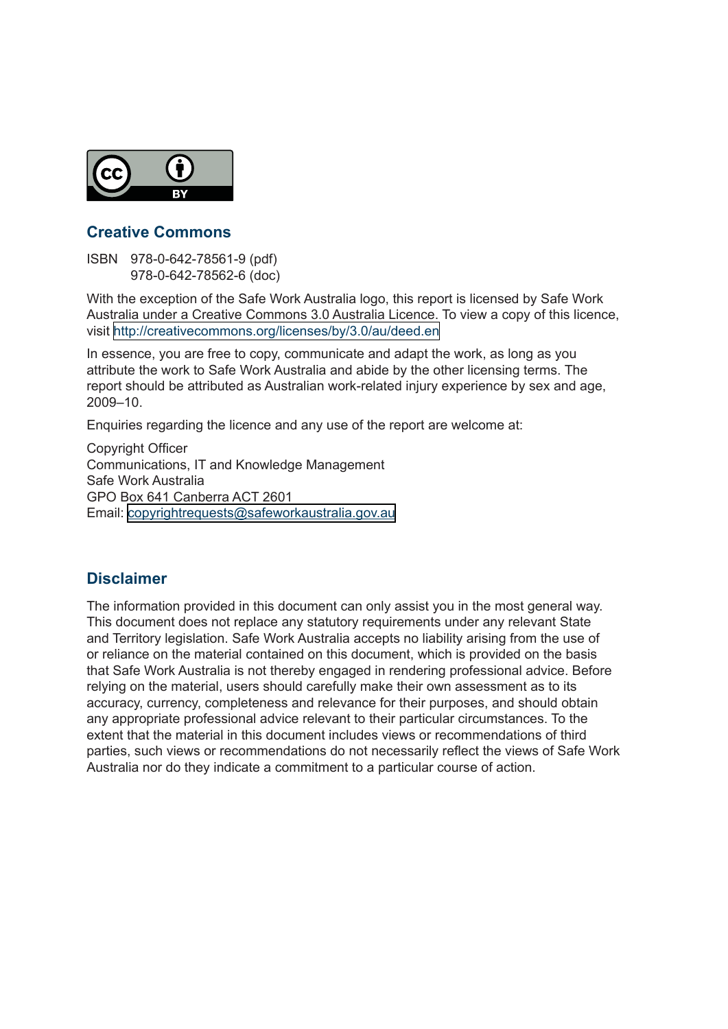## Creative Commons

ISBN 978-0-642-78561-9 (pdf)
978-0-642-78562-6 (doc)

With the exception of the Safe Work Australia logo, this report is licensed by Safe Work Australia under a Creative Commons 3.0 Australia Licence. To view a copy of this licence, visit http://creativecommons.org/licenses/by/3.0/au/deed.en

In essence, you are free to copy, communicate and adapt the work, as long as you attribute the work to Safe Work Australia and abide by the other licensing terms. The report should be attributed as Australian work-related injury experience by sex and age, 2009–10.

Enquiries regarding the licence and any use of the report are welcome at:

Copyright Officer
Communications, IT and Knowledge Management
Safe Work Australia
GPO Box 641 Canberra ACT 2601
Email: copyrightrequests@safeworkaustralia.gov.au

## Disclaimer

The information provided in this document can only assist you in the most general way. This document does not replace any statutory requirements under any relevant State and Territory legislation. Safe Work Australia accepts no liability arising from the use of or reliance on the material contained on this document, which is provided on the basis that Safe Work Australia is not thereby engaged in rendering professional advice. Before relying on the material, users should carefully make their own assessment as to its accuracy, currency, completeness and relevance for their purposes, and should obtain any appropriate professional advice relevant to their particular circumstances. To the extent that the material in this document includes views or recommendations of third parties, such views or recommendations do not necessarily reflect the views of Safe Work Australia nor do they indicate a commitment to a particular course of action.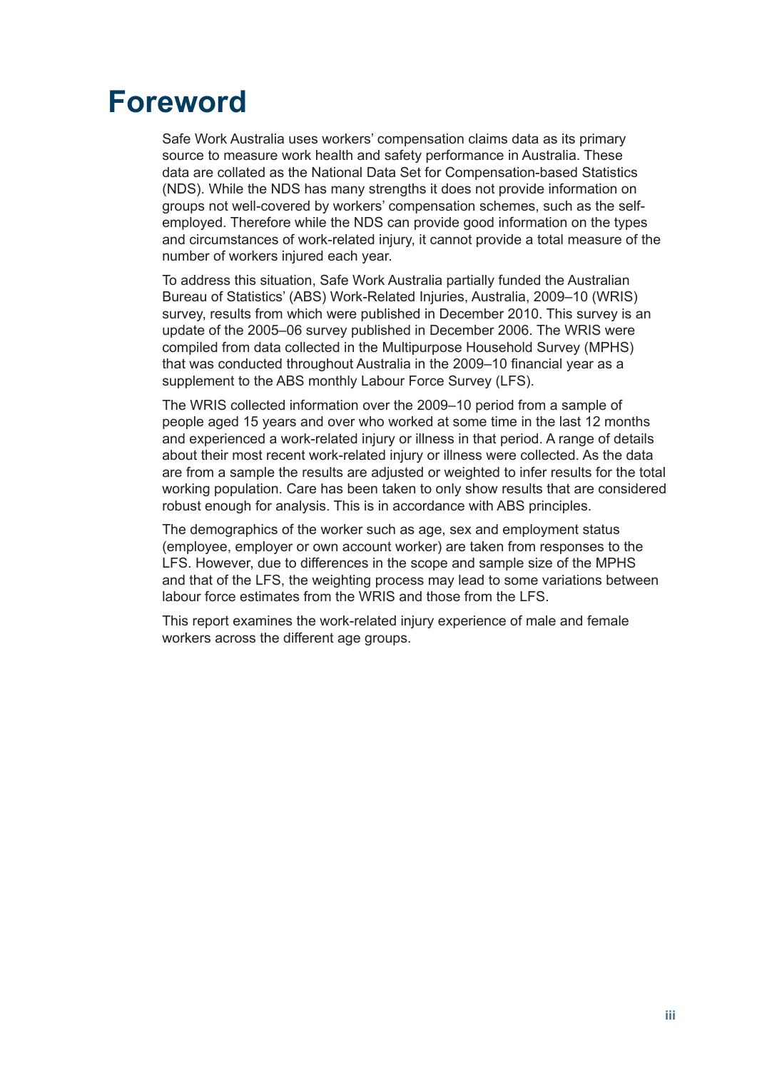# Foreword

Safe Work Australia uses workers' compensation claims data as its primary source to measure work health and safety performance in Australia. These data are collated as the National Data Set for Compensation-based Statistics (NDS). While the NDS has many strengths it does not provide information on groups not well-covered by workers' compensation schemes, such as the self-employed. Therefore while the NDS can provide good information on the types and circumstances of work-related injury, it cannot provide a total measure of the number of workers injured each year.

To address this situation, Safe Work Australia partially funded the Australian Bureau of Statistics' (ABS) Work-Related Injuries, Australia, 2009–10 (WRIS) survey, results from which were published in December 2010. This survey is an update of the 2005–06 survey published in December 2006. The WRIS were compiled from data collected in the Multipurpose Household Survey (MPHS) that was conducted throughout Australia in the 2009–10 financial year as a supplement to the ABS monthly Labour Force Survey (LFS).

The WRIS collected information over the 2009–10 period from a sample of people aged 15 years and over who worked at some time in the last 12 months and experienced a work-related injury or illness in that period. A range of details about their most recent work-related injury or illness were collected. As the data are from a sample the results are adjusted or weighted to infer results for the total working population. Care has been taken to only show results that are considered robust enough for analysis. This is in accordance with ABS principles.

The demographics of the worker such as age, sex and employment status (employee, employer or own account worker) are taken from responses to the LFS. However, due to differences in the scope and sample size of the MPHS and that of the LFS, the weighting process may lead to some variations between labour force estimates from the WRIS and those from the LFS.

This report examines the work-related injury experience of male and female workers across the different age groups.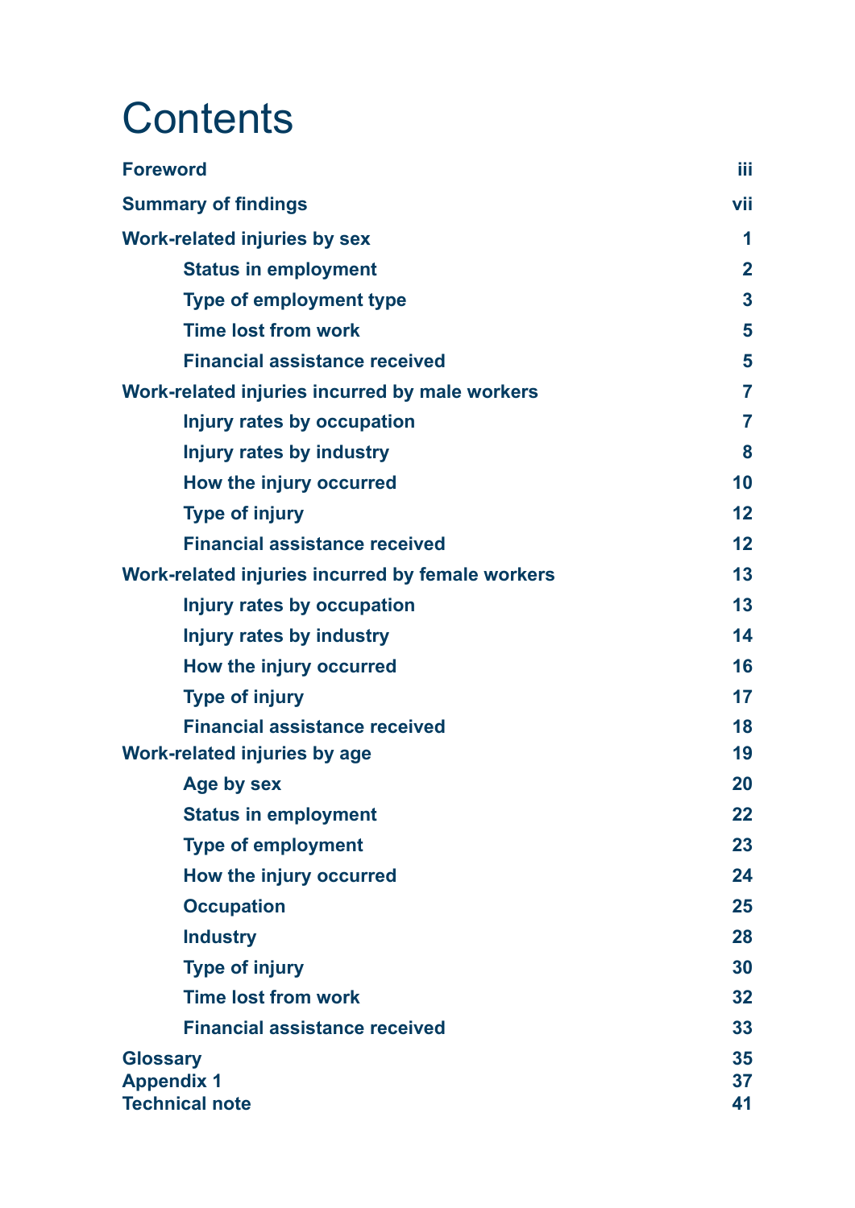# Contents

| | |
|---|---:|
| **Foreword** | **iii** |
| **Summary of findings** | **vii** |
| **Work-related injuries by sex** | **1** |
| &emsp;**Status in employment** | **2** |
| &emsp;**Type of employment type** | **3** |
| &emsp;**Time lost from work** | **5** |
| &emsp;**Financial assistance received** | **5** |
| **Work-related injuries incurred by male workers** | **7** |
| &emsp;**Injury rates by occupation** | **7** |
| &emsp;**Injury rates by industry** | **8** |
| &emsp;**How the injury occurred** | **10** |
| &emsp;**Type of injury** | **12** |
| &emsp;**Financial assistance received** | **12** |
| **Work-related injuries incurred by female workers** | **13** |
| &emsp;**Injury rates by occupation** | **13** |
| &emsp;**Injury rates by industry** | **14** |
| &emsp;**How the injury occurred** | **16** |
| &emsp;**Type of injury** | **17** |
| &emsp;**Financial assistance received** | **18** |
| **Work-related injuries by age** | **19** |
| &emsp;**Age by sex** | **20** |
| &emsp;**Status in employment** | **22** |
| &emsp;**Type of employment** | **23** |
| &emsp;**How the injury occurred** | **24** |
| &emsp;**Occupation** | **25** |
| &emsp;**Industry** | **28** |
| &emsp;**Type of injury** | **30** |
| &emsp;**Time lost from work** | **32** |
| &emsp;**Financial assistance received** | **33** |
| **Glossary** | **35** |
| **Appendix 1** | **37** |
| **Technical note** | **41** |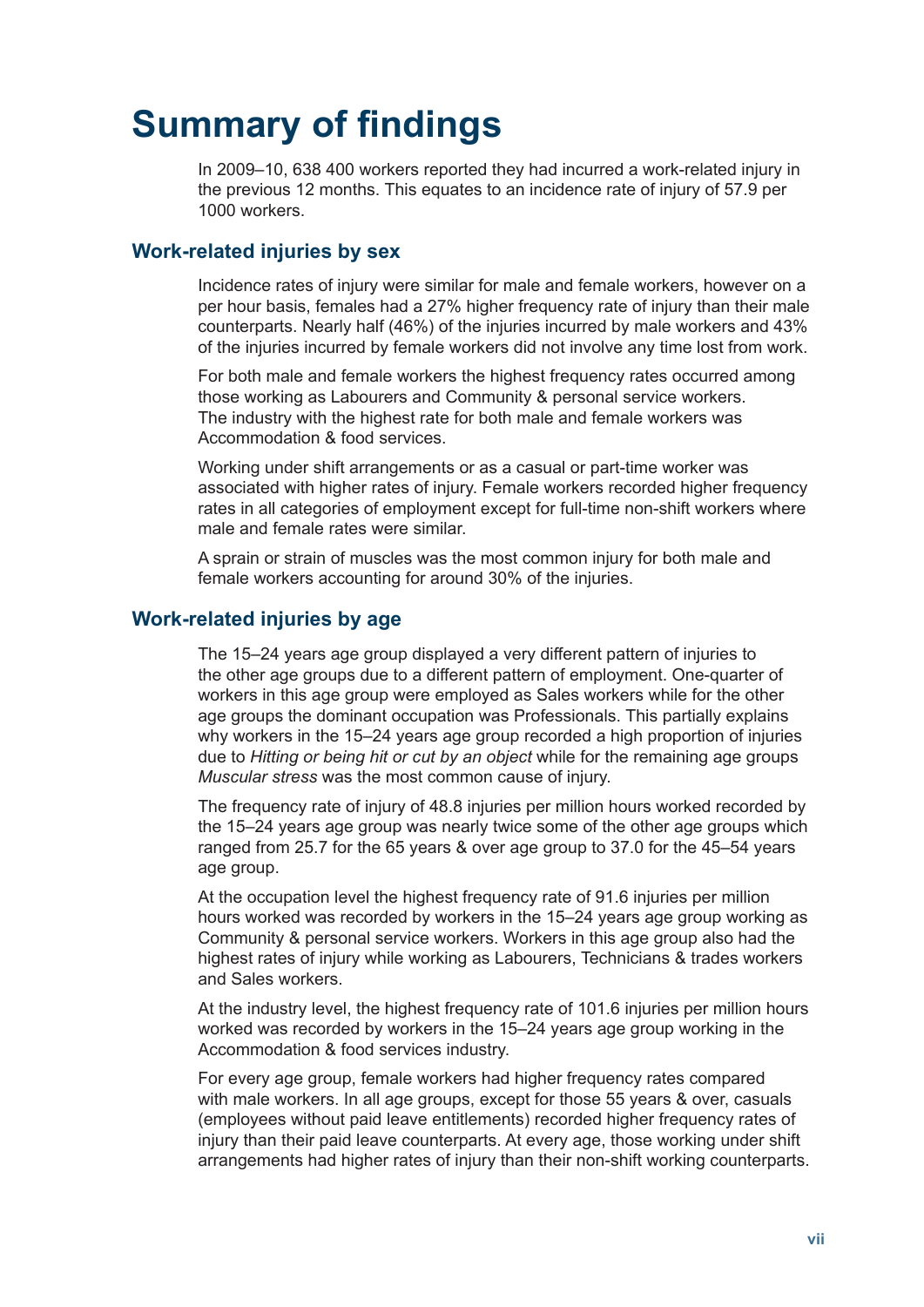# Summary of findings

In 2009–10, 638 400 workers reported they had incurred a work-related injury in the previous 12 months. This equates to an incidence rate of injury of 57.9 per 1000 workers.

## Work-related injuries by sex

Incidence rates of injury were similar for male and female workers, however on a per hour basis, females had a 27% higher frequency rate of injury than their male counterparts. Nearly half (46%) of the injuries incurred by male workers and 43% of the injuries incurred by female workers did not involve any time lost from work.

For both male and female workers the highest frequency rates occurred among those working as Labourers and Community & personal service workers. The industry with the highest rate for both male and female workers was Accommodation & food services.

Working under shift arrangements or as a casual or part-time worker was associated with higher rates of injury. Female workers recorded higher frequency rates in all categories of employment except for full-time non-shift workers where male and female rates were similar.

A sprain or strain of muscles was the most common injury for both male and female workers accounting for around 30% of the injuries.

## Work-related injuries by age

The 15–24 years age group displayed a very different pattern of injuries to the other age groups due to a different pattern of employment. One-quarter of workers in this age group were employed as Sales workers while for the other age groups the dominant occupation was Professionals. This partially explains why workers in the 15–24 years age group recorded a high proportion of injuries due to *Hitting or being hit or cut by an object* while for the remaining age groups *Muscular stress* was the most common cause of injury.

The frequency rate of injury of 48.8 injuries per million hours worked recorded by the 15–24 years age group was nearly twice some of the other age groups which ranged from 25.7 for the 65 years & over age group to 37.0 for the 45–54 years age group.

At the occupation level the highest frequency rate of 91.6 injuries per million hours worked was recorded by workers in the 15–24 years age group working as Community & personal service workers. Workers in this age group also had the highest rates of injury while working as Labourers, Technicians & trades workers and Sales workers.

At the industry level, the highest frequency rate of 101.6 injuries per million hours worked was recorded by workers in the 15–24 years age group working in the Accommodation & food services industry.

For every age group, female workers had higher frequency rates compared with male workers. In all age groups, except for those 55 years & over, casuals (employees without paid leave entitlements) recorded higher frequency rates of injury than their paid leave counterparts. At every age, those working under shift arrangements had higher rates of injury than their non-shift working counterparts.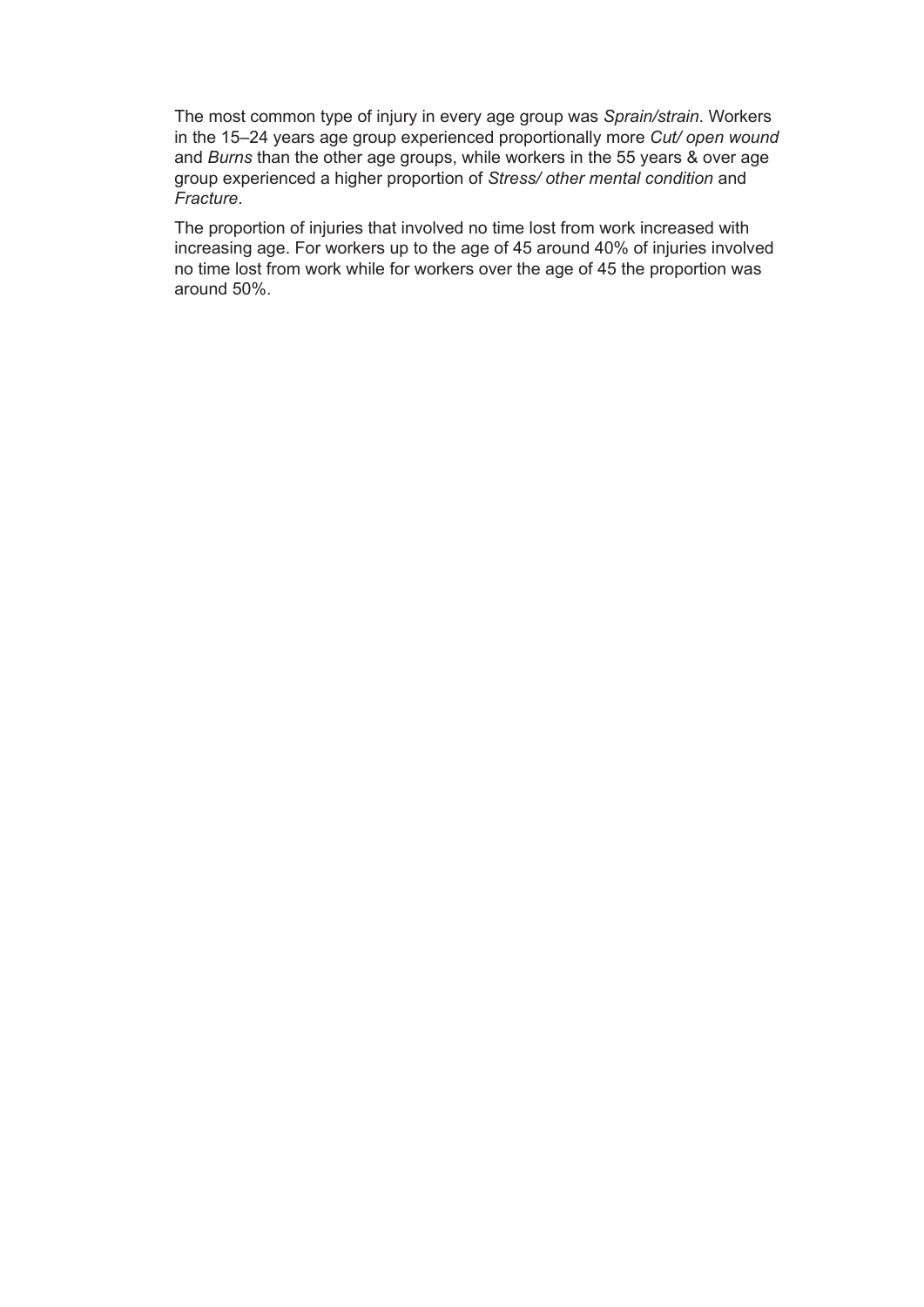The most common type of injury in every age group was *Sprain/strain*. Workers in the 15–24 years age group experienced proportionally more *Cut/ open wound* and *Burns* than the other age groups, while workers in the 55 years & over age group experienced a higher proportion of *Stress/ other mental condition* and *Fracture*.

The proportion of injuries that involved no time lost from work increased with increasing age. For workers up to the age of 45 around 40% of injuries involved no time lost from work while for workers over the age of 45 the proportion was around 50%.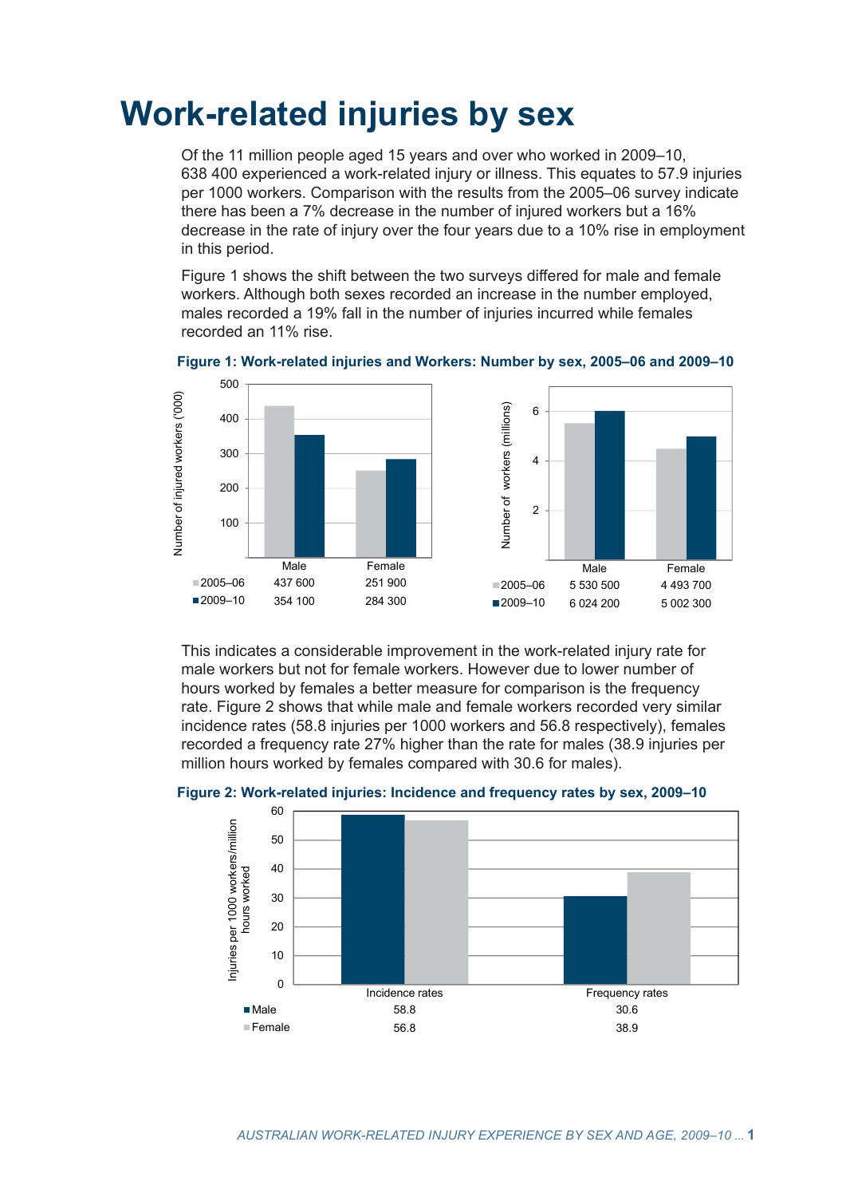# Work-related injuries by sex

Of the 11 million people aged 15 years and over who worked in 2009–10, 638 400 experienced a work-related injury or illness. This equates to 57.9 injuries per 1000 workers. Comparison with the results from the 2005–06 survey indicate there has been a 7% decrease in the number of injured workers but a 16% decrease in the rate of injury over the four years due to a 10% rise in employment in this period.

Figure 1 shows the shift between the two surveys differed for male and female workers. Although both sexes recorded an increase in the number employed, males recorded a 19% fall in the number of injuries incurred while females recorded an 11% rise.

**Figure 1: Work-related injuries and Workers: Number by sex, 2005–06 and 2009–10**

Number of injured workers ('000)

| | Male | Female |
|---|---|---|
| 2005–06 | 437 600 | 251 900 |
| 2009–10 | 354 100 | 284 300 |

Number of workers (millions)

| | Male | Female |
|---|---|---|
| 2005–06 | 5 530 500 | 4 493 700 |
| 2009–10 | 6 024 200 | 5 002 300 |

This indicates a considerable improvement in the work-related injury rate for male workers but not for female workers. However due to lower number of hours worked by females a better measure for comparison is the frequency rate. Figure 2 shows that while male and female workers recorded very similar incidence rates (58.8 injuries per 1000 workers and 56.8 respectively), females recorded a frequency rate 27% higher than the rate for males (38.9 injuries per million hours worked by females compared with 30.6 for males).

**Figure 2: Work-related injuries: Incidence and frequency rates by sex, 2009–10**

Injuries per 1000 workers/million hours worked

| | Incidence rates | Frequency rates |
|---|---|---|
| Male | 58.8 | 30.6 |
| Female | 56.8 | 38.9 |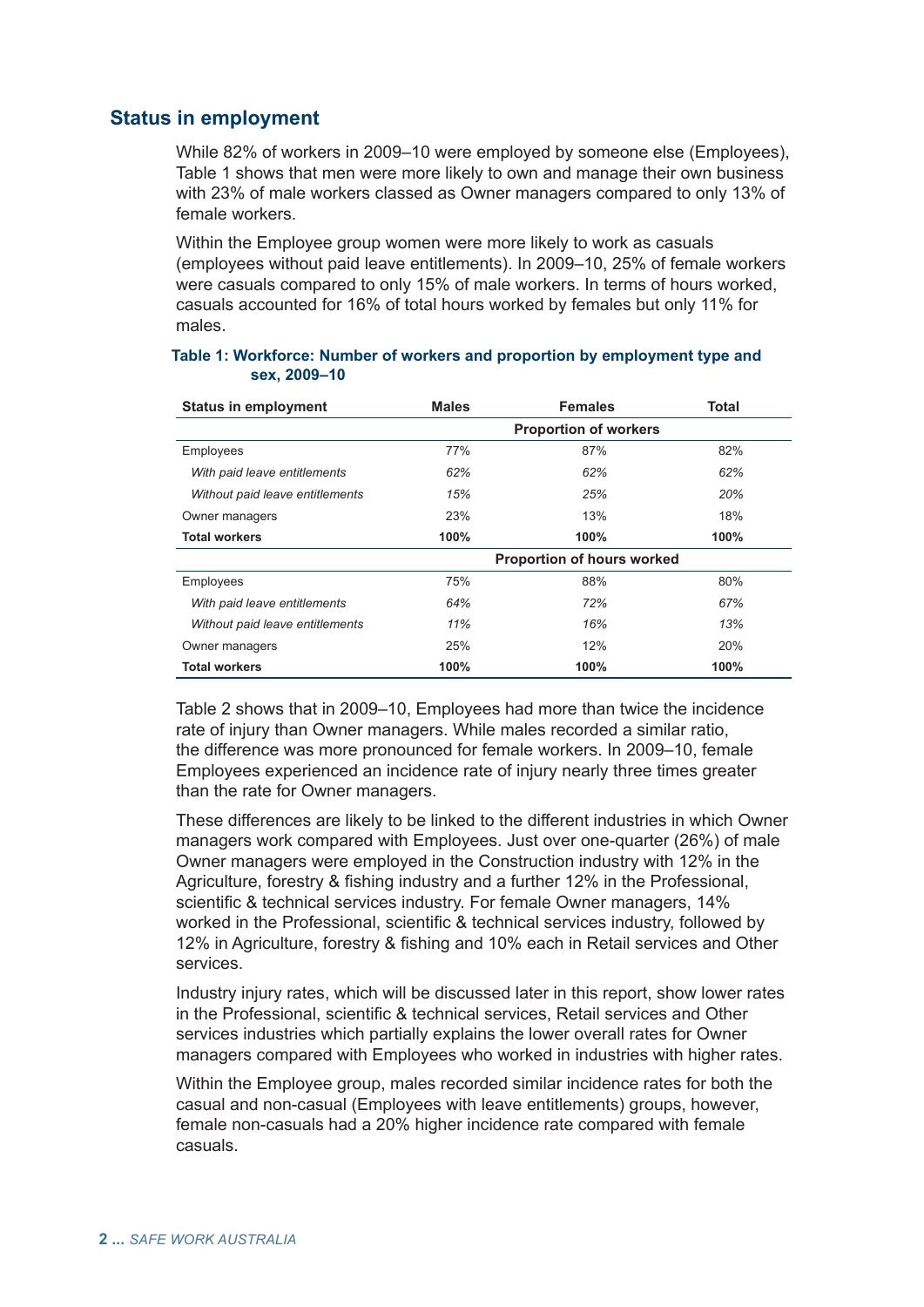## Status in employment

While 82% of workers in 2009–10 were employed by someone else (Employees), Table 1 shows that men were more likely to own and manage their own business with 23% of male workers classed as Owner managers compared to only 13% of female workers.

Within the Employee group women were more likely to work as casuals (employees without paid leave entitlements). In 2009–10, 25% of female workers were casuals compared to only 15% of male workers. In terms of hours worked, casuals accounted for 16% of total hours worked by females but only 11% for males.

**Table 1: Workforce: Number of workers and proportion by employment type and sex, 2009–10**

| Status in employment | Males | Females | Total |
|---|---|---|---|
| | | **Proportion of workers** | |
| Employees | 77% | 87% | 82% |
| *With paid leave entitlements* | *62%* | *62%* | *62%* |
| *Without paid leave entitlements* | *15%* | *25%* | *20%* |
| Owner managers | 23% | 13% | 18% |
| **Total workers** | **100%** | **100%** | **100%** |
| | | **Proportion of hours worked** | |
| Employees | 75% | 88% | 80% |
| *With paid leave entitlements* | *64%* | *72%* | *67%* |
| *Without paid leave entitlements* | *11%* | *16%* | *13%* |
| Owner managers | 25% | 12% | 20% |
| **Total workers** | **100%** | **100%** | **100%** |

Table 2 shows that in 2009–10, Employees had more than twice the incidence rate of injury than Owner managers. While males recorded a similar ratio, the difference was more pronounced for female workers. In 2009–10, female Employees experienced an incidence rate of injury nearly three times greater than the rate for Owner managers.

These differences are likely to be linked to the different industries in which Owner managers work compared with Employees. Just over one-quarter (26%) of male Owner managers were employed in the Construction industry with 12% in the Agriculture, forestry & fishing industry and a further 12% in the Professional, scientific & technical services industry. For female Owner managers, 14% worked in the Professional, scientific & technical services industry, followed by 12% in Agriculture, forestry & fishing and 10% each in Retail services and Other services.

Industry injury rates, which will be discussed later in this report, show lower rates in the Professional, scientific & technical services, Retail services and Other services industries which partially explains the lower overall rates for Owner managers compared with Employees who worked in industries with higher rates.

Within the Employee group, males recorded similar incidence rates for both the casual and non-casual (Employees with leave entitlements) groups, however, female non-casuals had a 20% higher incidence rate compared with female casuals.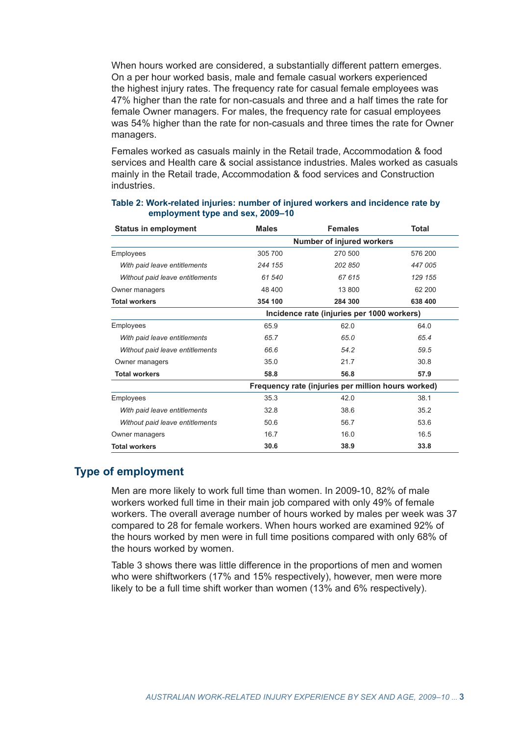When hours worked are considered, a substantially different pattern emerges. On a per hour worked basis, male and female casual workers experienced the highest injury rates. The frequency rate for casual female employees was 47% higher than the rate for non-casuals and three and a half times the rate for female Owner managers. For males, the frequency rate for casual employees was 54% higher than the rate for non-casuals and three times the rate for Owner managers.

Females worked as casuals mainly in the Retail trade, Accommodation & food services and Health care & social assistance industries. Males worked as casuals mainly in the Retail trade, Accommodation & food services and Construction industries.

**Table 2: Work-related injuries: number of injured workers and incidence rate by employment type and sex, 2009–10**

| Status in employment | Males | Females | Total |
|---|---|---|---|
| | Number of injured workers | | |
| Employees | 305 700 | 270 500 | 576 200 |
| *With paid leave entitlements* | *244 155* | *202 850* | *447 005* |
| *Without paid leave entitlements* | *61 540* | *67 615* | *129 155* |
| Owner managers | 48 400 | 13 800 | 62 200 |
| **Total workers** | **354 100** | **284 300** | **638 400** |
| | Incidence rate (injuries per 1000 workers) | | |
| Employees | 65.9 | 62.0 | 64.0 |
| *With paid leave entitlements* | *65.7* | *65.0* | *65.4* |
| *Without paid leave entitlements* | *66.6* | *54.2* | *59.5* |
| Owner managers | 35.0 | 21.7 | 30.8 |
| **Total workers** | **58.8** | **56.8** | **57.9** |
| | Frequency rate (injuries per million hours worked) | | |
| Employees | 35.3 | 42.0 | 38.1 |
| *With paid leave entitlements* | 32.8 | 38.6 | 35.2 |
| *Without paid leave entitlements* | 50.6 | 56.7 | 53.6 |
| Owner managers | 16.7 | 16.0 | 16.5 |
| **Total workers** | **30.6** | **38.9** | **33.8** |

## Type of employment

Men are more likely to work full time than women. In 2009-10, 82% of male workers worked full time in their main job compared with only 49% of female workers. The overall average number of hours worked by males per week was 37 compared to 28 for female workers. When hours worked are examined 92% of the hours worked by men were in full time positions compared with only 68% of the hours worked by women.

Table 3 shows there was little difference in the proportions of men and women who were shiftworkers (17% and 15% respectively), however, men were more likely to be a full time shift worker than women (13% and 6% respectively).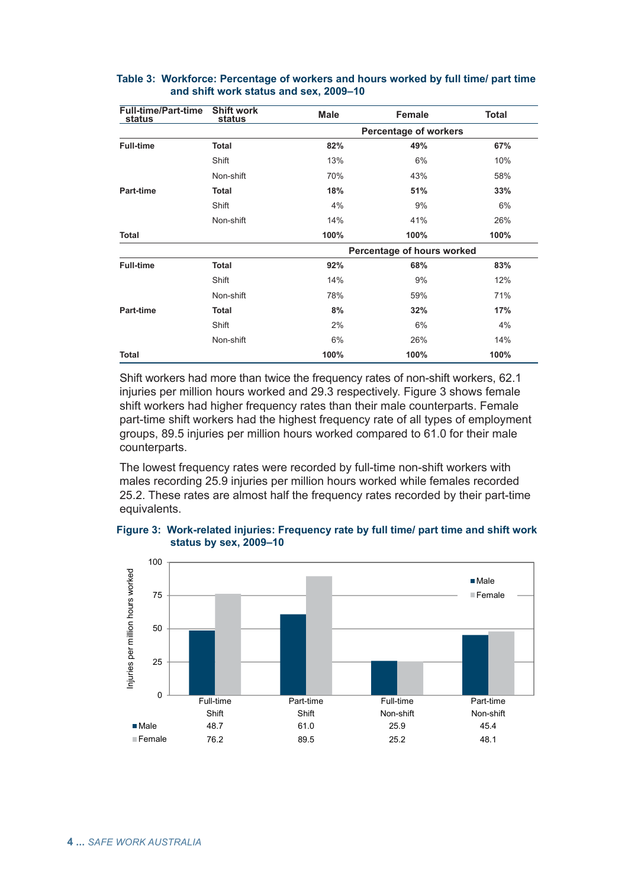**Table 3: Workforce: Percentage of workers and hours worked by full time/ part time and shift work status and sex, 2009–10**

| Full-time/Part-time status | Shift work status | Male | Female | Total |
|---|---|---|---|---|
| | | Percentage of workers | | |
| **Full-time** | **Total** | **82%** | **49%** | **67%** |
| | Shift | 13% | 6% | 10% |
| | Non-shift | 70% | 43% | 58% |
| **Part-time** | **Total** | **18%** | **51%** | **33%** |
| | Shift | 4% | 9% | 6% |
| | Non-shift | 14% | 41% | 26% |
| **Total** | | **100%** | **100%** | **100%** |
| | | Percentage of hours worked | | |
| **Full-time** | **Total** | **92%** | **68%** | **83%** |
| | Shift | 14% | 9% | 12% |
| | Non-shift | 78% | 59% | 71% |
| **Part-time** | **Total** | **8%** | **32%** | **17%** |
| | Shift | 2% | 6% | 4% |
| | Non-shift | 6% | 26% | 14% |
| **Total** | | **100%** | **100%** | **100%** |

Shift workers had more than twice the frequency rates of non-shift workers, 62.1 injuries per million hours worked and 29.3 respectively. Figure 3 shows female shift workers had higher frequency rates than their male counterparts. Female part-time shift workers had the highest frequency rate of all types of employment groups, 89.5 injuries per million hours worked compared to 61.0 for their male counterparts.

The lowest frequency rates were recorded by full-time non-shift workers with males recording 25.9 injuries per million hours worked while females recorded 25.2. These rates are almost half the frequency rates recorded by their part-time equivalents.

**Figure 3: Work-related injuries: Frequency rate by full time/ part time and shift work status by sex, 2009–10**

| | Full-time Shift | Part-time Shift | Full-time Non-shift | Part-time Non-shift |
|---|---|---|---|---|
| Male | 48.7 | 61.0 | 25.9 | 45.4 |
| Female | 76.2 | 89.5 | 25.2 | 48.1 |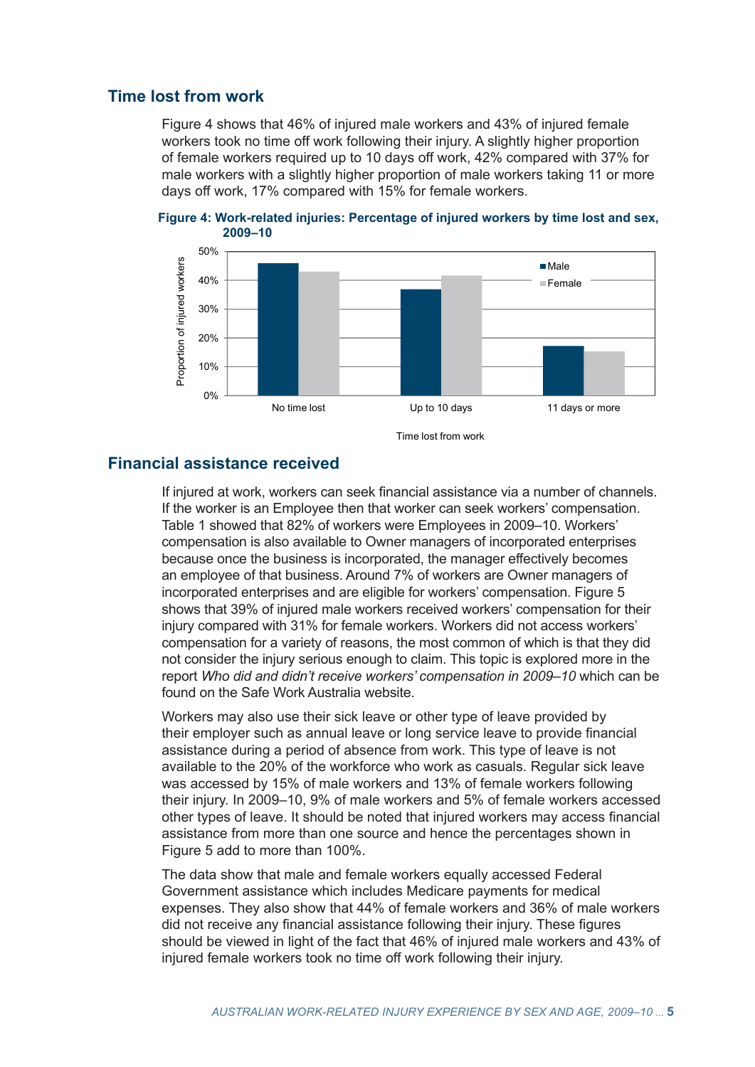## Time lost from work

Figure 4 shows that 46% of injured male workers and 43% of injured female workers took no time off work following their injury. A slightly higher proportion of female workers required up to 10 days off work, 42% compared with 37% for male workers with a slightly higher proportion of male workers taking 11 or more days off work, 17% compared with 15% for female workers.

**Figure 4: Work-related injuries: Percentage of injured workers by time lost and sex, 2009–10**

## Financial assistance received

If injured at work, workers can seek financial assistance via a number of channels. If the worker is an Employee then that worker can seek workers' compensation. Table 1 showed that 82% of workers were Employees in 2009–10. Workers' compensation is also available to Owner managers of incorporated enterprises because once the business is incorporated, the manager effectively becomes an employee of that business. Around 7% of workers are Owner managers of incorporated enterprises and are eligible for workers' compensation. Figure 5 shows that 39% of injured male workers received workers' compensation for their injury compared with 31% for female workers. Workers did not access workers' compensation for a variety of reasons, the most common of which is that they did not consider the injury serious enough to claim. This topic is explored more in the report *Who did and didn't receive workers' compensation in 2009–10* which can be found on the Safe Work Australia website.

Workers may also use their sick leave or other type of leave provided by their employer such as annual leave or long service leave to provide financial assistance during a period of absence from work. This type of leave is not available to the 20% of the workforce who work as casuals. Regular sick leave was accessed by 15% of male workers and 13% of female workers following their injury. In 2009–10, 9% of male workers and 5% of female workers accessed other types of leave. It should be noted that injured workers may access financial assistance from more than one source and hence the percentages shown in Figure 5 add to more than 100%.

The data show that male and female workers equally accessed Federal Government assistance which includes Medicare payments for medical expenses. They also show that 44% of female workers and 36% of male workers did not receive any financial assistance following their injury. These figures should be viewed in light of the fact that 46% of injured male workers and 43% of injured female workers took no time off work following their injury.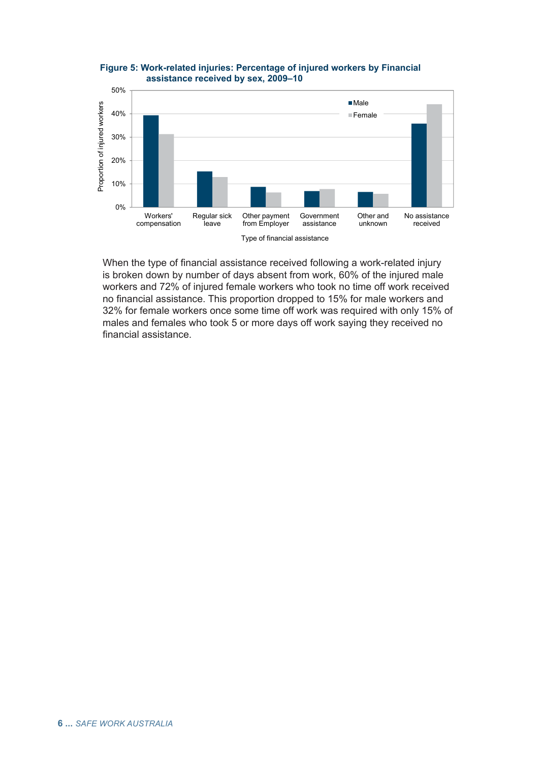**Figure 5: Work-related injuries: Percentage of injured workers by Financial assistance received by sex, 2009–10**

When the type of financial assistance received following a work-related injury is broken down by number of days absent from work, 60% of the injured male workers and 72% of injured female workers who took no time off work received no financial assistance. This proportion dropped to 15% for male workers and 32% for female workers once some time off work was required with only 15% of males and females who took 5 or more days off work saying they received no financial assistance.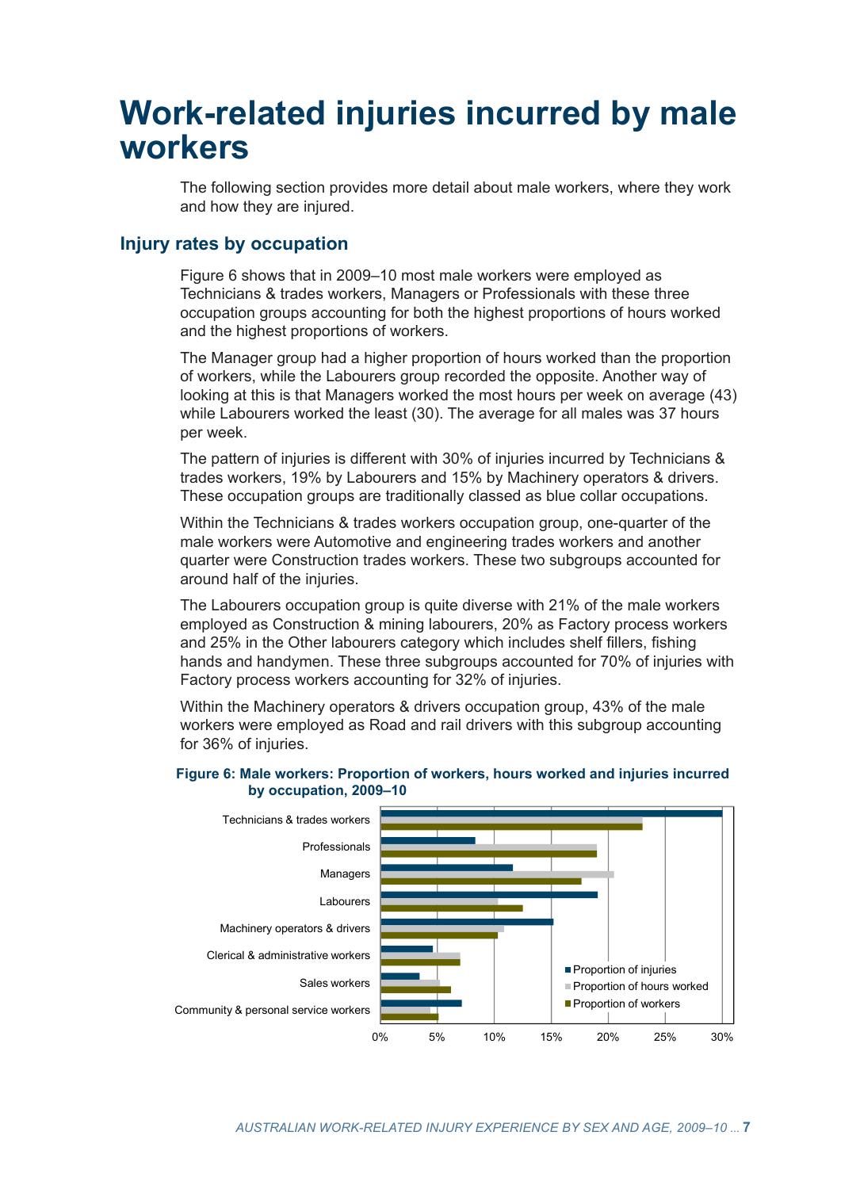# Work-related injuries incurred by male workers

The following section provides more detail about male workers, where they work and how they are injured.

## Injury rates by occupation

Figure 6 shows that in 2009–10 most male workers were employed as Technicians & trades workers, Managers or Professionals with these three occupation groups accounting for both the highest proportions of hours worked and the highest proportions of workers.

The Manager group had a higher proportion of hours worked than the proportion of workers, while the Labourers group recorded the opposite. Another way of looking at this is that Managers worked the most hours per week on average (43) while Labourers worked the least (30). The average for all males was 37 hours per week.

The pattern of injuries is different with 30% of injuries incurred by Technicians & trades workers, 19% by Labourers and 15% by Machinery operators & drivers. These occupation groups are traditionally classed as blue collar occupations.

Within the Technicians & trades workers occupation group, one-quarter of the male workers were Automotive and engineering trades workers and another quarter were Construction trades workers. These two subgroups accounted for around half of the injuries.

The Labourers occupation group is quite diverse with 21% of the male workers employed as Construction & mining labourers, 20% as Factory process workers and 25% in the Other labourers category which includes shelf fillers, fishing hands and handymen. These three subgroups accounted for 70% of injuries with Factory process workers accounting for 32% of injuries.

Within the Machinery operators & drivers occupation group, 43% of the male workers were employed as Road and rail drivers with this subgroup accounting for 36% of injuries.

**Figure 6: Male workers: Proportion of workers, hours worked and injuries incurred by occupation, 2009–10**

Chart categories (x-axis 0%–30%): Technicians & trades workers; Professionals; Managers; Labourers; Machinery operators & drivers; Clerical & administrative workers; Sales workers; Community & personal service workers.

Legend: Proportion of injuries; Proportion of hours worked; Proportion of workers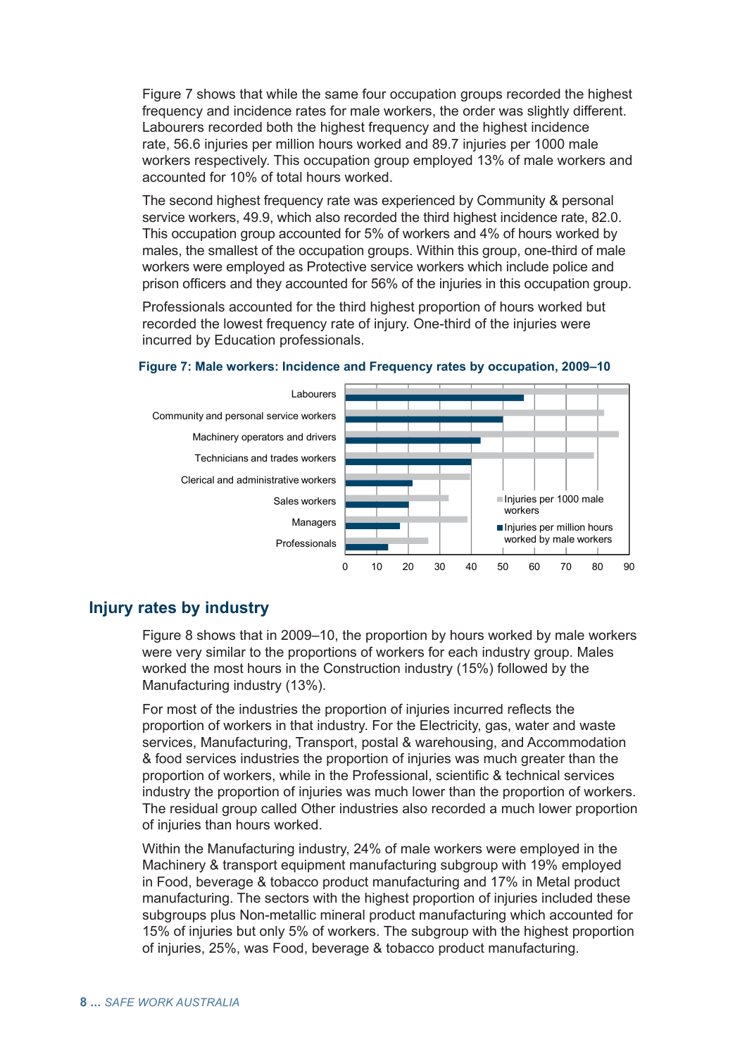Figure 7 shows that while the same four occupation groups recorded the highest frequency and incidence rates for male workers, the order was slightly different. Labourers recorded both the highest frequency and the highest incidence rate, 56.6 injuries per million hours worked and 89.7 injuries per 1000 male workers respectively. This occupation group employed 13% of male workers and accounted for 10% of total hours worked.

The second highest frequency rate was experienced by Community & personal service workers, 49.9, which also recorded the third highest incidence rate, 82.0. This occupation group accounted for 5% of workers and 4% of hours worked by males, the smallest of the occupation groups. Within this group, one-third of male workers were employed as Protective service workers which include police and prison officers and they accounted for 56% of the injuries in this occupation group.

Professionals accounted for the third highest proportion of hours worked but recorded the lowest frequency rate of injury. One-third of the injuries were incurred by Education professionals.

**Figure 7: Male workers: Incidence and Frequency rates by occupation, 2009–10**

## Injury rates by industry

Figure 8 shows that in 2009–10, the proportion by hours worked by male workers were very similar to the proportions of workers for each industry group. Males worked the most hours in the Construction industry (15%) followed by the Manufacturing industry (13%).

For most of the industries the proportion of injuries incurred reflects the proportion of workers in that industry. For the Electricity, gas, water and waste services, Manufacturing, Transport, postal & warehousing, and Accommodation & food services industries the proportion of injuries was much greater than the proportion of workers, while in the Professional, scientific & technical services industry the proportion of injuries was much lower than the proportion of workers. The residual group called Other industries also recorded a much lower proportion of injuries than hours worked.

Within the Manufacturing industry, 24% of male workers were employed in the Machinery & transport equipment manufacturing subgroup with 19% employed in Food, beverage & tobacco product manufacturing and 17% in Metal product manufacturing. The sectors with the highest proportion of injuries included these subgroups plus Non-metallic mineral product manufacturing which accounted for 15% of injuries but only 5% of workers. The subgroup with the highest proportion of injuries, 25%, was Food, beverage & tobacco product manufacturing.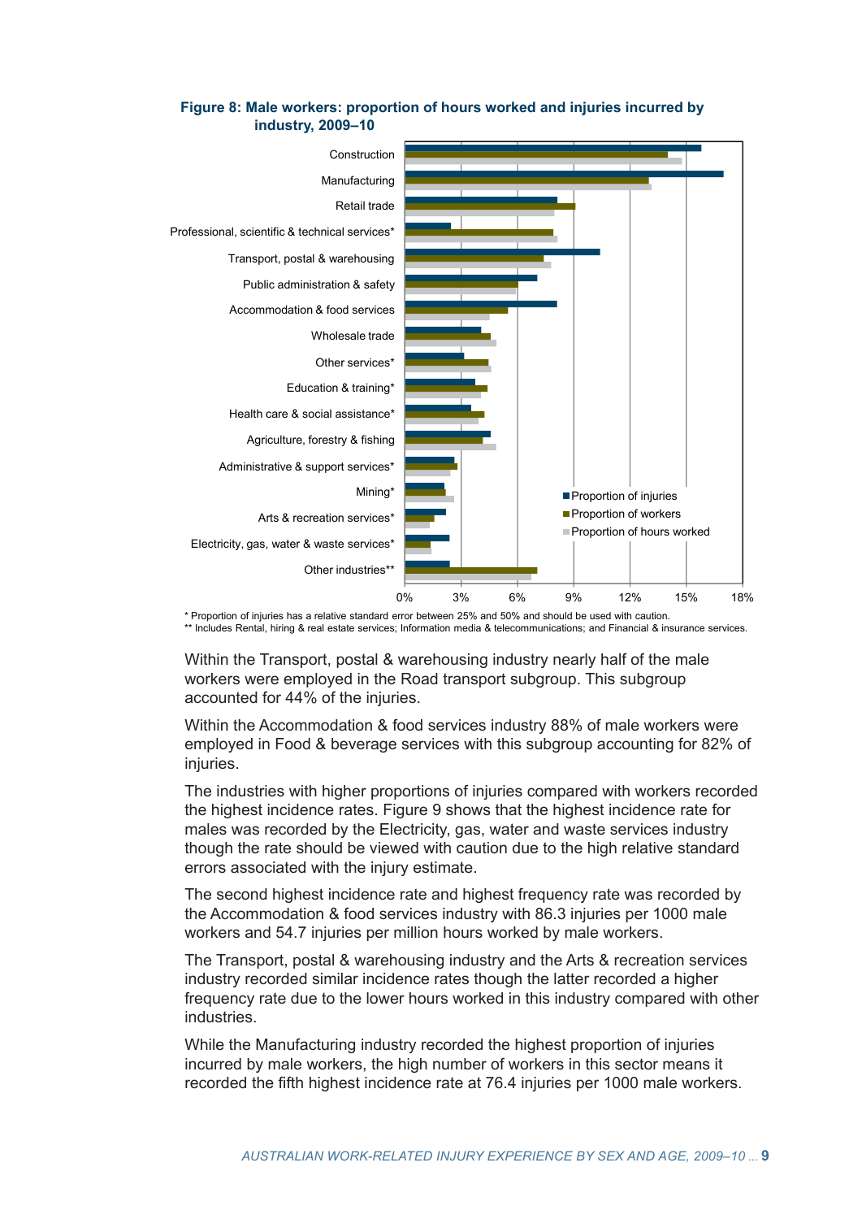**Figure 8: Male workers: proportion of hours worked and injuries incurred by industry, 2009–10**

\* Proportion of injuries has a relative standard error between 25% and 50% and should be used with caution.
\*\* Includes Rental, hiring & real estate services; Information media & telecommunications; and Financial & insurance services.

Within the Transport, postal & warehousing industry nearly half of the male workers were employed in the Road transport subgroup. This subgroup accounted for 44% of the injuries.

Within the Accommodation & food services industry 88% of male workers were employed in Food & beverage services with this subgroup accounting for 82% of injuries.

The industries with higher proportions of injuries compared with workers recorded the highest incidence rates. Figure 9 shows that the highest incidence rate for males was recorded by the Electricity, gas, water and waste services industry though the rate should be viewed with caution due to the high relative standard errors associated with the injury estimate.

The second highest incidence rate and highest frequency rate was recorded by the Accommodation & food services industry with 86.3 injuries per 1000 male workers and 54.7 injuries per million hours worked by male workers.

The Transport, postal & warehousing industry and the Arts & recreation services industry recorded similar incidence rates though the latter recorded a higher frequency rate due to the lower hours worked in this industry compared with other industries.

While the Manufacturing industry recorded the highest proportion of injuries incurred by male workers, the high number of workers in this sector means it recorded the fifth highest incidence rate at 76.4 injuries per 1000 male workers.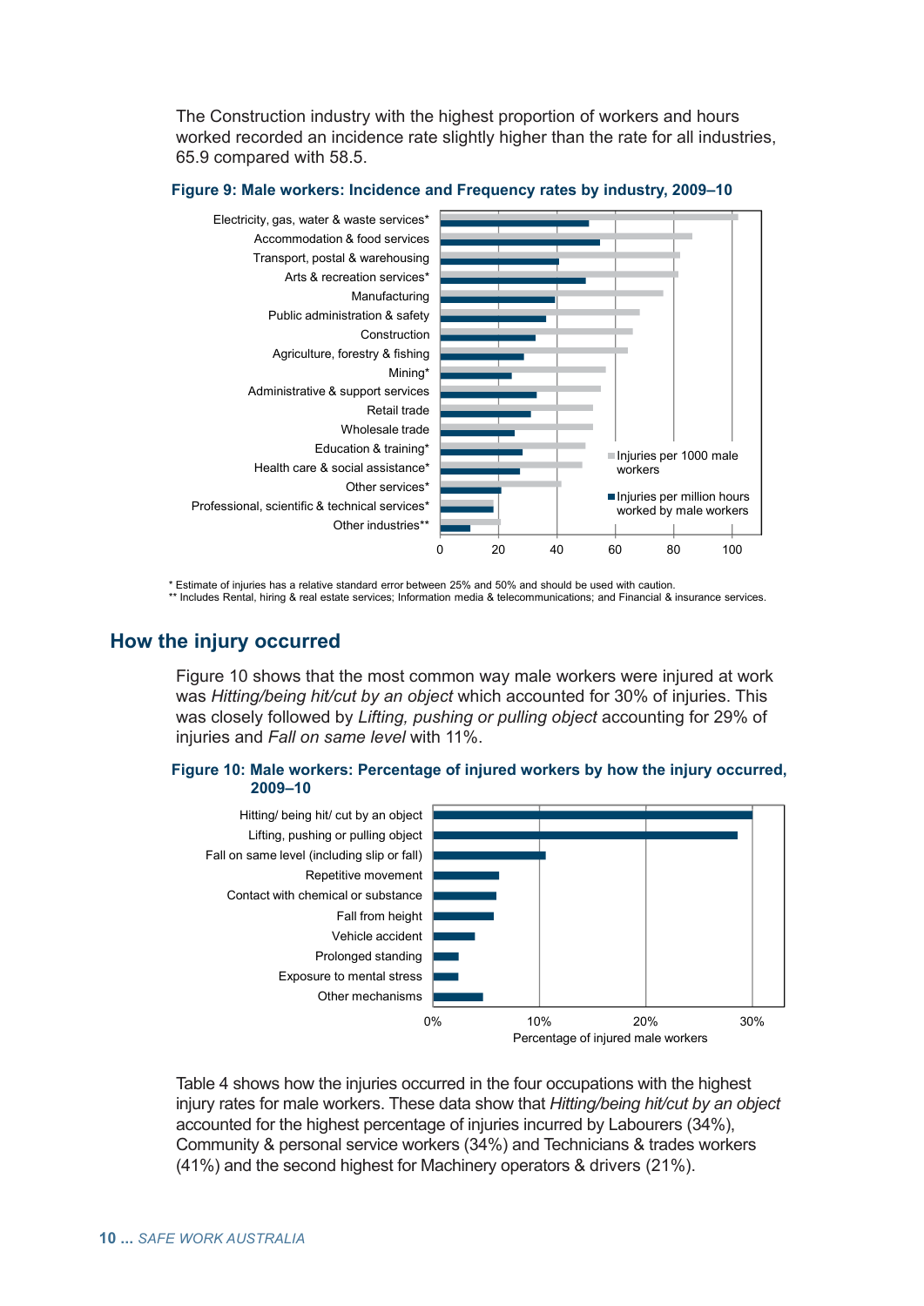The Construction industry with the highest proportion of workers and hours worked recorded an incidence rate slightly higher than the rate for all industries, 65.9 compared with 58.5.

**Figure 9: Male workers: Incidence and Frequency rates by industry, 2009–10**

\* Estimate of injuries has a relative standard error between 25% and 50% and should be used with caution.
\*\* Includes Rental, hiring & real estate services; Information media & telecommunications; and Financial & insurance services.

## How the injury occurred

Figure 10 shows that the most common way male workers were injured at work was *Hitting/being hit/cut by an object* which accounted for 30% of injuries. This was closely followed by *Lifting, pushing or pulling object* accounting for 29% of injuries and *Fall on same level* with 11%.

**Figure 10: Male workers: Percentage of injured workers by how the injury occurred, 2009–10**

Table 4 shows how the injuries occurred in the four occupations with the highest injury rates for male workers. These data show that *Hitting/being hit/cut by an object* accounted for the highest percentage of injuries incurred by Labourers (34%), Community & personal service workers (34%) and Technicians & trades workers (41%) and the second highest for Machinery operators & drivers (21%).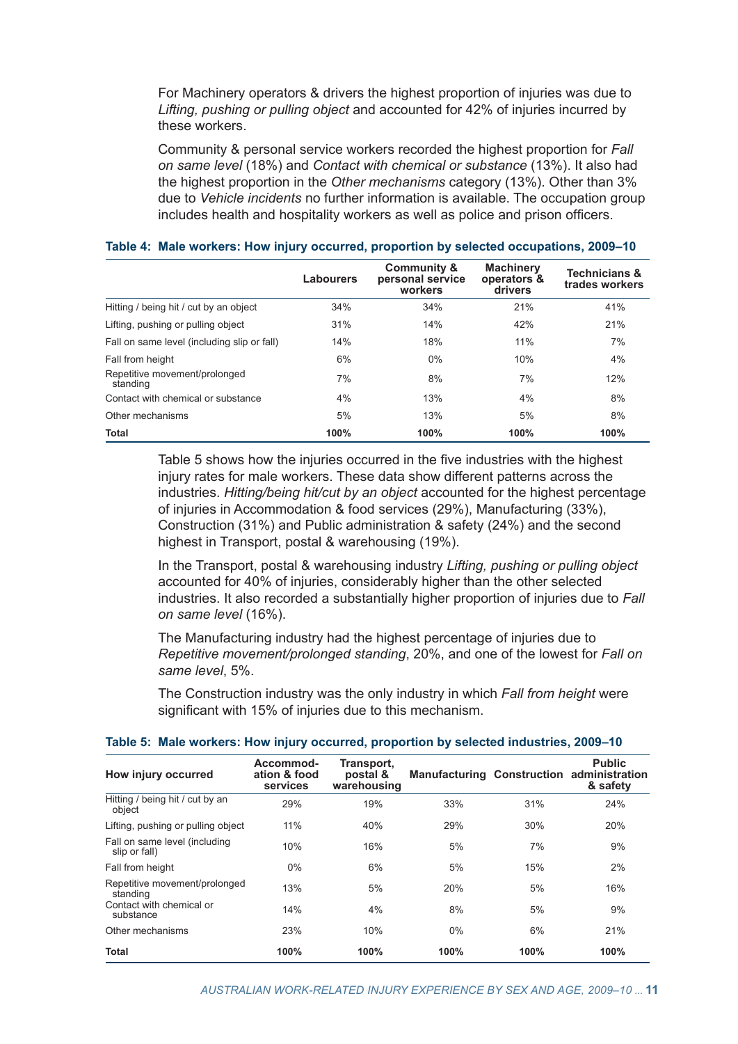For Machinery operators & drivers the highest proportion of injuries was due to *Lifting, pushing or pulling object* and accounted for 42% of injuries incurred by these workers.

Community & personal service workers recorded the highest proportion for *Fall on same level* (18%) and *Contact with chemical or substance* (13%). It also had the highest proportion in the *Other mechanisms* category (13%). Other than 3% due to *Vehicle incidents* no further information is available. The occupation group includes health and hospitality workers as well as police and prison officers.

**Table 4: Male workers: How injury occurred, proportion by selected occupations, 2009–10**

| | Labourers | Community & personal service workers | Machinery operators & drivers | Technicians & trades workers |
|---|---|---|---|---|
| Hitting / being hit / cut by an object | 34% | 34% | 21% | 41% |
| Lifting, pushing or pulling object | 31% | 14% | 42% | 21% |
| Fall on same level (including slip or fall) | 14% | 18% | 11% | 7% |
| Fall from height | 6% | 0% | 10% | 4% |
| Repetitive movement/prolonged standing | 7% | 8% | 7% | 12% |
| Contact with chemical or substance | 4% | 13% | 4% | 8% |
| Other mechanisms | 5% | 13% | 5% | 8% |
| **Total** | **100%** | **100%** | **100%** | **100%** |

Table 5 shows how the injuries occurred in the five industries with the highest injury rates for male workers. These data show different patterns across the industries. *Hitting/being hit/cut by an object* accounted for the highest percentage of injuries in Accommodation & food services (29%), Manufacturing (33%), Construction (31%) and Public administration & safety (24%) and the second highest in Transport, postal & warehousing (19%).

In the Transport, postal & warehousing industry *Lifting, pushing or pulling object* accounted for 40% of injuries, considerably higher than the other selected industries. It also recorded a substantially higher proportion of injuries due to *Fall on same level* (16%).

The Manufacturing industry had the highest percentage of injuries due to *Repetitive movement/prolonged standing*, 20%, and one of the lowest for *Fall on same level*, 5%.

The Construction industry was the only industry in which *Fall from height* were significant with 15% of injuries due to this mechanism.

**Table 5: Male workers: How injury occurred, proportion by selected industries, 2009–10**

| How injury occurred | Accommod-ation & food services | Transport, postal & warehousing | Manufacturing | Construction | Public administration & safety |
|---|---|---|---|---|---|
| Hitting / being hit / cut by an object | 29% | 19% | 33% | 31% | 24% |
| Lifting, pushing or pulling object | 11% | 40% | 29% | 30% | 20% |
| Fall on same level (including slip or fall) | 10% | 16% | 5% | 7% | 9% |
| Fall from height | 0% | 6% | 5% | 15% | 2% |
| Repetitive movement/prolonged standing | 13% | 5% | 20% | 5% | 16% |
| Contact with chemical or substance | 14% | 4% | 8% | 5% | 9% |
| Other mechanisms | 23% | 10% | 0% | 6% | 21% |
| **Total** | **100%** | **100%** | **100%** | **100%** | **100%** |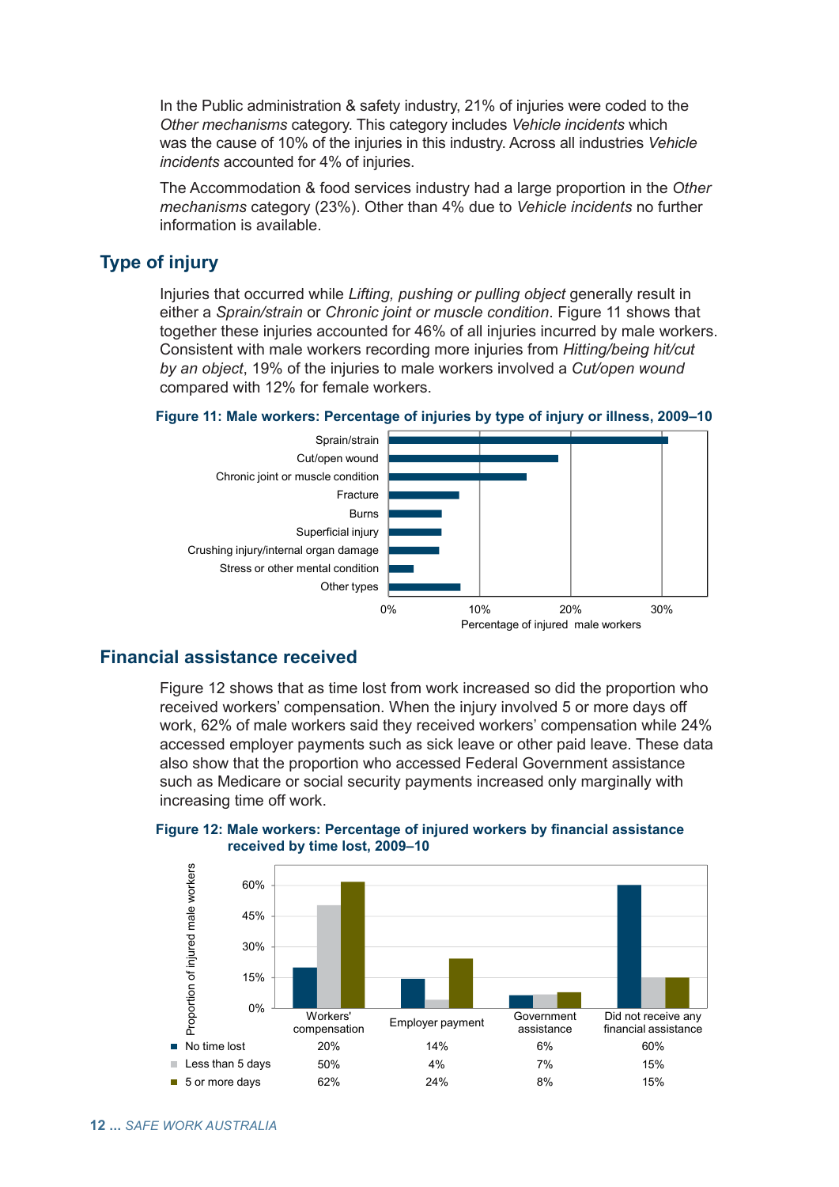In the Public administration & safety industry, 21% of injuries were coded to the *Other mechanisms* category. This category includes *Vehicle incidents* which was the cause of 10% of the injuries in this industry. Across all industries *Vehicle incidents* accounted for 4% of injuries.

The Accommodation & food services industry had a large proportion in the *Other mechanisms* category (23%). Other than 4% due to *Vehicle incidents* no further information is available.

## Type of injury

Injuries that occurred while *Lifting, pushing or pulling object* generally result in either a *Sprain/strain* or *Chronic joint or muscle condition*. Figure 11 shows that together these injuries accounted for 46% of all injuries incurred by male workers. Consistent with male workers recording more injuries from *Hitting/being hit/cut by an object*, 19% of the injuries to male workers involved a *Cut/open wound* compared with 12% for female workers.

**Figure 11: Male workers: Percentage of injuries by type of injury or illness, 2009–10**

Categories: Sprain/strain; Cut/open wound; Chronic joint or muscle condition; Fracture; Burns; Superficial injury; Crushing injury/internal organ damage; Stress or other mental condition; Other types

Axis: 0%, 10%, 20%, 30% — Percentage of injured male workers

## Financial assistance received

Figure 12 shows that as time lost from work increased so did the proportion who received workers' compensation. When the injury involved 5 or more days off work, 62% of male workers said they received workers' compensation while 24% accessed employer payments such as sick leave or other paid leave. These data also show that the proportion who accessed Federal Government assistance such as Medicare or social security payments increased only marginally with increasing time off work.

**Figure 12: Male workers: Percentage of injured workers by financial assistance received by time lost, 2009–10**

| | Workers' compensation | Employer payment | Government assistance | Did not receive any financial assistance |
|---|---|---|---|---|
| No time lost | 20% | 14% | 6% | 60% |
| Less than 5 days | 50% | 4% | 7% | 15% |
| 5 or more days | 62% | 24% | 8% | 15% |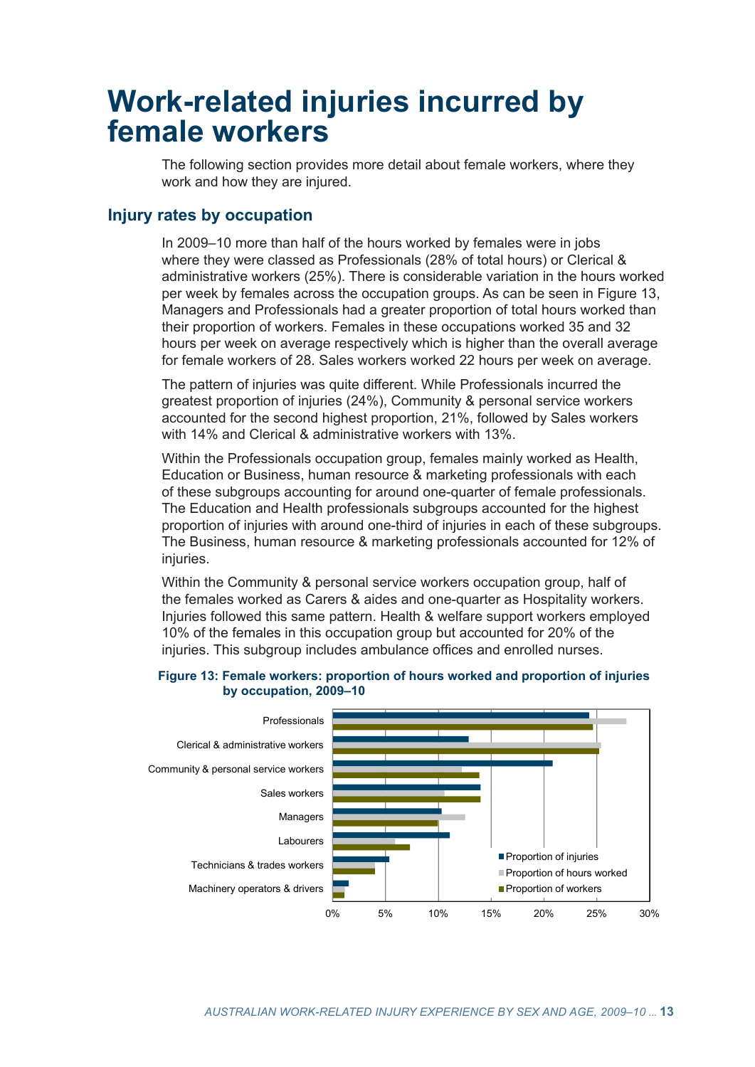# Work-related injuries incurred by female workers

The following section provides more detail about female workers, where they work and how they are injured.

## Injury rates by occupation

In 2009–10 more than half of the hours worked by females were in jobs where they were classed as Professionals (28% of total hours) or Clerical & administrative workers (25%). There is considerable variation in the hours worked per week by females across the occupation groups. As can be seen in Figure 13, Managers and Professionals had a greater proportion of total hours worked than their proportion of workers. Females in these occupations worked 35 and 32 hours per week on average respectively which is higher than the overall average for female workers of 28. Sales workers worked 22 hours per week on average.

The pattern of injuries was quite different. While Professionals incurred the greatest proportion of injuries (24%), Community & personal service workers accounted for the second highest proportion, 21%, followed by Sales workers with 14% and Clerical & administrative workers with 13%.

Within the Professionals occupation group, females mainly worked as Health, Education or Business, human resource & marketing professionals with each of these subgroups accounting for around one-quarter of female professionals. The Education and Health professionals subgroups accounted for the highest proportion of injuries with around one-third of injuries in each of these subgroups. The Business, human resource & marketing professionals accounted for 12% of injuries.

Within the Community & personal service workers occupation group, half of the females worked as Carers & aides and one-quarter as Hospitality workers. Injuries followed this same pattern. Health & welfare support workers employed 10% of the females in this occupation group but accounted for 20% of the injuries. This subgroup includes ambulance offices and enrolled nurses.

**Figure 13: Female workers: proportion of hours worked and proportion of injuries by occupation, 2009–10**

Occupations: Professionals; Clerical & administrative workers; Community & personal service workers; Sales workers; Managers; Labourers; Technicians & trades workers; Machinery operators & drivers

Legend: Proportion of injuries; Proportion of hours worked; Proportion of workers

Axis: 0%, 5%, 10%, 15%, 20%, 25%, 30%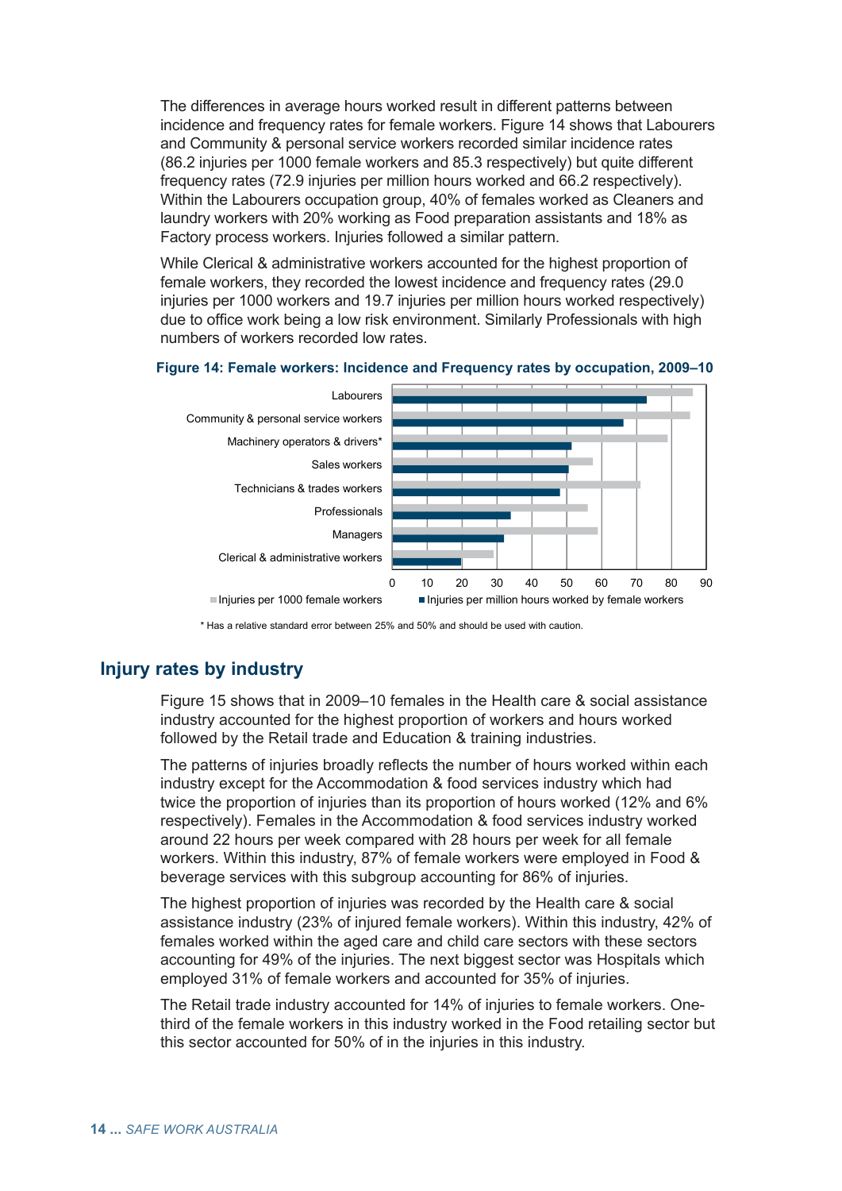The differences in average hours worked result in different patterns between incidence and frequency rates for female workers. Figure 14 shows that Labourers and Community & personal service workers recorded similar incidence rates (86.2 injuries per 1000 female workers and 85.3 respectively) but quite different frequency rates (72.9 injuries per million hours worked and 66.2 respectively). Within the Labourers occupation group, 40% of females worked as Cleaners and laundry workers with 20% working as Food preparation assistants and 18% as Factory process workers. Injuries followed a similar pattern.

While Clerical & administrative workers accounted for the highest proportion of female workers, they recorded the lowest incidence and frequency rates (29.0 injuries per 1000 workers and 19.7 injuries per million hours worked respectively) due to office work being a low risk environment. Similarly Professionals with high numbers of workers recorded low rates.

**Figure 14: Female workers: Incidence and Frequency rates by occupation, 2009–10**

* Has a relative standard error between 25% and 50% and should be used with caution.

## Injury rates by industry

Figure 15 shows that in 2009–10 females in the Health care & social assistance industry accounted for the highest proportion of workers and hours worked followed by the Retail trade and Education & training industries.

The patterns of injuries broadly reflects the number of hours worked within each industry except for the Accommodation & food services industry which had twice the proportion of injuries than its proportion of hours worked (12% and 6% respectively). Females in the Accommodation & food services industry worked around 22 hours per week compared with 28 hours per week for all female workers. Within this industry, 87% of female workers were employed in Food & beverage services with this subgroup accounting for 86% of injuries.

The highest proportion of injuries was recorded by the Health care & social assistance industry (23% of injured female workers). Within this industry, 42% of females worked within the aged care and child care sectors with these sectors accounting for 49% of the injuries. The next biggest sector was Hospitals which employed 31% of female workers and accounted for 35% of injuries.

The Retail trade industry accounted for 14% of injuries to female workers. One-third of the female workers in this industry worked in the Food retailing sector but this sector accounted for 50% of in the injuries in this industry.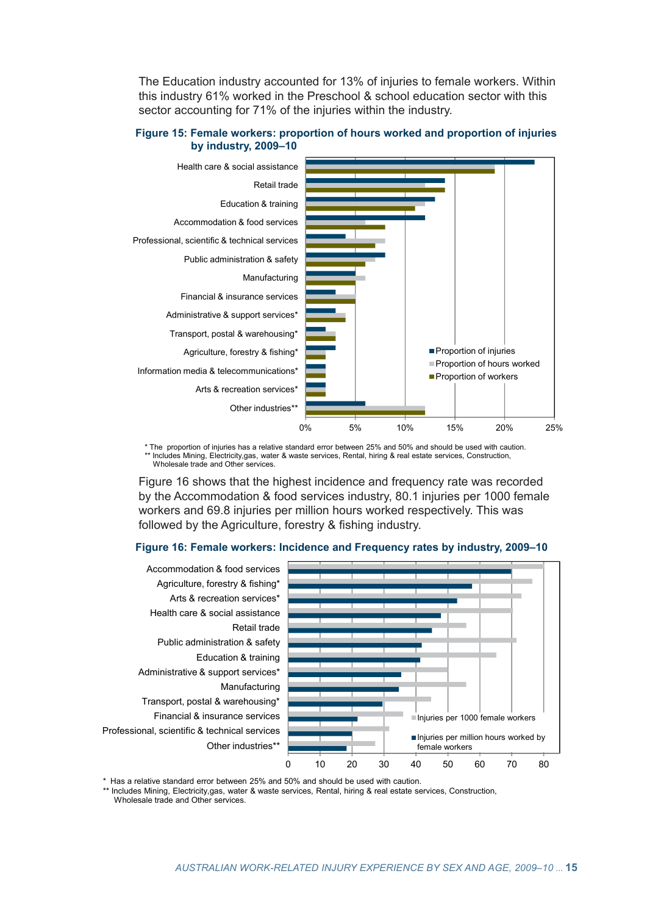The Education industry accounted for 13% of injuries to female workers. Within this industry 61% worked in the Preschool & school education sector with this sector accounting for 71% of the injuries within the industry.

**Figure 15: Female workers: proportion of hours worked and proportion of injuries by industry, 2009–10**

\* The proportion of injuries has a relative standard error between 25% and 50% and should be used with caution.
\*\* Includes Mining, Electricity,gas, water & waste services, Rental, hiring & real estate services, Construction, Wholesale trade and Other services.

Figure 16 shows that the highest incidence and frequency rate was recorded by the Accommodation & food services industry, 80.1 injuries per 1000 female workers and 69.8 injuries per million hours worked respectively. This was followed by the Agriculture, forestry & fishing industry.

**Figure 16: Female workers: Incidence and Frequency rates by industry, 2009–10**

\* Has a relative standard error between 25% and 50% and should be used with caution.
\*\* Includes Mining, Electricity,gas, water & waste services, Rental, hiring & real estate services, Construction, Wholesale trade and Other services.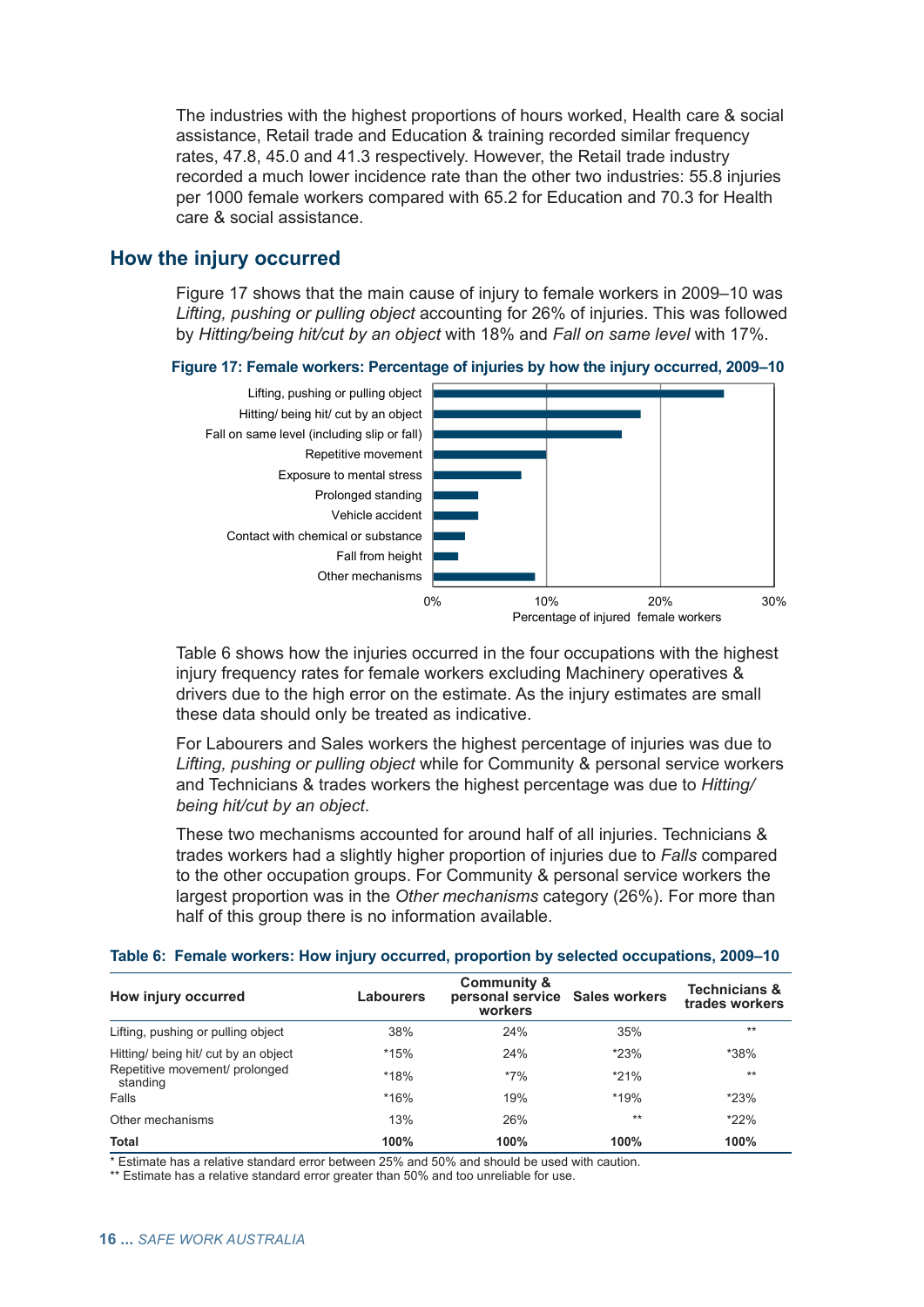The industries with the highest proportions of hours worked, Health care & social assistance, Retail trade and Education & training recorded similar frequency rates, 47.8, 45.0 and 41.3 respectively. However, the Retail trade industry recorded a much lower incidence rate than the other two industries: 55.8 injuries per 1000 female workers compared with 65.2 for Education and 70.3 for Health care & social assistance.

## How the injury occurred

Figure 17 shows that the main cause of injury to female workers in 2009–10 was *Lifting, pushing or pulling object* accounting for 26% of injuries. This was followed by *Hitting/being hit/cut by an object* with 18% and *Fall on same level* with 17%.

**Figure 17: Female workers: Percentage of injuries by how the injury occurred, 2009–10**

Lifting, pushing or pulling object
Hitting/ being hit/ cut by an object
Fall on same level (including slip or fall)
Repetitive movement
Exposure to mental stress
Prolonged standing
Vehicle accident
Contact with chemical or substance
Fall from height
Other mechanisms

0% 10% 20% 30%
Percentage of injured female workers

Table 6 shows how the injuries occurred in the four occupations with the highest injury frequency rates for female workers excluding Machinery operatives & drivers due to the high error on the estimate. As the injury estimates are small these data should only be treated as indicative.

For Labourers and Sales workers the highest percentage of injuries was due to *Lifting, pushing or pulling object* while for Community & personal service workers and Technicians & trades workers the highest percentage was due to *Hitting/ being hit/cut by an object*.

These two mechanisms accounted for around half of all injuries. Technicians & trades workers had a slightly higher proportion of injuries due to *Falls* compared to the other occupation groups. For Community & personal service workers the largest proportion was in the *Other mechanisms* category (26%). For more than half of this group there is no information available.

**Table 6: Female workers: How injury occurred, proportion by selected occupations, 2009–10**

| How injury occurred | Labourers | Community & personal service workers | Sales workers | Technicians & trades workers |
|---|---|---|---|---|
| Lifting, pushing or pulling object | 38% | 24% | 35% | ** |
| Hitting/ being hit/ cut by an object | *15% | 24% | *23% | *38% |
| Repetitive movement/ prolonged standing | *18% | *7% | *21% | ** |
| Falls | *16% | 19% | *19% | *23% |
| Other mechanisms | 13% | 26% | ** | *22% |
| **Total** | **100%** | **100%** | **100%** | **100%** |

* Estimate has a relative standard error between 25% and 50% and should be used with caution.
** Estimate has a relative standard error greater than 50% and too unreliable for use.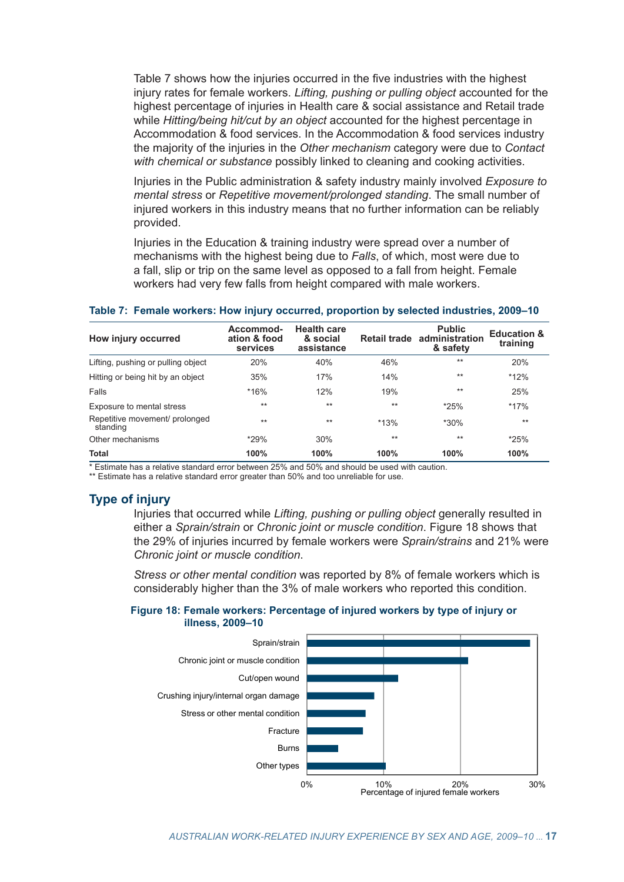Table 7 shows how the injuries occurred in the five industries with the highest injury rates for female workers. *Lifting, pushing or pulling object* accounted for the highest percentage of injuries in Health care & social assistance and Retail trade while *Hitting/being hit/cut by an object* accounted for the highest percentage in Accommodation & food services. In the Accommodation & food services industry the majority of the injuries in the *Other mechanism* category were due to *Contact with chemical or substance* possibly linked to cleaning and cooking activities.

Injuries in the Public administration & safety industry mainly involved *Exposure to mental stress* or *Repetitive movement/prolonged standing*. The small number of injured workers in this industry means that no further information can be reliably provided.

Injuries in the Education & training industry were spread over a number of mechanisms with the highest being due to *Falls*, of which, most were due to a fall, slip or trip on the same level as opposed to a fall from height. Female workers had very few falls from height compared with male workers.

**Table 7: Female workers: How injury occurred, proportion by selected industries, 2009–10**

| How injury occurred | Accommodation & food services | Health care & social assistance | Retail trade | Public administration & safety | Education & training |
|---|---|---|---|---|---|
| Lifting, pushing or pulling object | 20% | 40% | 46% | ** | 20% |
| Hitting or being hit by an object | 35% | 17% | 14% | ** | *12% |
| Falls | *16% | 12% | 19% | ** | 25% |
| Exposure to mental stress | ** | ** | ** | *25% | *17% |
| Repetitive movement/ prolonged standing | ** | ** | *13% | *30% | ** |
| Other mechanisms | *29% | 30% | ** | ** | *25% |
| **Total** | **100%** | **100%** | **100%** | **100%** | **100%** |

* Estimate has a relative standard error between 25% and 50% and should be used with caution.
** Estimate has a relative standard error greater than 50% and too unreliable for use.

## Type of injury

Injuries that occurred while *Lifting, pushing or pulling object* generally resulted in either a *Sprain/strain* or *Chronic joint or muscle condition*. Figure 18 shows that the 29% of injuries incurred by female workers were *Sprain/strains* and 21% were *Chronic joint or muscle condition*.

*Stress or other mental condition* was reported by 8% of female workers which is considerably higher than the 3% of male workers who reported this condition.

**Figure 18: Female workers: Percentage of injured workers by type of injury or illness, 2009–10**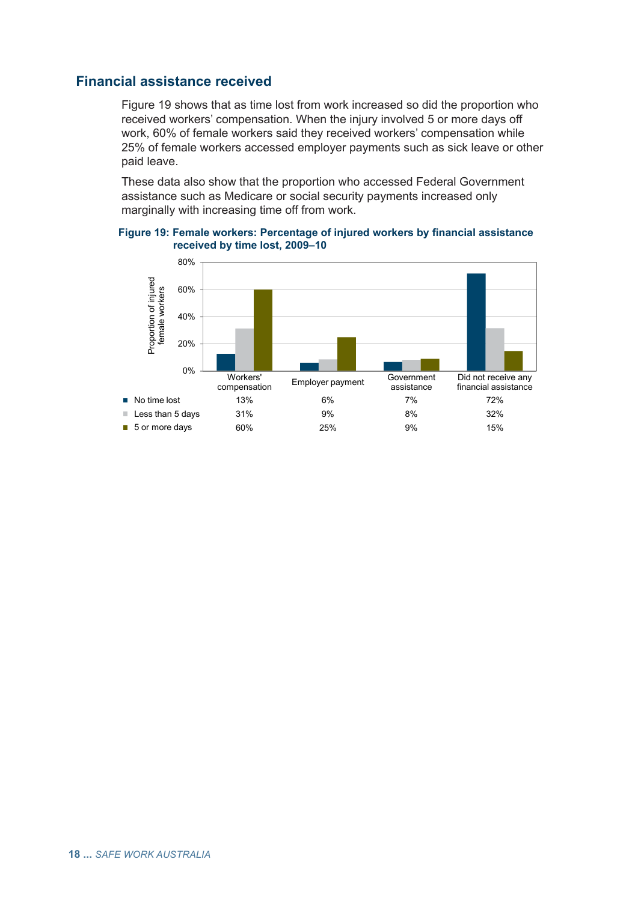## Financial assistance received

Figure 19 shows that as time lost from work increased so did the proportion who received workers' compensation. When the injury involved 5 or more days off work, 60% of female workers said they received workers' compensation while 25% of female workers accessed employer payments such as sick leave or other paid leave.

These data also show that the proportion who accessed Federal Government assistance such as Medicare or social security payments increased only marginally with increasing time off from work.

**Figure 19: Female workers: Percentage of injured workers by financial assistance received by time lost, 2009–10**

| | Workers' compensation | Employer payment | Government assistance | Did not receive any financial assistance |
|---|---|---|---|---|
| No time lost | 13% | 6% | 7% | 72% |
| Less than 5 days | 31% | 9% | 8% | 32% |
| 5 or more days | 60% | 25% | 9% | 15% |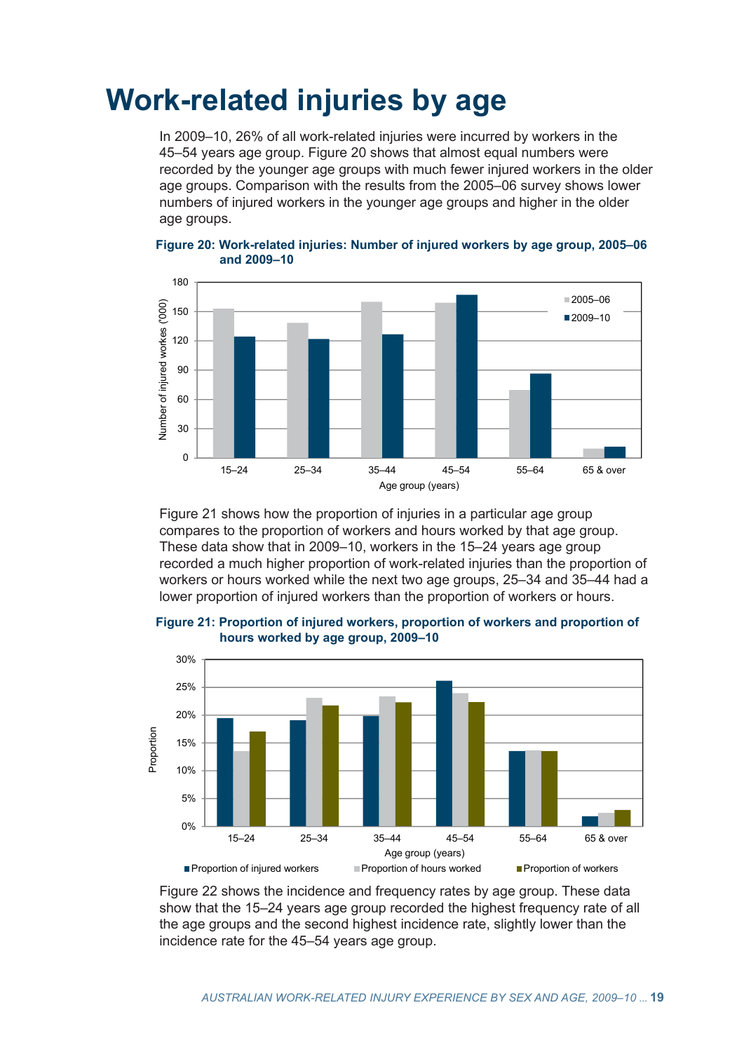# Work-related injuries by age

In 2009–10, 26% of all work-related injuries were incurred by workers in the 45–54 years age group. Figure 20 shows that almost equal numbers were recorded by the younger age groups with much fewer injured workers in the older age groups. Comparison with the results from the 2005–06 survey shows lower numbers of injured workers in the younger age groups and higher in the older age groups.

**Figure 20: Work-related injuries: Number of injured workers by age group, 2005–06 and 2009–10**

Figure 21 shows how the proportion of injuries in a particular age group compares to the proportion of workers and hours worked by that age group. These data show that in 2009–10, workers in the 15–24 years age group recorded a much higher proportion of work-related injuries than the proportion of workers or hours worked while the next two age groups, 25–34 and 35–44 had a lower proportion of injured workers than the proportion of workers or hours.

**Figure 21: Proportion of injured workers, proportion of workers and proportion of hours worked by age group, 2009–10**

Figure 22 shows the incidence and frequency rates by age group. These data show that the 15–24 years age group recorded the highest frequency rate of all the age groups and the second highest incidence rate, slightly lower than the incidence rate for the 45–54 years age group.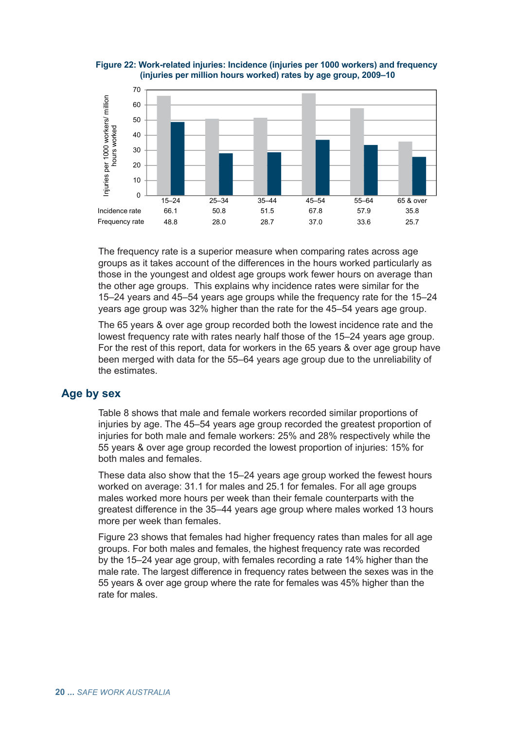**Figure 22: Work-related injuries: Incidence (injuries per 1000 workers) and frequency (injuries per million hours worked) rates by age group, 2009–10**

| | 15–24 | 25–34 | 35–44 | 45–54 | 55–64 | 65 & over |
|---|---|---|---|---|---|---|
| Incidence rate | 66.1 | 50.8 | 51.5 | 67.8 | 57.9 | 35.8 |
| Frequency rate | 48.8 | 28.0 | 28.7 | 37.0 | 33.6 | 25.7 |

The frequency rate is a superior measure when comparing rates across age groups as it takes account of the differences in the hours worked particularly as those in the youngest and oldest age groups work fewer hours on average than the other age groups. This explains why incidence rates were similar for the 15–24 years and 45–54 years age groups while the frequency rate for the 15–24 years age group was 32% higher than the rate for the 45–54 years age group.

The 65 years & over age group recorded both the lowest incidence rate and the lowest frequency rate with rates nearly half those of the 15–24 years age group. For the rest of this report, data for workers in the 65 years & over age group have been merged with data for the 55–64 years age group due to the unreliability of the estimates.

## Age by sex

Table 8 shows that male and female workers recorded similar proportions of injuries by age. The 45–54 years age group recorded the greatest proportion of injuries for both male and female workers: 25% and 28% respectively while the 55 years & over age group recorded the lowest proportion of injuries: 15% for both males and females.

These data also show that the 15–24 years age group worked the fewest hours worked on average: 31.1 for males and 25.1 for females. For all age groups males worked more hours per week than their female counterparts with the greatest difference in the 35–44 years age group where males worked 13 hours more per week than females.

Figure 23 shows that females had higher frequency rates than males for all age groups. For both males and females, the highest frequency rate was recorded by the 15–24 year age group, with females recording a rate 14% higher than the male rate. The largest difference in frequency rates between the sexes was in the 55 years & over age group where the rate for females was 45% higher than the rate for males.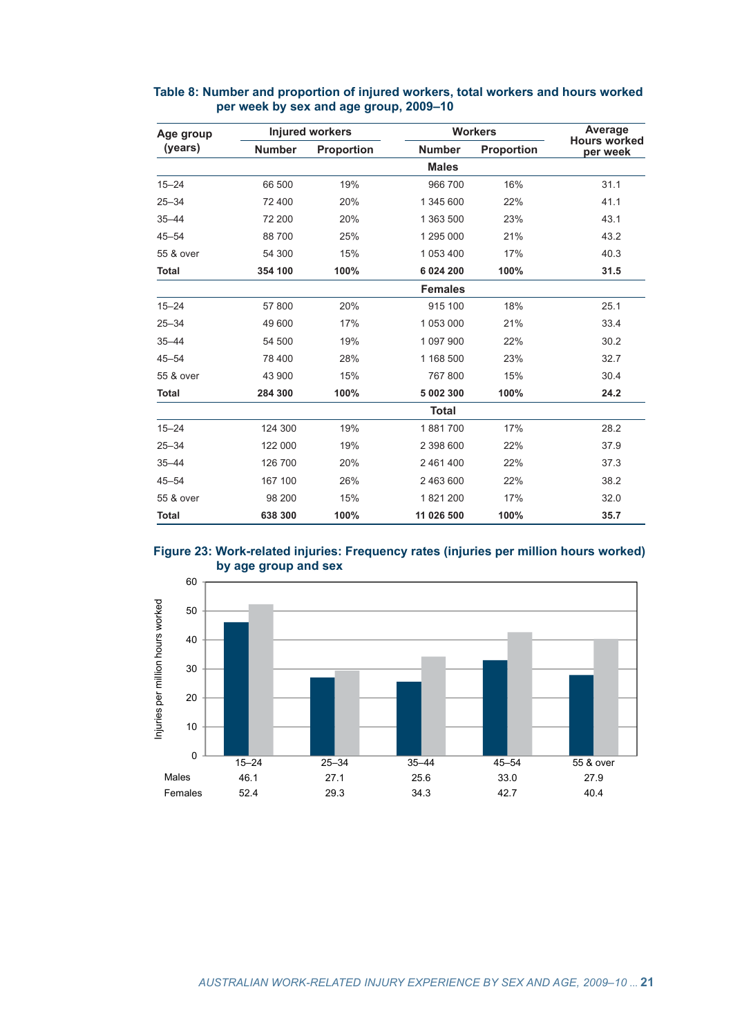**Table 8: Number and proportion of injured workers, total workers and hours worked per week by sex and age group, 2009–10**

| Age group (years) | Injured workers | | Workers | | Average Hours worked per week |
|---|---|---|---|---|---|
| | Number | Proportion | Number | Proportion | |
| **Males** | | | | | |
| 15–24 | 66 500 | 19% | 966 700 | 16% | 31.1 |
| 25–34 | 72 400 | 20% | 1 345 600 | 22% | 41.1 |
| 35–44 | 72 200 | 20% | 1 363 500 | 23% | 43.1 |
| 45–54 | 88 700 | 25% | 1 295 000 | 21% | 43.2 |
| 55 & over | 54 300 | 15% | 1 053 400 | 17% | 40.3 |
| **Total** | **354 100** | **100%** | **6 024 200** | **100%** | **31.5** |
| **Females** | | | | | |
| 15–24 | 57 800 | 20% | 915 100 | 18% | 25.1 |
| 25–34 | 49 600 | 17% | 1 053 000 | 21% | 33.4 |
| 35–44 | 54 500 | 19% | 1 097 900 | 22% | 30.2 |
| 45–54 | 78 400 | 28% | 1 168 500 | 23% | 32.7 |
| 55 & over | 43 900 | 15% | 767 800 | 15% | 30.4 |
| **Total** | **284 300** | **100%** | **5 002 300** | **100%** | **24.2** |
| **Total** | | | | | |
| 15–24 | 124 300 | 19% | 1 881 700 | 17% | 28.2 |
| 25–34 | 122 000 | 19% | 2 398 600 | 22% | 37.9 |
| 35–44 | 126 700 | 20% | 2 461 400 | 22% | 37.3 |
| 45–54 | 167 100 | 26% | 2 463 600 | 22% | 38.2 |
| 55 & over | 98 200 | 15% | 1 821 200 | 17% | 32.0 |
| **Total** | **638 300** | **100%** | **11 026 500** | **100%** | **35.7** |

**Figure 23: Work-related injuries: Frequency rates (injuries per million hours worked) by age group and sex**

| | 15–24 | 25–34 | 35–44 | 45–54 | 55 & over |
|---|---|---|---|---|---|
| Males | 46.1 | 27.1 | 25.6 | 33.0 | 27.9 |
| Females | 52.4 | 29.3 | 34.3 | 42.7 | 40.4 |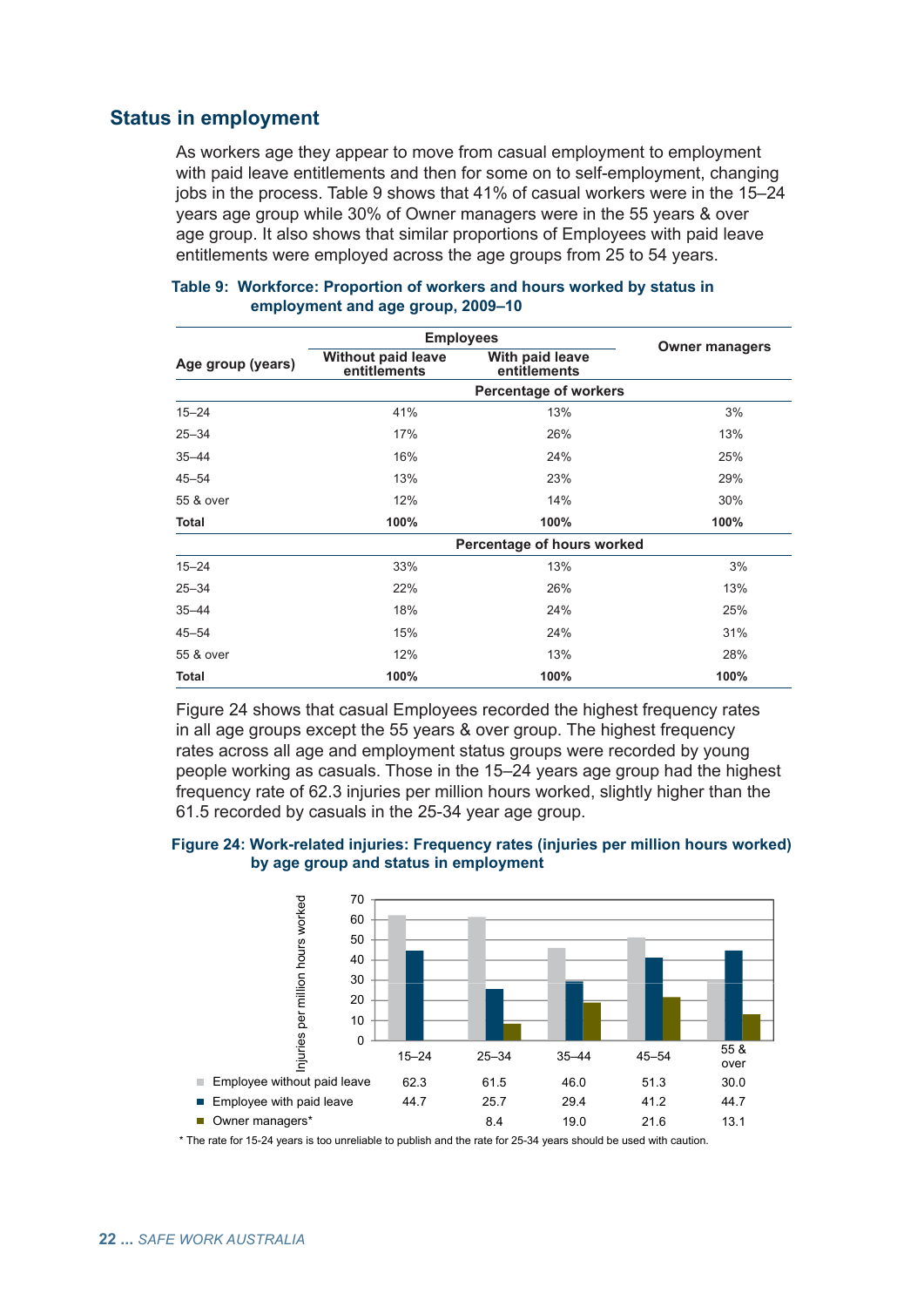## Status in employment

As workers age they appear to move from casual employment to employment with paid leave entitlements and then for some on to self-employment, changing jobs in the process. Table 9 shows that 41% of casual workers were in the 15–24 years age group while 30% of Owner managers were in the 55 years & over age group. It also shows that similar proportions of Employees with paid leave entitlements were employed across the age groups from 25 to 54 years.

**Table 9: Workforce: Proportion of workers and hours worked by status in employment and age group, 2009–10**

| Age group (years) | Employees | | Owner managers |
|---|---|---|---|
| | Without paid leave entitlements | With paid leave entitlements | |
| | Percentage of workers | | |
| 15–24 | 41% | 13% | 3% |
| 25–34 | 17% | 26% | 13% |
| 35–44 | 16% | 24% | 25% |
| 45–54 | 13% | 23% | 29% |
| 55 & over | 12% | 14% | 30% |
| **Total** | **100%** | **100%** | **100%** |
| | Percentage of hours worked | | |
| 15–24 | 33% | 13% | 3% |
| 25–34 | 22% | 26% | 13% |
| 35–44 | 18% | 24% | 25% |
| 45–54 | 15% | 24% | 31% |
| 55 & over | 12% | 13% | 28% |
| **Total** | **100%** | **100%** | **100%** |

Figure 24 shows that casual Employees recorded the highest frequency rates in all age groups except the 55 years & over group. The highest frequency rates across all age and employment status groups were recorded by young people working as casuals. Those in the 15–24 years age group had the highest frequency rate of 62.3 injuries per million hours worked, slightly higher than the 61.5 recorded by casuals in the 25-34 year age group.

**Figure 24: Work-related injuries: Frequency rates (injuries per million hours worked) by age group and status in employment**

| | 15–24 | 25–34 | 35–44 | 45–54 | 55 & over |
|---|---|---|---|---|---|
| Employee without paid leave | 62.3 | 61.5 | 46.0 | 51.3 | 30.0 |
| Employee with paid leave | 44.7 | 25.7 | 29.4 | 41.2 | 44.7 |
| Owner managers* | | 8.4 | 19.0 | 21.6 | 13.1 |

\* The rate for 15-24 years is too unreliable to publish and the rate for 25-34 years should be used with caution.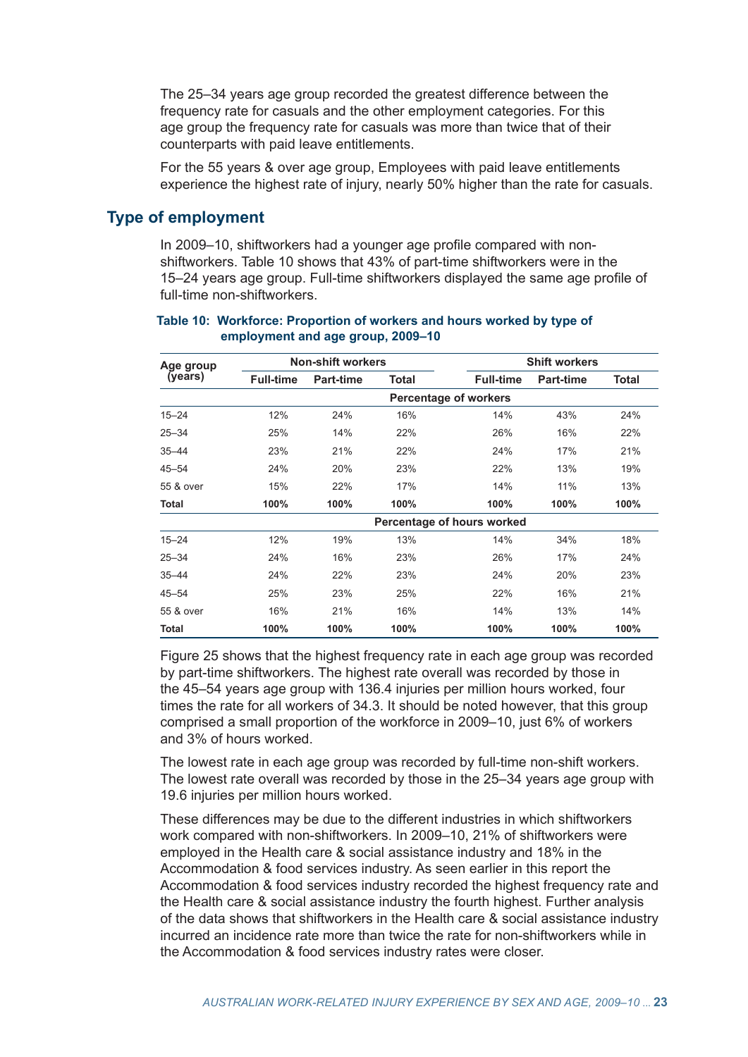The 25–34 years age group recorded the greatest difference between the frequency rate for casuals and the other employment categories. For this age group the frequency rate for casuals was more than twice that of their counterparts with paid leave entitlements.

For the 55 years & over age group, Employees with paid leave entitlements experience the highest rate of injury, nearly 50% higher than the rate for casuals.

## Type of employment

In 2009–10, shiftworkers had a younger age profile compared with non-shiftworkers. Table 10 shows that 43% of part-time shiftworkers were in the 15–24 years age group. Full-time shiftworkers displayed the same age profile of full-time non-shiftworkers.

**Table 10: Workforce: Proportion of workers and hours worked by type of employment and age group, 2009–10**

| Age group (years) | Non-shift workers | | | Shift workers | | |
|---|---|---|---|---|---|---|
| | Full-time | Part-time | Total | Full-time | Part-time | Total |
| | | | **Percentage of workers** | | | |
| 15–24 | 12% | 24% | 16% | 14% | 43% | 24% |
| 25–34 | 25% | 14% | 22% | 26% | 16% | 22% |
| 35–44 | 23% | 21% | 22% | 24% | 17% | 21% |
| 45–54 | 24% | 20% | 23% | 22% | 13% | 19% |
| 55 & over | 15% | 22% | 17% | 14% | 11% | 13% |
| **Total** | **100%** | **100%** | **100%** | **100%** | **100%** | **100%** |
| | | | **Percentage of hours worked** | | | |
| 15–24 | 12% | 19% | 13% | 14% | 34% | 18% |
| 25–34 | 24% | 16% | 23% | 26% | 17% | 24% |
| 35–44 | 24% | 22% | 23% | 24% | 20% | 23% |
| 45–54 | 25% | 23% | 25% | 22% | 16% | 21% |
| 55 & over | 16% | 21% | 16% | 14% | 13% | 14% |
| **Total** | **100%** | **100%** | **100%** | **100%** | **100%** | **100%** |

Figure 25 shows that the highest frequency rate in each age group was recorded by part-time shiftworkers. The highest rate overall was recorded by those in the 45–54 years age group with 136.4 injuries per million hours worked, four times the rate for all workers of 34.3. It should be noted however, that this group comprised a small proportion of the workforce in 2009–10, just 6% of workers and 3% of hours worked.

The lowest rate in each age group was recorded by full-time non-shift workers. The lowest rate overall was recorded by those in the 25–34 years age group with 19.6 injuries per million hours worked.

These differences may be due to the different industries in which shiftworkers work compared with non-shiftworkers. In 2009–10, 21% of shiftworkers were employed in the Health care & social assistance industry and 18% in the Accommodation & food services industry. As seen earlier in this report the Accommodation & food services industry recorded the highest frequency rate and the Health care & social assistance industry the fourth highest. Further analysis of the data shows that shiftworkers in the Health care & social assistance industry incurred an incidence rate more than twice the rate for non-shiftworkers while in the Accommodation & food services industry rates were closer.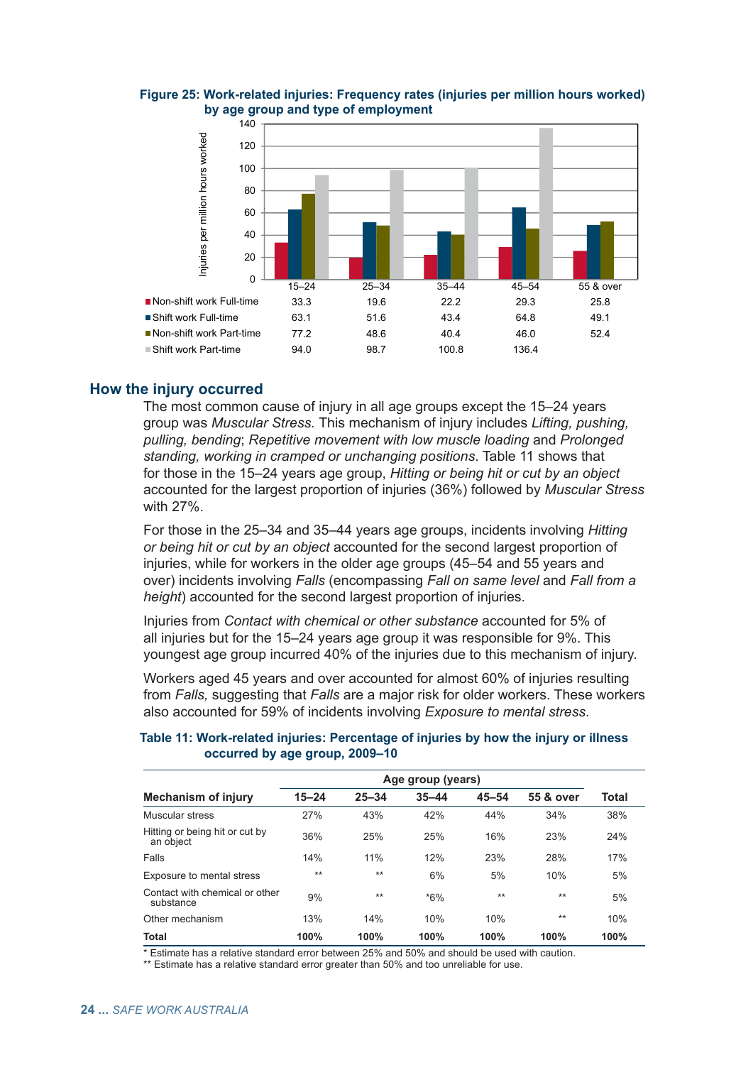**Figure 25: Work-related injuries: Frequency rates (injuries per million hours worked) by age group and type of employment**

| | 15–24 | 25–34 | 35–44 | 45–54 | 55 & over |
|---|---|---|---|---|---|
| Non-shift work Full-time | 33.3 | 19.6 | 22.2 | 29.3 | 25.8 |
| Shift work Full-time | 63.1 | 51.6 | 43.4 | 64.8 | 49.1 |
| Non-shift work Part-time | 77.2 | 48.6 | 40.4 | 46.0 | 52.4 |
| Shift work Part-time | 94.0 | 98.7 | 100.8 | 136.4 | |

## How the injury occurred

The most common cause of injury in all age groups except the 15–24 years group was *Muscular Stress.* This mechanism of injury includes *Lifting, pushing, pulling, bending*; *Repetitive movement with low muscle loading* and *Prolonged standing, working in cramped or unchanging positions*. Table 11 shows that for those in the 15–24 years age group, *Hitting or being hit or cut by an object* accounted for the largest proportion of injuries (36%) followed by *Muscular Stress* with 27%.

For those in the 25–34 and 35–44 years age groups, incidents involving *Hitting or being hit or cut by an object* accounted for the second largest proportion of injuries, while for workers in the older age groups (45–54 and 55 years and over) incidents involving *Falls* (encompassing *Fall on same level* and *Fall from a height*) accounted for the second largest proportion of injuries.

Injuries from *Contact with chemical or other substance* accounted for 5% of all injuries but for the 15–24 years age group it was responsible for 9%. This youngest age group incurred 40% of the injuries due to this mechanism of injury.

Workers aged 45 years and over accounted for almost 60% of injuries resulting from *Falls,* suggesting that *Falls* are a major risk for older workers. These workers also accounted for 59% of incidents involving *Exposure to mental stress*.

**Table 11: Work-related injuries: Percentage of injuries by how the injury or illness occurred by age group, 2009–10**

| | Age group (years) | | | | | |
|---|---|---|---|---|---|---|
| **Mechanism of injury** | **15–24** | **25–34** | **35–44** | **45–54** | **55 & over** | **Total** |
| Muscular stress | 27% | 43% | 42% | 44% | 34% | 38% |
| Hitting or being hit or cut by an object | 36% | 25% | 25% | 16% | 23% | 24% |
| Falls | 14% | 11% | 12% | 23% | 28% | 17% |
| Exposure to mental stress | ** | ** | 6% | 5% | 10% | 5% |
| Contact with chemical or other substance | 9% | ** | *6% | ** | ** | 5% |
| Other mechanism | 13% | 14% | 10% | 10% | ** | 10% |
| **Total** | **100%** | **100%** | **100%** | **100%** | **100%** | **100%** |

\* Estimate has a relative standard error between 25% and 50% and should be used with caution.
** Estimate has a relative standard error greater than 50% and too unreliable for use.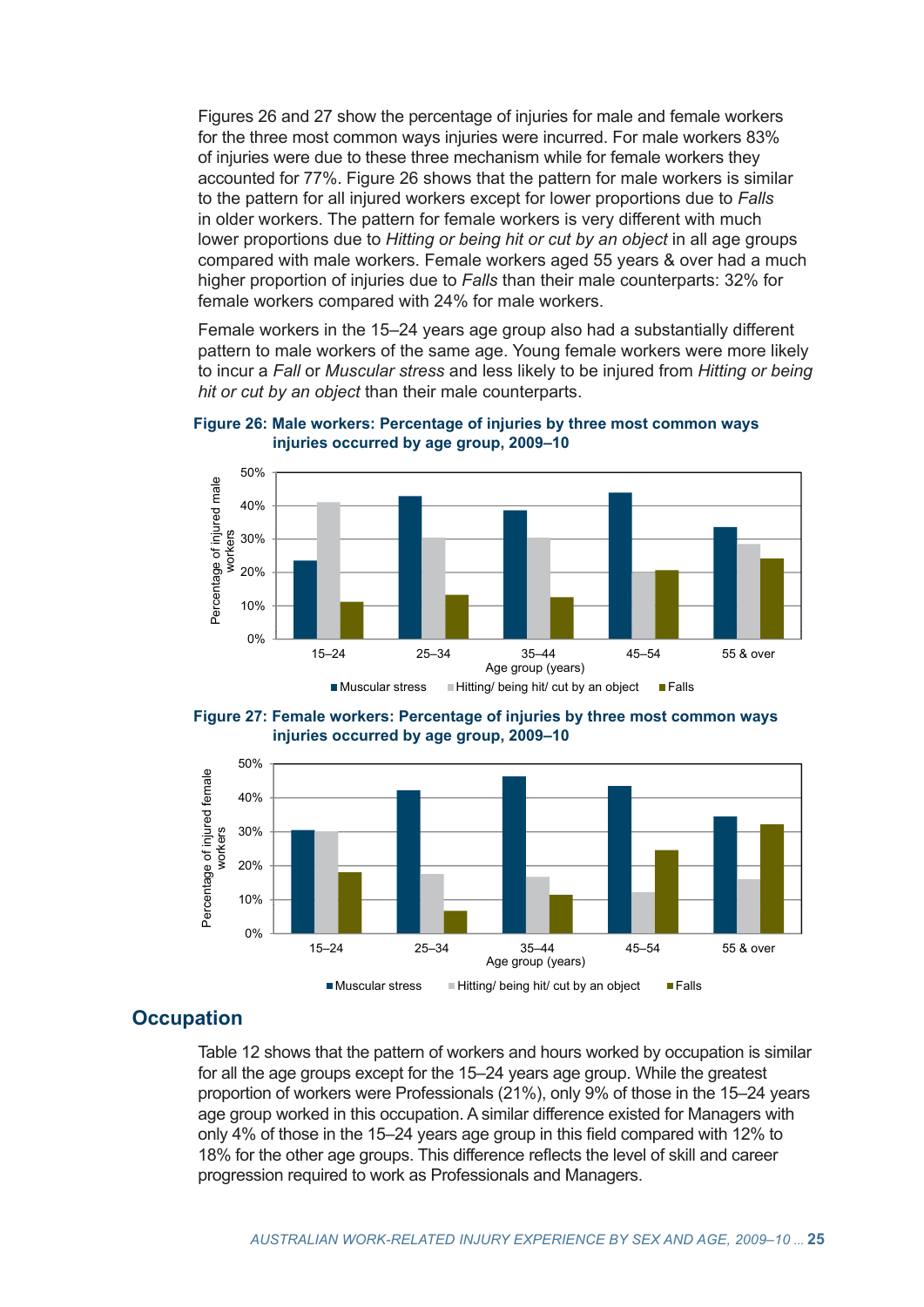Figures 26 and 27 show the percentage of injuries for male and female workers for the three most common ways injuries were incurred. For male workers 83% of injuries were due to these three mechanism while for female workers they accounted for 77%. Figure 26 shows that the pattern for male workers is similar to the pattern for all injured workers except for lower proportions due to *Falls* in older workers. The pattern for female workers is very different with much lower proportions due to *Hitting or being hit or cut by an object* in all age groups compared with male workers. Female workers aged 55 years & over had a much higher proportion of injuries due to *Falls* than their male counterparts: 32% for female workers compared with 24% for male workers.

Female workers in the 15–24 years age group also had a substantially different pattern to male workers of the same age. Young female workers were more likely to incur a *Fall* or *Muscular stress* and less likely to be injured from *Hitting or being hit or cut by an object* than their male counterparts.

**Figure 26: Male workers: Percentage of injuries by three most common ways injuries occurred by age group, 2009–10**

**Figure 27: Female workers: Percentage of injuries by three most common ways injuries occurred by age group, 2009–10**

## Occupation

Table 12 shows that the pattern of workers and hours worked by occupation is similar for all the age groups except for the 15–24 years age group. While the greatest proportion of workers were Professionals (21%), only 9% of those in the 15–24 years age group worked in this occupation. A similar difference existed for Managers with only 4% of those in the 15–24 years age group in this field compared with 12% to 18% for the other age groups. This difference reflects the level of skill and career progression required to work as Professionals and Managers.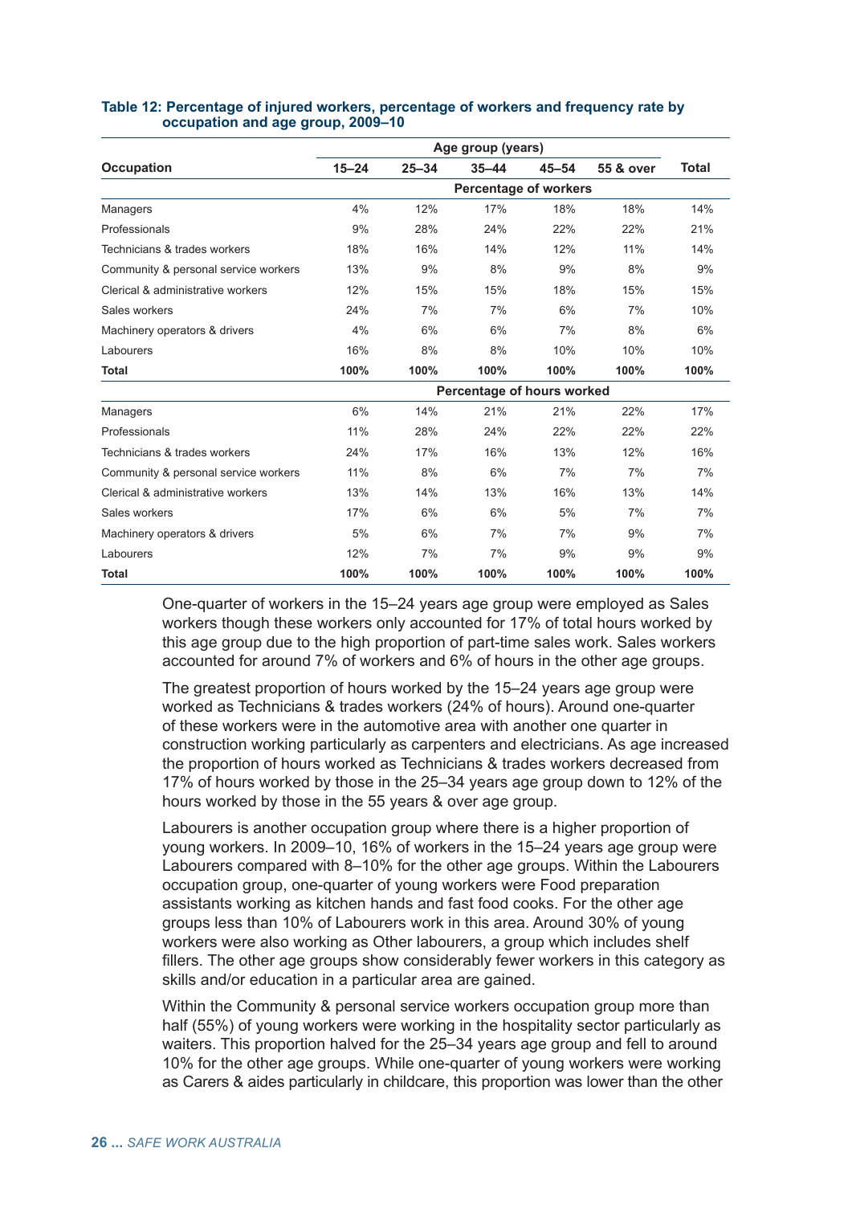**Table 12: Percentage of injured workers, percentage of workers and frequency rate by occupation and age group, 2009–10**

| Occupation | Age group (years) | | | | | Total |
|---|---|---|---|---|---|---|
| | 15–24 | 25–34 | 35–44 | 45–54 | 55 & over | |
| | **Percentage of workers** | | | | | |
| Managers | 4% | 12% | 17% | 18% | 18% | 14% |
| Professionals | 9% | 28% | 24% | 22% | 22% | 21% |
| Technicians & trades workers | 18% | 16% | 14% | 12% | 11% | 14% |
| Community & personal service workers | 13% | 9% | 8% | 9% | 8% | 9% |
| Clerical & administrative workers | 12% | 15% | 15% | 18% | 15% | 15% |
| Sales workers | 24% | 7% | 7% | 6% | 7% | 10% |
| Machinery operators & drivers | 4% | 6% | 6% | 7% | 8% | 6% |
| Labourers | 16% | 8% | 8% | 10% | 10% | 10% |
| **Total** | **100%** | **100%** | **100%** | **100%** | **100%** | **100%** |
| | **Percentage of hours worked** | | | | | |
| Managers | 6% | 14% | 21% | 21% | 22% | 17% |
| Professionals | 11% | 28% | 24% | 22% | 22% | 22% |
| Technicians & trades workers | 24% | 17% | 16% | 13% | 12% | 16% |
| Community & personal service workers | 11% | 8% | 6% | 7% | 7% | 7% |
| Clerical & administrative workers | 13% | 14% | 13% | 16% | 13% | 14% |
| Sales workers | 17% | 6% | 6% | 5% | 7% | 7% |
| Machinery operators & drivers | 5% | 6% | 7% | 7% | 9% | 7% |
| Labourers | 12% | 7% | 7% | 9% | 9% | 9% |
| **Total** | **100%** | **100%** | **100%** | **100%** | **100%** | **100%** |

One-quarter of workers in the 15–24 years age group were employed as Sales workers though these workers only accounted for 17% of total hours worked by this age group due to the high proportion of part-time sales work. Sales workers accounted for around 7% of workers and 6% of hours in the other age groups.

The greatest proportion of hours worked by the 15–24 years age group were worked as Technicians & trades workers (24% of hours). Around one-quarter of these workers were in the automotive area with another one quarter in construction working particularly as carpenters and electricians. As age increased the proportion of hours worked as Technicians & trades workers decreased from 17% of hours worked by those in the 25–34 years age group down to 12% of the hours worked by those in the 55 years & over age group.

Labourers is another occupation group where there is a higher proportion of young workers. In 2009–10, 16% of workers in the 15–24 years age group were Labourers compared with 8–10% for the other age groups. Within the Labourers occupation group, one-quarter of young workers were Food preparation assistants working as kitchen hands and fast food cooks. For the other age groups less than 10% of Labourers work in this area. Around 30% of young workers were also working as Other labourers, a group which includes shelf fillers. The other age groups show considerably fewer workers in this category as skills and/or education in a particular area are gained.

Within the Community & personal service workers occupation group more than half (55%) of young workers were working in the hospitality sector particularly as waiters. This proportion halved for the 25–34 years age group and fell to around 10% for the other age groups. While one-quarter of young workers were working as Carers & aides particularly in childcare, this proportion was lower than the other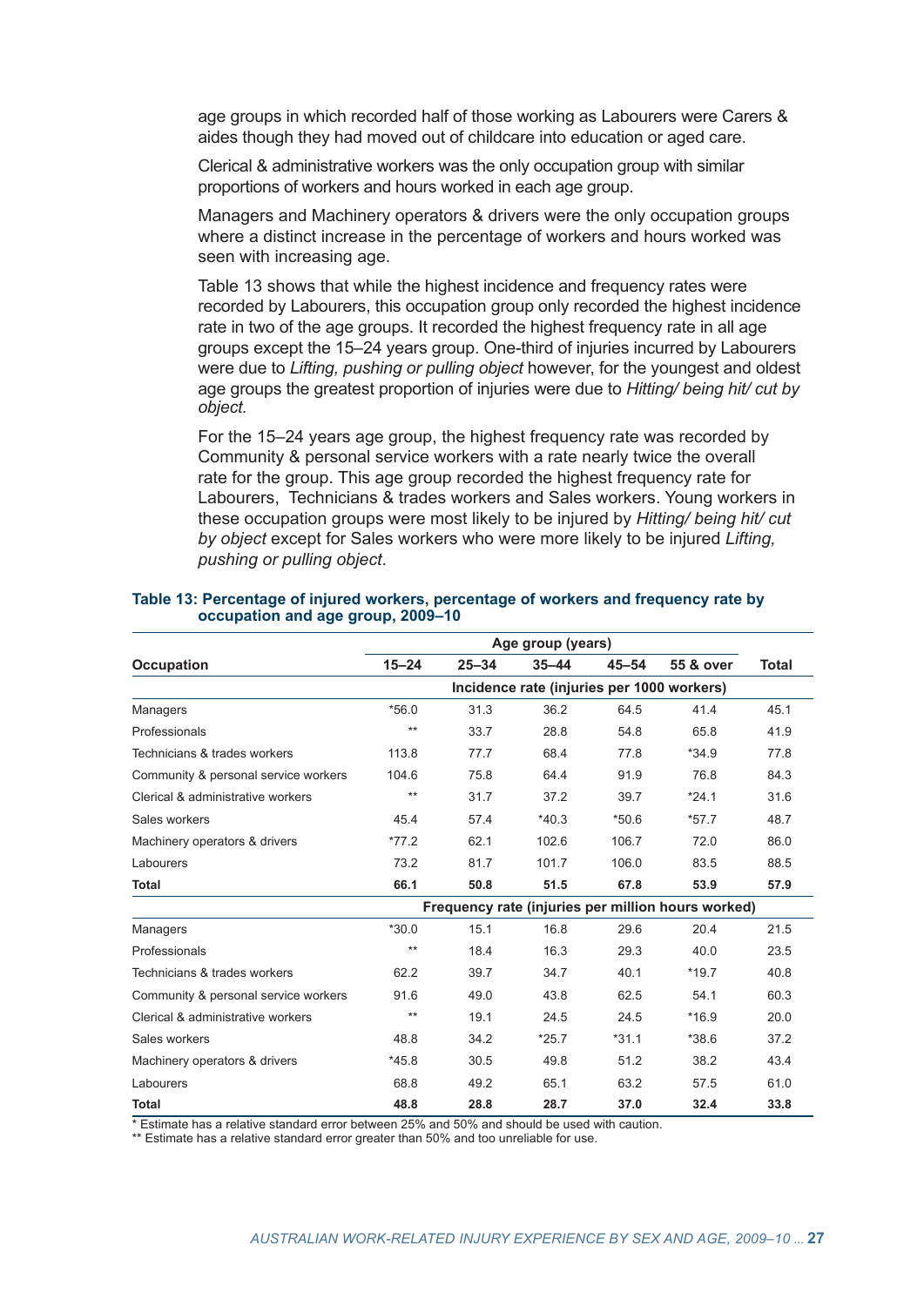age groups in which recorded half of those working as Labourers were Carers & aides though they had moved out of childcare into education or aged care.

Clerical & administrative workers was the only occupation group with similar proportions of workers and hours worked in each age group.

Managers and Machinery operators & drivers were the only occupation groups where a distinct increase in the percentage of workers and hours worked was seen with increasing age.

Table 13 shows that while the highest incidence and frequency rates were recorded by Labourers, this occupation group only recorded the highest incidence rate in two of the age groups. It recorded the highest frequency rate in all age groups except the 15–24 years group. One-third of injuries incurred by Labourers were due to *Lifting, pushing or pulling object* however, for the youngest and oldest age groups the greatest proportion of injuries were due to *Hitting/ being hit/ cut by object.*

For the 15–24 years age group, the highest frequency rate was recorded by Community & personal service workers with a rate nearly twice the overall rate for the group. This age group recorded the highest frequency rate for Labourers, Technicians & trades workers and Sales workers. Young workers in these occupation groups were most likely to be injured by *Hitting/ being hit/ cut by object* except for Sales workers who were more likely to be injured *Lifting, pushing or pulling object*.

**Table 13: Percentage of injured workers, percentage of workers and frequency rate by occupation and age group, 2009–10**

| Occupation | Age group (years) | | | | | Total |
|---|---|---|---|---|---|---|
| | 15–24 | 25–34 | 35–44 | 45–54 | 55 & over | |
| | Incidence rate (injuries per 1000 workers) | | | | | |
| Managers | *56.0 | 31.3 | 36.2 | 64.5 | 41.4 | 45.1 |
| Professionals | ** | 33.7 | 28.8 | 54.8 | 65.8 | 41.9 |
| Technicians & trades workers | 113.8 | 77.7 | 68.4 | 77.8 | *34.9 | 77.8 |
| Community & personal service workers | 104.6 | 75.8 | 64.4 | 91.9 | 76.8 | 84.3 |
| Clerical & administrative workers | ** | 31.7 | 37.2 | 39.7 | *24.1 | 31.6 |
| Sales workers | 45.4 | 57.4 | *40.3 | *50.6 | *57.7 | 48.7 |
| Machinery operators & drivers | *77.2 | 62.1 | 102.6 | 106.7 | 72.0 | 86.0 |
| Labourers | 73.2 | 81.7 | 101.7 | 106.0 | 83.5 | 88.5 |
| **Total** | **66.1** | **50.8** | **51.5** | **67.8** | **53.9** | **57.9** |
| | Frequency rate (injuries per million hours worked) | | | | | |
| Managers | *30.0 | 15.1 | 16.8 | 29.6 | 20.4 | 21.5 |
| Professionals | ** | 18.4 | 16.3 | 29.3 | 40.0 | 23.5 |
| Technicians & trades workers | 62.2 | 39.7 | 34.7 | 40.1 | *19.7 | 40.8 |
| Community & personal service workers | 91.6 | 49.0 | 43.8 | 62.5 | 54.1 | 60.3 |
| Clerical & administrative workers | ** | 19.1 | 24.5 | 24.5 | *16.9 | 20.0 |
| Sales workers | 48.8 | 34.2 | *25.7 | *31.1 | *38.6 | 37.2 |
| Machinery operators & drivers | *45.8 | 30.5 | 49.8 | 51.2 | 38.2 | 43.4 |
| Labourers | 68.8 | 49.2 | 65.1 | 63.2 | 57.5 | 61.0 |
| **Total** | **48.8** | **28.8** | **28.7** | **37.0** | **32.4** | **33.8** |

\* Estimate has a relative standard error between 25% and 50% and should be used with caution.

** Estimate has a relative standard error greater than 50% and too unreliable for use.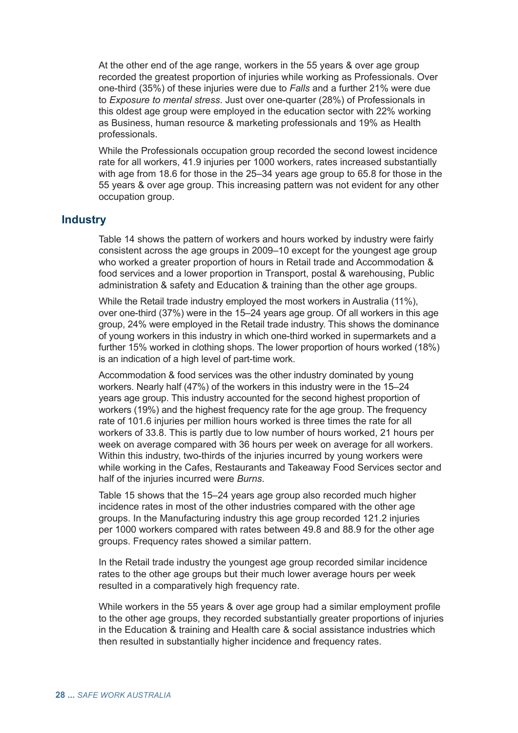At the other end of the age range, workers in the 55 years & over age group recorded the greatest proportion of injuries while working as Professionals. Over one-third (35%) of these injuries were due to *Falls* and a further 21% were due to *Exposure to mental stress*. Just over one-quarter (28%) of Professionals in this oldest age group were employed in the education sector with 22% working as Business, human resource & marketing professionals and 19% as Health professionals.

While the Professionals occupation group recorded the second lowest incidence rate for all workers, 41.9 injuries per 1000 workers, rates increased substantially with age from 18.6 for those in the 25–34 years age group to 65.8 for those in the 55 years & over age group. This increasing pattern was not evident for any other occupation group.

## Industry

Table 14 shows the pattern of workers and hours worked by industry were fairly consistent across the age groups in 2009–10 except for the youngest age group who worked a greater proportion of hours in Retail trade and Accommodation & food services and a lower proportion in Transport, postal & warehousing, Public administration & safety and Education & training than the other age groups.

While the Retail trade industry employed the most workers in Australia (11%), over one-third (37%) were in the 15–24 years age group. Of all workers in this age group, 24% were employed in the Retail trade industry. This shows the dominance of young workers in this industry in which one-third worked in supermarkets and a further 15% worked in clothing shops. The lower proportion of hours worked (18%) is an indication of a high level of part-time work.

Accommodation & food services was the other industry dominated by young workers. Nearly half (47%) of the workers in this industry were in the 15–24 years age group. This industry accounted for the second highest proportion of workers (19%) and the highest frequency rate for the age group. The frequency rate of 101.6 injuries per million hours worked is three times the rate for all workers of 33.8. This is partly due to low number of hours worked, 21 hours per week on average compared with 36 hours per week on average for all workers. Within this industry, two-thirds of the injuries incurred by young workers were while working in the Cafes, Restaurants and Takeaway Food Services sector and half of the injuries incurred were *Burns*.

Table 15 shows that the 15–24 years age group also recorded much higher incidence rates in most of the other industries compared with the other age groups. In the Manufacturing industry this age group recorded 121.2 injuries per 1000 workers compared with rates between 49.8 and 88.9 for the other age groups. Frequency rates showed a similar pattern.

In the Retail trade industry the youngest age group recorded similar incidence rates to the other age groups but their much lower average hours per week resulted in a comparatively high frequency rate.

While workers in the 55 years & over age group had a similar employment profile to the other age groups, they recorded substantially greater proportions of injuries in the Education & training and Health care & social assistance industries which then resulted in substantially higher incidence and frequency rates.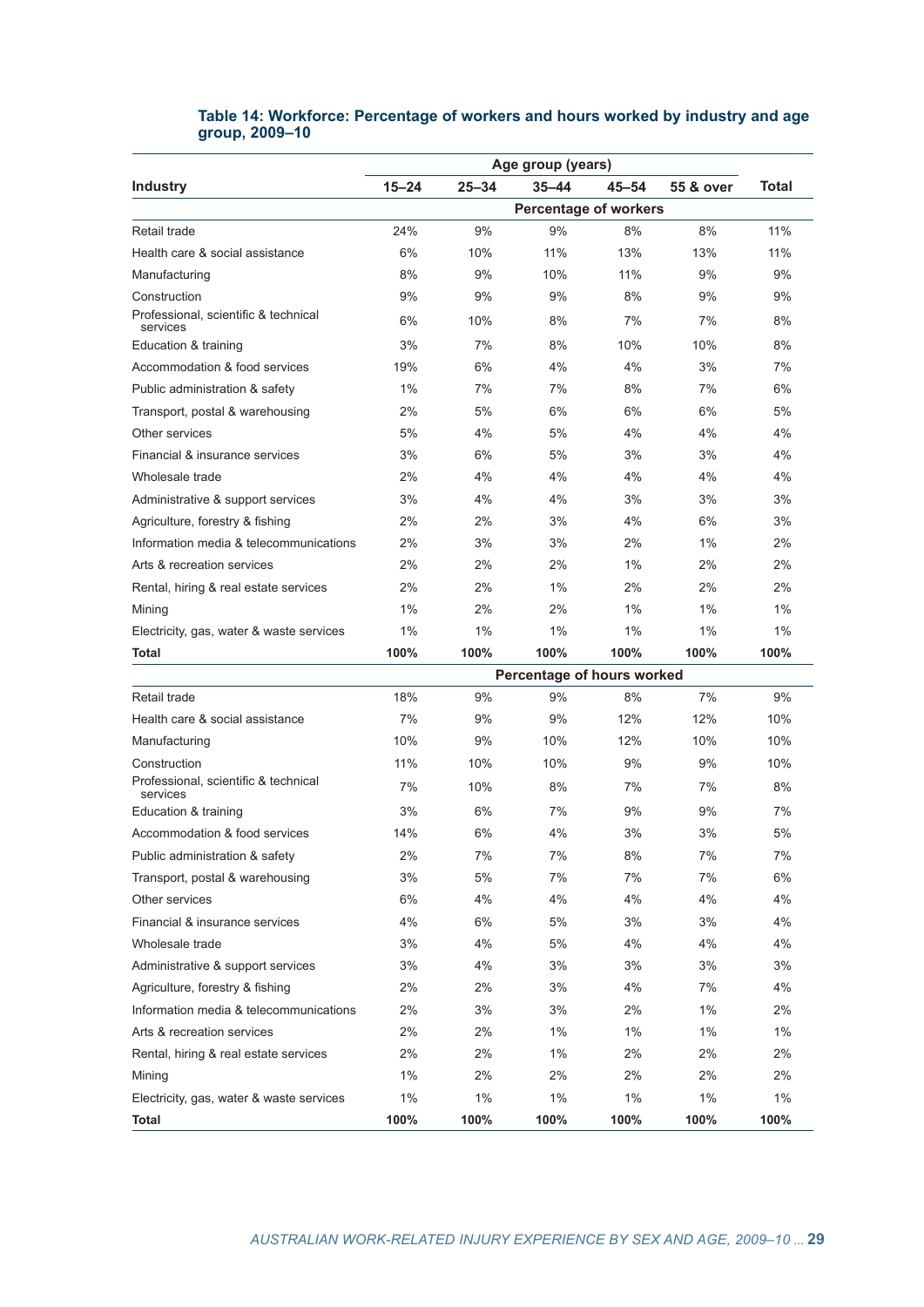**Table 14: Workforce: Percentage of workers and hours worked by industry and age group, 2009–10**

| Industry | Age group (years) | | | | | Total |
|---|---|---|---|---|---|---|
| | 15–24 | 25–34 | 35–44 | 45–54 | 55 & over | |
| | **Percentage of workers** | | | | | |
| Retail trade | 24% | 9% | 9% | 8% | 8% | 11% |
| Health care & social assistance | 6% | 10% | 11% | 13% | 13% | 11% |
| Manufacturing | 8% | 9% | 10% | 11% | 9% | 9% |
| Construction | 9% | 9% | 9% | 8% | 9% | 9% |
| Professional, scientific & technical services | 6% | 10% | 8% | 7% | 7% | 8% |
| Education & training | 3% | 7% | 8% | 10% | 10% | 8% |
| Accommodation & food services | 19% | 6% | 4% | 4% | 3% | 7% |
| Public administration & safety | 1% | 7% | 7% | 8% | 7% | 6% |
| Transport, postal & warehousing | 2% | 5% | 6% | 6% | 6% | 5% |
| Other services | 5% | 4% | 5% | 4% | 4% | 4% |
| Financial & insurance services | 3% | 6% | 5% | 3% | 3% | 4% |
| Wholesale trade | 2% | 4% | 4% | 4% | 4% | 4% |
| Administrative & support services | 3% | 4% | 4% | 3% | 3% | 3% |
| Agriculture, forestry & fishing | 2% | 2% | 3% | 4% | 6% | 3% |
| Information media & telecommunications | 2% | 3% | 3% | 2% | 1% | 2% |
| Arts & recreation services | 2% | 2% | 2% | 1% | 2% | 2% |
| Rental, hiring & real estate services | 2% | 2% | 1% | 2% | 2% | 2% |
| Mining | 1% | 2% | 2% | 1% | 1% | 1% |
| Electricity, gas, water & waste services | 1% | 1% | 1% | 1% | 1% | 1% |
| **Total** | **100%** | **100%** | **100%** | **100%** | **100%** | **100%** |
| | **Percentage of hours worked** | | | | | |
| Retail trade | 18% | 9% | 9% | 8% | 7% | 9% |
| Health care & social assistance | 7% | 9% | 9% | 12% | 12% | 10% |
| Manufacturing | 10% | 9% | 10% | 12% | 10% | 10% |
| Construction | 11% | 10% | 10% | 9% | 9% | 10% |
| Professional, scientific & technical services | 7% | 10% | 8% | 7% | 7% | 8% |
| Education & training | 3% | 6% | 7% | 9% | 9% | 7% |
| Accommodation & food services | 14% | 6% | 4% | 3% | 3% | 5% |
| Public administration & safety | 2% | 7% | 7% | 8% | 7% | 7% |
| Transport, postal & warehousing | 3% | 5% | 7% | 7% | 7% | 6% |
| Other services | 6% | 4% | 4% | 4% | 4% | 4% |
| Financial & insurance services | 4% | 6% | 5% | 3% | 3% | 4% |
| Wholesale trade | 3% | 4% | 5% | 4% | 4% | 4% |
| Administrative & support services | 3% | 4% | 3% | 3% | 3% | 3% |
| Agriculture, forestry & fishing | 2% | 2% | 3% | 4% | 7% | 4% |
| Information media & telecommunications | 2% | 3% | 3% | 2% | 1% | 2% |
| Arts & recreation services | 2% | 2% | 1% | 1% | 1% | 1% |
| Rental, hiring & real estate services | 2% | 2% | 1% | 2% | 2% | 2% |
| Mining | 1% | 2% | 2% | 2% | 2% | 2% |
| Electricity, gas, water & waste services | 1% | 1% | 1% | 1% | 1% | 1% |
| **Total** | **100%** | **100%** | **100%** | **100%** | **100%** | **100%** |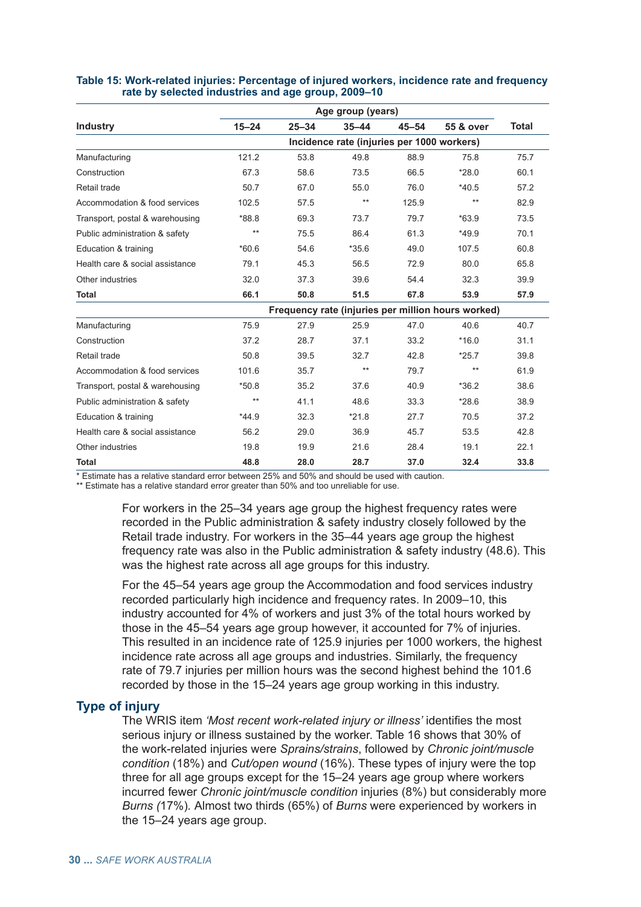**Table 15: Work-related injuries: Percentage of injured workers, incidence rate and frequency rate by selected industries and age group, 2009–10**

| Industry | Age group (years) | | | | | Total |
|---|---|---|---|---|---|---|
| | 15–24 | 25–34 | 35–44 | 45–54 | 55 & over | |
| | Incidence rate (injuries per 1000 workers) | | | | | |
| Manufacturing | 121.2 | 53.8 | 49.8 | 88.9 | 75.8 | 75.7 |
| Construction | 67.3 | 58.6 | 73.5 | 66.5 | *28.0 | 60.1 |
| Retail trade | 50.7 | 67.0 | 55.0 | 76.0 | *40.5 | 57.2 |
| Accommodation & food services | 102.5 | 57.5 | ** | 125.9 | ** | 82.9 |
| Transport, postal & warehousing | *88.8 | 69.3 | 73.7 | 79.7 | *63.9 | 73.5 |
| Public administration & safety | ** | 75.5 | 86.4 | 61.3 | *49.9 | 70.1 |
| Education & training | *60.6 | 54.6 | *35.6 | 49.0 | 107.5 | 60.8 |
| Health care & social assistance | 79.1 | 45.3 | 56.5 | 72.9 | 80.0 | 65.8 |
| Other industries | 32.0 | 37.3 | 39.6 | 54.4 | 32.3 | 39.9 |
| **Total** | **66.1** | **50.8** | **51.5** | **67.8** | **53.9** | **57.9** |
| | Frequency rate (injuries per million hours worked) | | | | | |
| Manufacturing | 75.9 | 27.9 | 25.9 | 47.0 | 40.6 | 40.7 |
| Construction | 37.2 | 28.7 | 37.1 | 33.2 | *16.0 | 31.1 |
| Retail trade | 50.8 | 39.5 | 32.7 | 42.8 | *25.7 | 39.8 |
| Accommodation & food services | 101.6 | 35.7 | ** | 79.7 | ** | 61.9 |
| Transport, postal & warehousing | *50.8 | 35.2 | 37.6 | 40.9 | *36.2 | 38.6 |
| Public administration & safety | ** | 41.1 | 48.6 | 33.3 | *28.6 | 38.9 |
| Education & training | *44.9 | 32.3 | *21.8 | 27.7 | 70.5 | 37.2 |
| Health care & social assistance | 56.2 | 29.0 | 36.9 | 45.7 | 53.5 | 42.8 |
| Other industries | 19.8 | 19.9 | 21.6 | 28.4 | 19.1 | 22.1 |
| **Total** | **48.8** | **28.0** | **28.7** | **37.0** | **32.4** | **33.8** |

* Estimate has a relative standard error between 25% and 50% and should be used with caution.
** Estimate has a relative standard error greater than 50% and too unreliable for use.

For workers in the 25–34 years age group the highest frequency rates were recorded in the Public administration & safety industry closely followed by the Retail trade industry. For workers in the 35–44 years age group the highest frequency rate was also in the Public administration & safety industry (48.6). This was the highest rate across all age groups for this industry.

For the 45–54 years age group the Accommodation and food services industry recorded particularly high incidence and frequency rates. In 2009–10, this industry accounted for 4% of workers and just 3% of the total hours worked by those in the 45–54 years age group however, it accounted for 7% of injuries. This resulted in an incidence rate of 125.9 injuries per 1000 workers, the highest incidence rate across all age groups and industries. Similarly, the frequency rate of 79.7 injuries per million hours was the second highest behind the 101.6 recorded by those in the 15–24 years age group working in this industry.

## Type of injury

The WRIS item *'Most recent work-related injury or illness'* identifies the most serious injury or illness sustained by the worker. Table 16 shows that 30% of the work-related injuries were *Sprains/strains*, followed by *Chronic joint/muscle condition* (18%) and *Cut/open wound* (16%). These types of injury were the top three for all age groups except for the 15–24 years age group where workers incurred fewer *Chronic joint/muscle condition* injuries (8%) but considerably more *Burns (*17%). Almost two thirds (65%) of *Burns* were experienced by workers in the 15–24 years age group.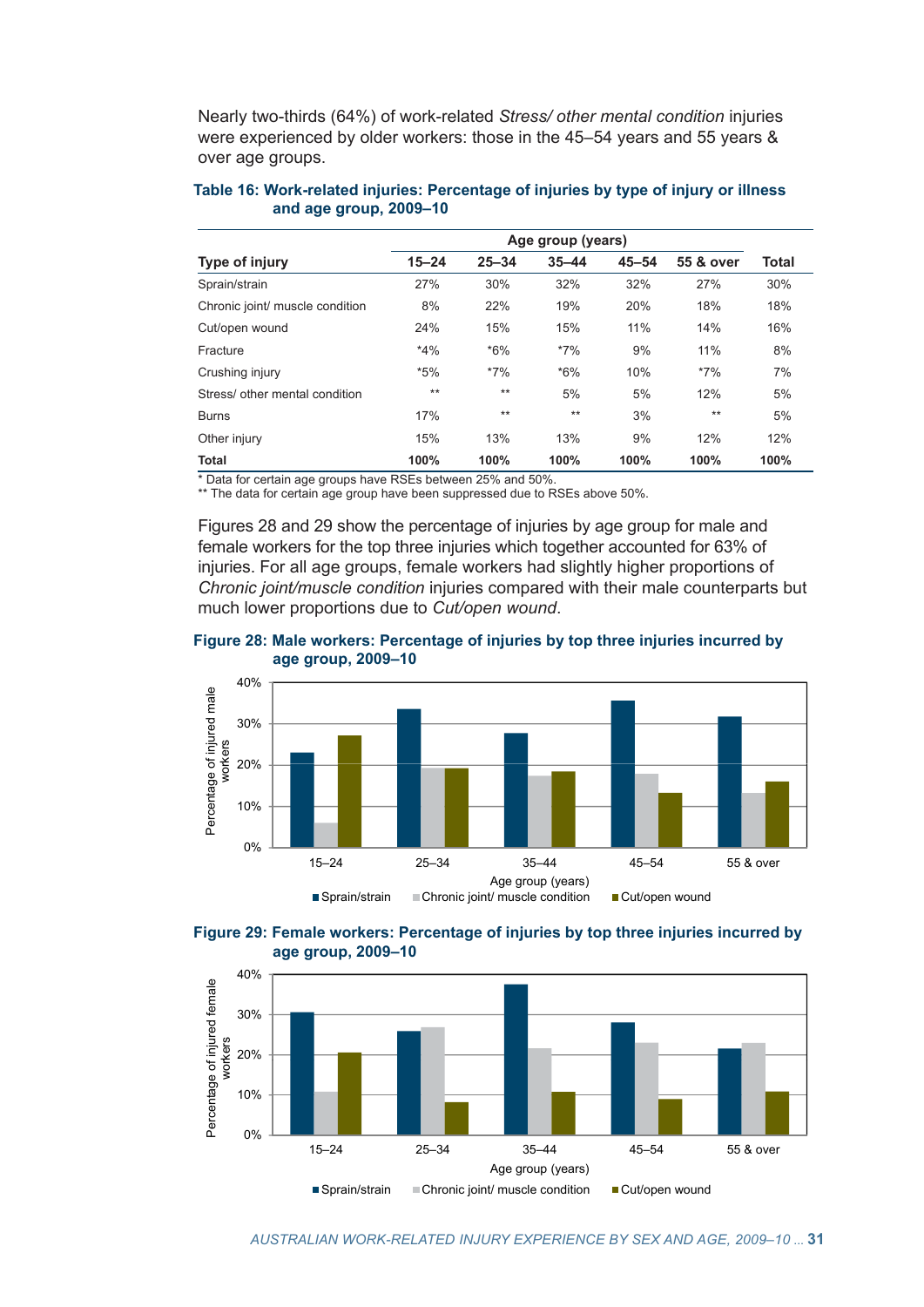Nearly two-thirds (64%) of work-related *Stress/ other mental condition* injuries were experienced by older workers: those in the 45–54 years and 55 years & over age groups.

**Table 16: Work-related injuries: Percentage of injuries by type of injury or illness and age group, 2009–10**

| | Age group (years) | | | | | |
|---|---|---|---|---|---|---|
| **Type of injury** | **15–24** | **25–34** | **35–44** | **45–54** | **55 & over** | **Total** |
| Sprain/strain | 27% | 30% | 32% | 32% | 27% | 30% |
| Chronic joint/ muscle condition | 8% | 22% | 19% | 20% | 18% | 18% |
| Cut/open wound | 24% | 15% | 15% | 11% | 14% | 16% |
| Fracture | *4% | *6% | *7% | 9% | 11% | 8% |
| Crushing injury | *5% | *7% | *6% | 10% | *7% | 7% |
| Stress/ other mental condition | ** | ** | 5% | 5% | 12% | 5% |
| Burns | 17% | ** | ** | 3% | ** | 5% |
| Other injury | 15% | 13% | 13% | 9% | 12% | 12% |
| **Total** | **100%** | **100%** | **100%** | **100%** | **100%** | **100%** |

\* Data for certain age groups have RSEs between 25% and 50%.
** The data for certain age group have been suppressed due to RSEs above 50%.

Figures 28 and 29 show the percentage of injuries by age group for male and female workers for the top three injuries which together accounted for 63% of injuries. For all age groups, female workers had slightly higher proportions of *Chronic joint/muscle condition* injuries compared with their male counterparts but much lower proportions due to *Cut/open wound*.

**Figure 28: Male workers: Percentage of injuries by top three injuries incurred by age group, 2009–10**

**Figure 29: Female workers: Percentage of injuries by top three injuries incurred by age group, 2009–10**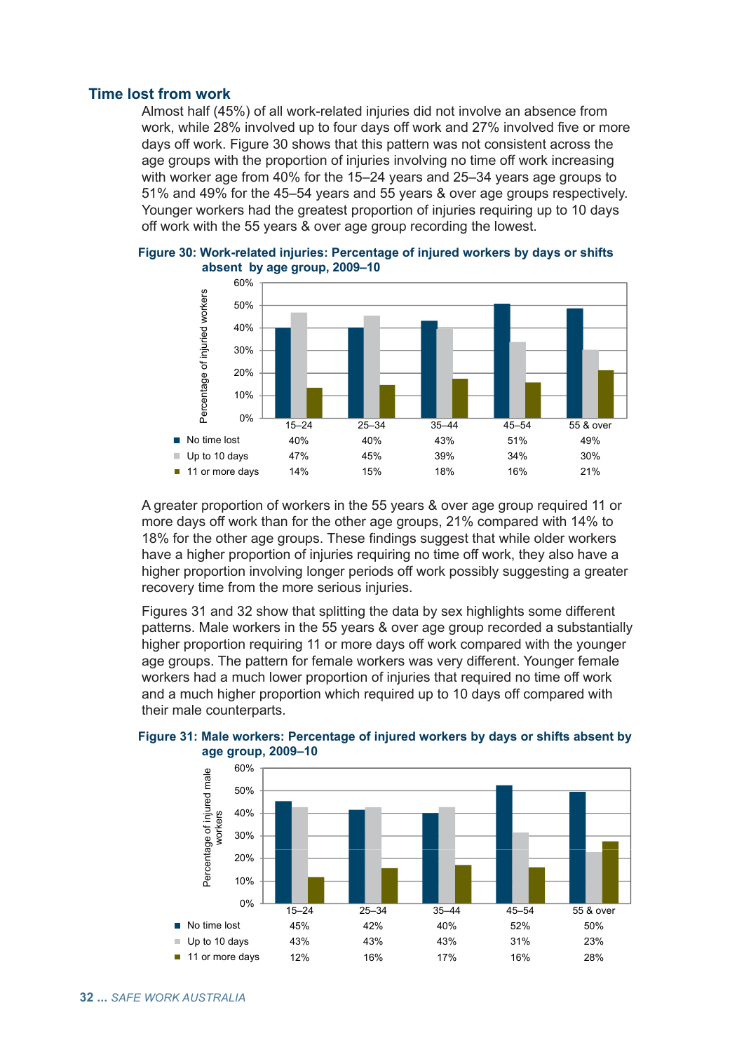## Time lost from work

Almost half (45%) of all work-related injuries did not involve an absence from work, while 28% involved up to four days off work and 27% involved five or more days off work. Figure 30 shows that this pattern was not consistent across the age groups with the proportion of injuries involving no time off work increasing with worker age from 40% for the 15–24 years and 25–34 years age groups to 51% and 49% for the 45–54 years and 55 years & over age groups respectively. Younger workers had the greatest proportion of injuries requiring up to 10 days off work with the 55 years & over age group recording the lowest.

**Figure 30: Work-related injuries: Percentage of injured workers by days or shifts absent by age group, 2009–10**

| | 15–24 | 25–34 | 35–44 | 45–54 | 55 & over |
|---|---|---|---|---|---|
| No time lost | 40% | 40% | 43% | 51% | 49% |
| Up to 10 days | 47% | 45% | 39% | 34% | 30% |
| 11 or more days | 14% | 15% | 18% | 16% | 21% |

A greater proportion of workers in the 55 years & over age group required 11 or more days off work than for the other age groups, 21% compared with 14% to 18% for the other age groups. These findings suggest that while older workers have a higher proportion of injuries requiring no time off work, they also have a higher proportion involving longer periods off work possibly suggesting a greater recovery time from the more serious injuries.

Figures 31 and 32 show that splitting the data by sex highlights some different patterns. Male workers in the 55 years & over age group recorded a substantially higher proportion requiring 11 or more days off work compared with the younger age groups. The pattern for female workers was very different. Younger female workers had a much lower proportion of injuries that required no time off work and a much higher proportion which required up to 10 days off compared with their male counterparts.

**Figure 31: Male workers: Percentage of injured workers by days or shifts absent by age group, 2009–10**

| | 15–24 | 25–34 | 35–44 | 45–54 | 55 & over |
|---|---|---|---|---|---|
| No time lost | 45% | 42% | 40% | 52% | 50% |
| Up to 10 days | 43% | 43% | 43% | 31% | 23% |
| 11 or more days | 12% | 16% | 17% | 16% | 28% |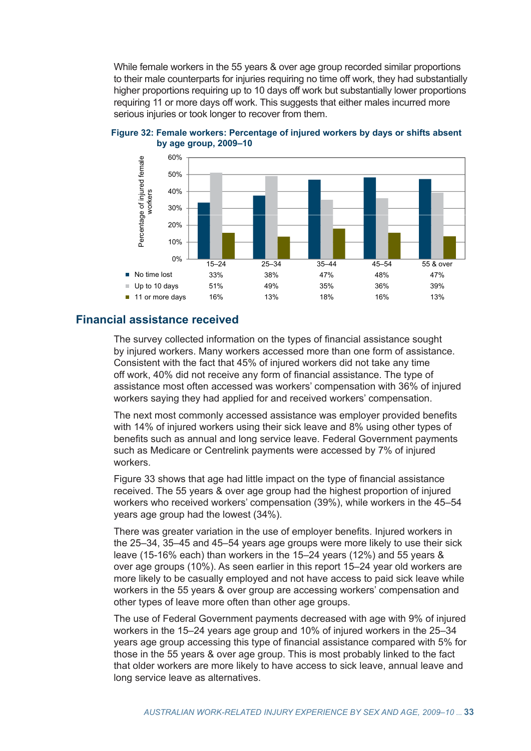While female workers in the 55 years & over age group recorded similar proportions to their male counterparts for injuries requiring no time off work, they had substantially higher proportions requiring up to 10 days off work but substantially lower proportions requiring 11 or more days off work. This suggests that either males incurred more serious injuries or took longer to recover from them.

**Figure 32: Female workers: Percentage of injured workers by days or shifts absent by age group, 2009–10**

| | 15–24 | 25–34 | 35–44 | 45–54 | 55 & over |
|---|---|---|---|---|---|
| No time lost | 33% | 38% | 47% | 48% | 47% |
| Up to 10 days | 51% | 49% | 35% | 36% | 39% |
| 11 or more days | 16% | 13% | 18% | 16% | 13% |

## Financial assistance received

The survey collected information on the types of financial assistance sought by injured workers. Many workers accessed more than one form of assistance. Consistent with the fact that 45% of injured workers did not take any time off work, 40% did not receive any form of financial assistance. The type of assistance most often accessed was workers' compensation with 36% of injured workers saying they had applied for and received workers' compensation.

The next most commonly accessed assistance was employer provided benefits with 14% of injured workers using their sick leave and 8% using other types of benefits such as annual and long service leave. Federal Government payments such as Medicare or Centrelink payments were accessed by 7% of injured workers.

Figure 33 shows that age had little impact on the type of financial assistance received. The 55 years & over age group had the highest proportion of injured workers who received workers' compensation (39%), while workers in the 45–54 years age group had the lowest (34%).

There was greater variation in the use of employer benefits. Injured workers in the 25–34, 35–45 and 45–54 years age groups were more likely to use their sick leave (15-16% each) than workers in the 15–24 years (12%) and 55 years & over age groups (10%). As seen earlier in this report 15–24 year old workers are more likely to be casually employed and not have access to paid sick leave while workers in the 55 years & over group are accessing workers' compensation and other types of leave more often than other age groups.

The use of Federal Government payments decreased with age with 9% of injured workers in the 15–24 years age group and 10% of injured workers in the 25–34 years age group accessing this type of financial assistance compared with 5% for those in the 55 years & over age group. This is most probably linked to the fact that older workers are more likely to have access to sick leave, annual leave and long service leave as alternatives.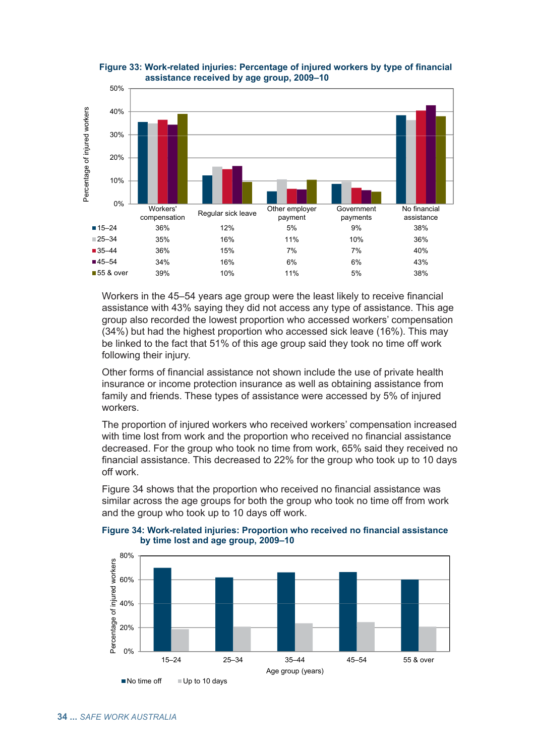**Figure 33: Work-related injuries: Percentage of injured workers by type of financial assistance received by age group, 2009–10**

| | Workers' compensation | Regular sick leave | Other employer payment | Government payments | No financial assistance |
|---|---|---|---|---|---|
| 15–24 | 36% | 12% | 5% | 9% | 38% |
| 25–34 | 35% | 16% | 11% | 10% | 36% |
| 35–44 | 36% | 15% | 7% | 7% | 40% |
| 45–54 | 34% | 16% | 6% | 6% | 43% |
| 55 & over | 39% | 10% | 11% | 5% | 38% |

Workers in the 45–54 years age group were the least likely to receive financial assistance with 43% saying they did not access any type of assistance. This age group also recorded the lowest proportion who accessed workers' compensation (34%) but had the highest proportion who accessed sick leave (16%). This may be linked to the fact that 51% of this age group said they took no time off work following their injury.

Other forms of financial assistance not shown include the use of private health insurance or income protection insurance as well as obtaining assistance from family and friends. These types of assistance were accessed by 5% of injured workers.

The proportion of injured workers who received workers' compensation increased with time lost from work and the proportion who received no financial assistance decreased. For the group who took no time from work, 65% said they received no financial assistance. This decreased to 22% for the group who took up to 10 days off work.

Figure 34 shows that the proportion who received no financial assistance was similar across the age groups for both the group who took no time off from work and the group who took up to 10 days off work.

**Figure 34: Work-related injuries: Proportion who received no financial assistance by time lost and age group, 2009–10**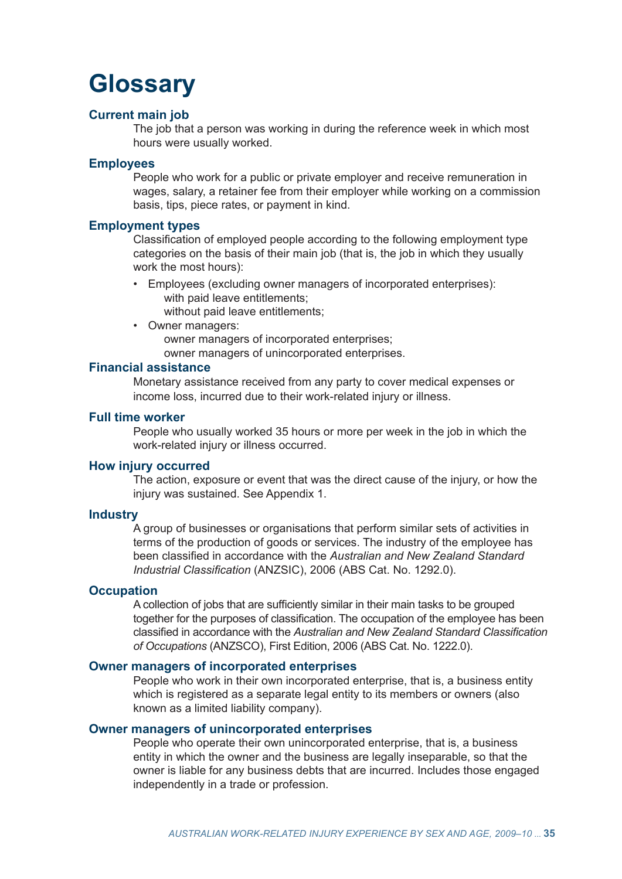# Glossary

### Current main job

The job that a person was working in during the reference week in which most hours were usually worked.

### Employees

People who work for a public or private employer and receive remuneration in wages, salary, a retainer fee from their employer while working on a commission basis, tips, piece rates, or payment in kind.

### Employment types

Classification of employed people according to the following employment type categories on the basis of their main job (that is, the job in which they usually work the most hours):

- Employees (excluding owner managers of incorporated enterprises):
  - with paid leave entitlements;
  - without paid leave entitlements;
- Owner managers:
  - owner managers of incorporated enterprises;
  - owner managers of unincorporated enterprises.

### Financial assistance

Monetary assistance received from any party to cover medical expenses or income loss, incurred due to their work-related injury or illness.

### Full time worker

People who usually worked 35 hours or more per week in the job in which the work-related injury or illness occurred.

### How injury occurred

The action, exposure or event that was the direct cause of the injury, or how the injury was sustained. See Appendix 1.

### Industry

A group of businesses or organisations that perform similar sets of activities in terms of the production of goods or services. The industry of the employee has been classified in accordance with the *Australian and New Zealand Standard Industrial Classification* (ANZSIC), 2006 (ABS Cat. No. 1292.0).

### Occupation

A collection of jobs that are sufficiently similar in their main tasks to be grouped together for the purposes of classification. The occupation of the employee has been classified in accordance with the *Australian and New Zealand Standard Classification of Occupations* (ANZSCO), First Edition, 2006 (ABS Cat. No. 1222.0).

### Owner managers of incorporated enterprises

People who work in their own incorporated enterprise, that is, a business entity which is registered as a separate legal entity to its members or owners (also known as a limited liability company).

### Owner managers of unincorporated enterprises

People who operate their own unincorporated enterprise, that is, a business entity in which the owner and the business are legally inseparable, so that the owner is liable for any business debts that are incurred. Includes those engaged independently in a trade or profession.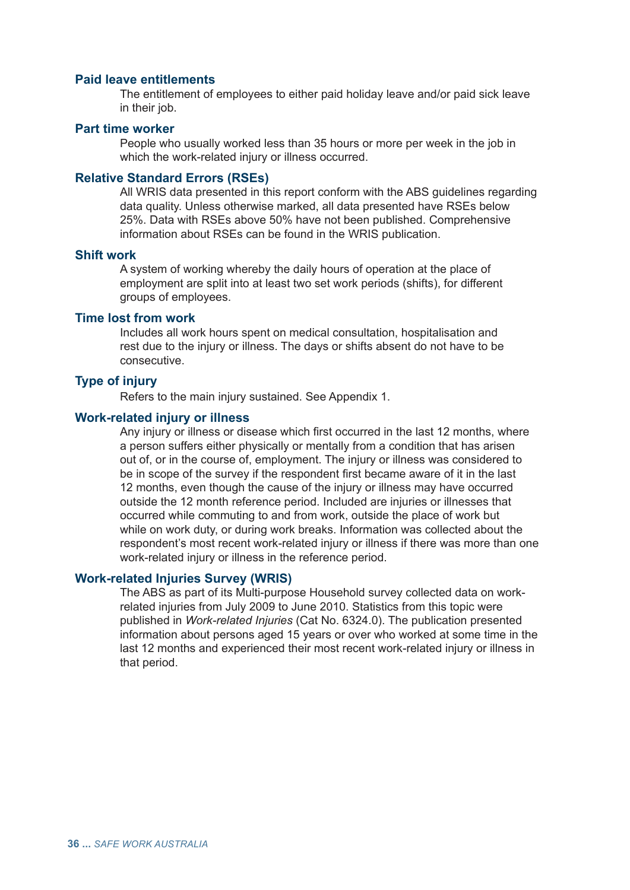### Paid leave entitlements

The entitlement of employees to either paid holiday leave and/or paid sick leave in their job.

### Part time worker

People who usually worked less than 35 hours or more per week in the job in which the work-related injury or illness occurred.

### Relative Standard Errors (RSEs)

All WRIS data presented in this report conform with the ABS guidelines regarding data quality. Unless otherwise marked, all data presented have RSEs below 25%. Data with RSEs above 50% have not been published. Comprehensive information about RSEs can be found in the WRIS publication.

### Shift work

A system of working whereby the daily hours of operation at the place of employment are split into at least two set work periods (shifts), for different groups of employees.

### Time lost from work

Includes all work hours spent on medical consultation, hospitalisation and rest due to the injury or illness. The days or shifts absent do not have to be consecutive.

### Type of injury

Refers to the main injury sustained. See Appendix 1.

### Work-related injury or illness

Any injury or illness or disease which first occurred in the last 12 months, where a person suffers either physically or mentally from a condition that has arisen out of, or in the course of, employment. The injury or illness was considered to be in scope of the survey if the respondent first became aware of it in the last 12 months, even though the cause of the injury or illness may have occurred outside the 12 month reference period. Included are injuries or illnesses that occurred while commuting to and from work, outside the place of work but while on work duty, or during work breaks. Information was collected about the respondent's most recent work-related injury or illness if there was more than one work-related injury or illness in the reference period.

### Work-related Injuries Survey (WRIS)

The ABS as part of its Multi-purpose Household survey collected data on work-related injuries from July 2009 to June 2010. Statistics from this topic were published in *Work-related Injuries* (Cat No. 6324.0). The publication presented information about persons aged 15 years or over who worked at some time in the last 12 months and experienced their most recent work-related injury or illness in that period.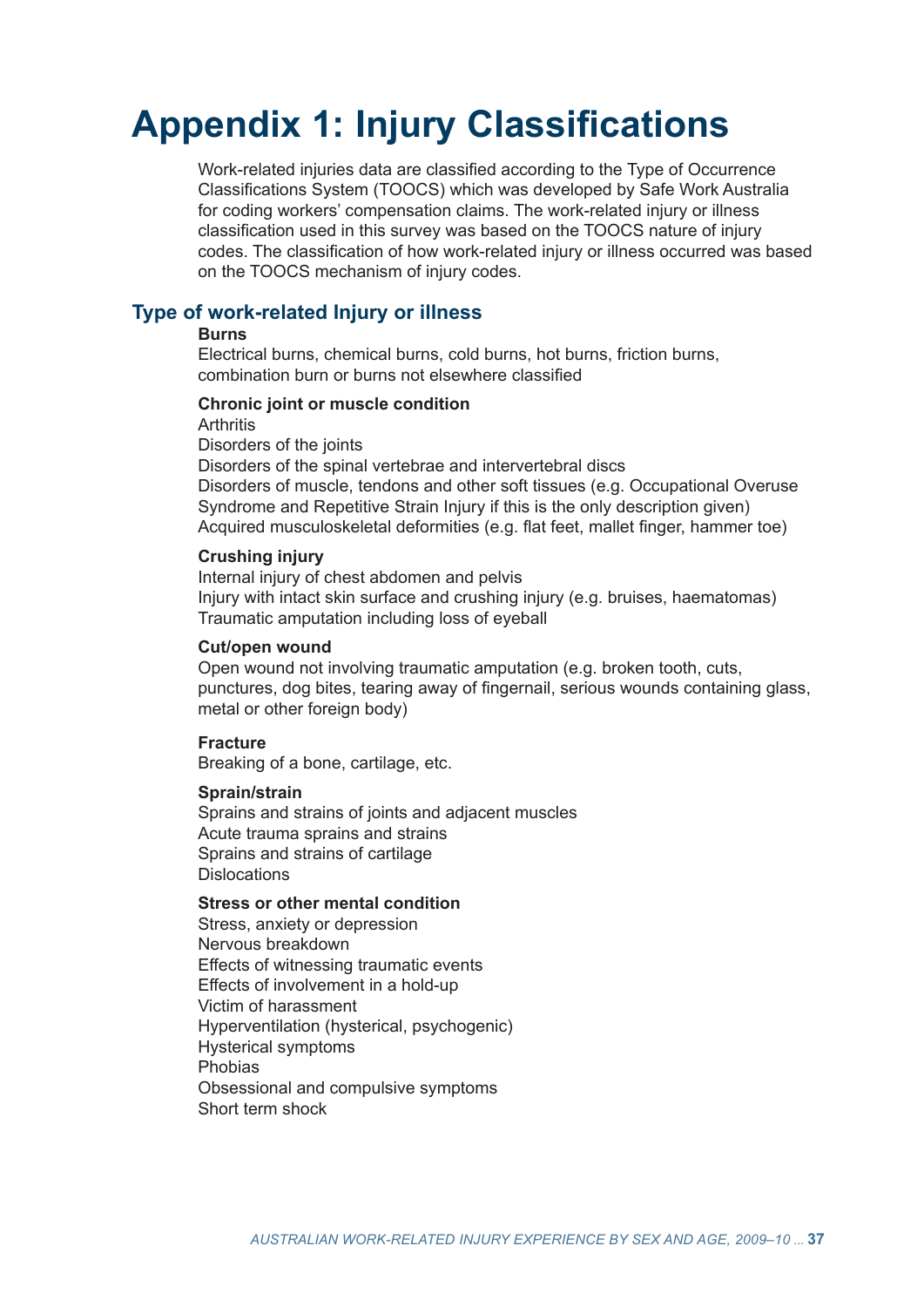# Appendix 1: Injury Classifications

Work-related injuries data are classified according to the Type of Occurrence Classifications System (TOOCS) which was developed by Safe Work Australia for coding workers' compensation claims. The work-related injury or illness classification used in this survey was based on the TOOCS nature of injury codes. The classification of how work-related injury or illness occurred was based on the TOOCS mechanism of injury codes.

## Type of work-related Injury or illness

**Burns**

Electrical burns, chemical burns, cold burns, hot burns, friction burns, combination burn or burns not elsewhere classified

**Chronic joint or muscle condition**

Arthritis
Disorders of the joints
Disorders of the spinal vertebrae and intervertebral discs
Disorders of muscle, tendons and other soft tissues (e.g. Occupational Overuse Syndrome and Repetitive Strain Injury if this is the only description given)
Acquired musculoskeletal deformities (e.g. flat feet, mallet finger, hammer toe)

**Crushing injury**

Internal injury of chest abdomen and pelvis
Injury with intact skin surface and crushing injury (e.g. bruises, haematomas)
Traumatic amputation including loss of eyeball

**Cut/open wound**

Open wound not involving traumatic amputation (e.g. broken tooth, cuts, punctures, dog bites, tearing away of fingernail, serious wounds containing glass, metal or other foreign body)

**Fracture**

Breaking of a bone, cartilage, etc.

**Sprain/strain**

Sprains and strains of joints and adjacent muscles
Acute trauma sprains and strains
Sprains and strains of cartilage
Dislocations

**Stress or other mental condition**

Stress, anxiety or depression
Nervous breakdown
Effects of witnessing traumatic events
Effects of involvement in a hold-up
Victim of harassment
Hyperventilation (hysterical, psychogenic)
Hysterical symptoms
Phobias
Obsessional and compulsive symptoms
Short term shock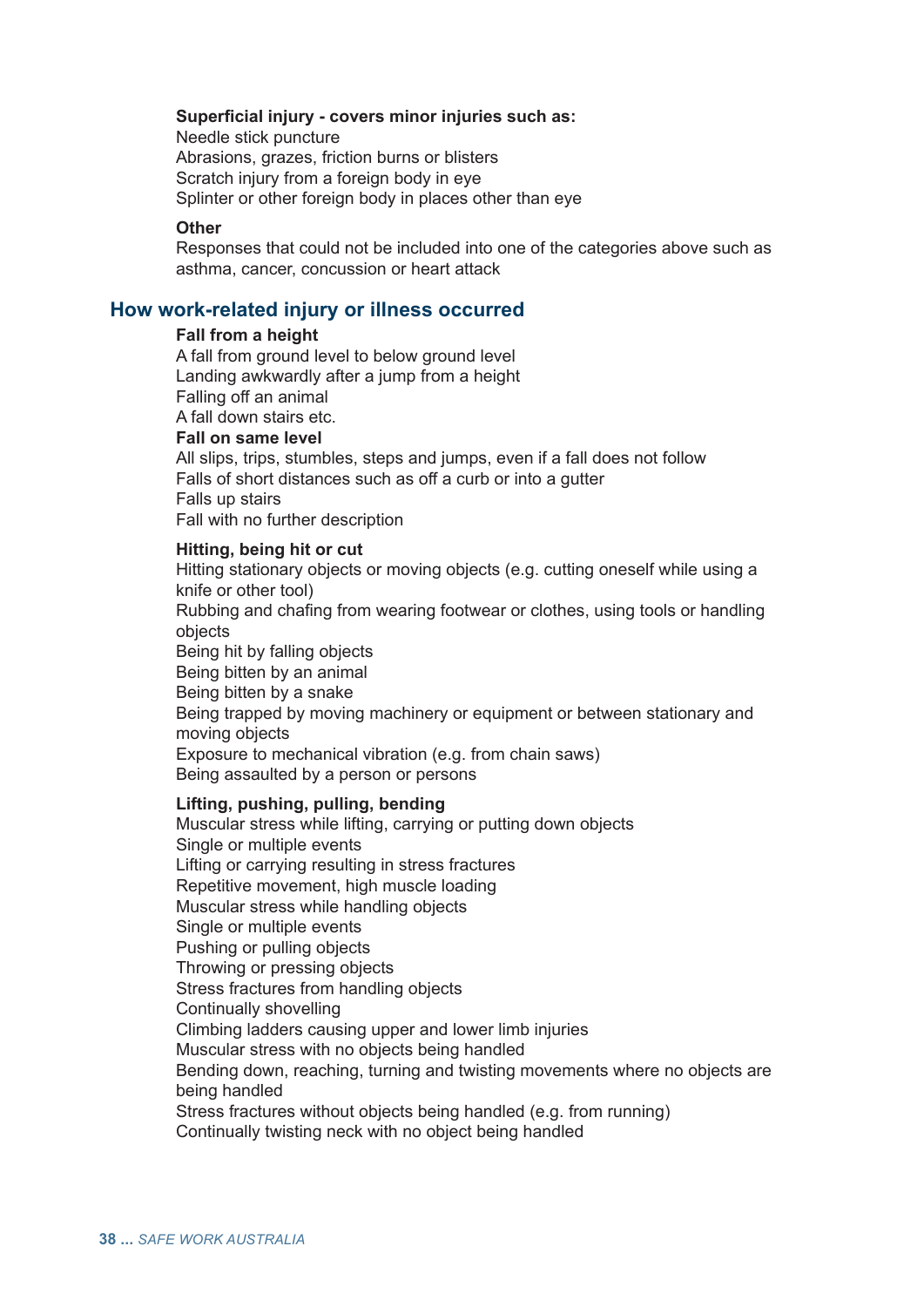**Superficial injury - covers minor injuries such as:**

Needle stick puncture
Abrasions, grazes, friction burns or blisters
Scratch injury from a foreign body in eye
Splinter or other foreign body in places other than eye

**Other**

Responses that could not be included into one of the categories above such as asthma, cancer, concussion or heart attack

## How work-related injury or illness occurred

**Fall from a height**

A fall from ground level to below ground level
Landing awkwardly after a jump from a height
Falling off an animal
A fall down stairs etc.

**Fall on same level**

All slips, trips, stumbles, steps and jumps, even if a fall does not follow
Falls of short distances such as off a curb or into a gutter
Falls up stairs
Fall with no further description

**Hitting, being hit or cut**

Hitting stationary objects or moving objects (e.g. cutting oneself while using a knife or other tool)
Rubbing and chafing from wearing footwear or clothes, using tools or handling objects
Being hit by falling objects
Being bitten by an animal
Being bitten by a snake
Being trapped by moving machinery or equipment or between stationary and moving objects
Exposure to mechanical vibration (e.g. from chain saws)
Being assaulted by a person or persons

**Lifting, pushing, pulling, bending**

Muscular stress while lifting, carrying or putting down objects
Single or multiple events
Lifting or carrying resulting in stress fractures
Repetitive movement, high muscle loading
Muscular stress while handling objects
Single or multiple events
Pushing or pulling objects
Throwing or pressing objects
Stress fractures from handling objects
Continually shovelling
Climbing ladders causing upper and lower limb injuries
Muscular stress with no objects being handled
Bending down, reaching, turning and twisting movements where no objects are being handled
Stress fractures without objects being handled (e.g. from running)
Continually twisting neck with no object being handled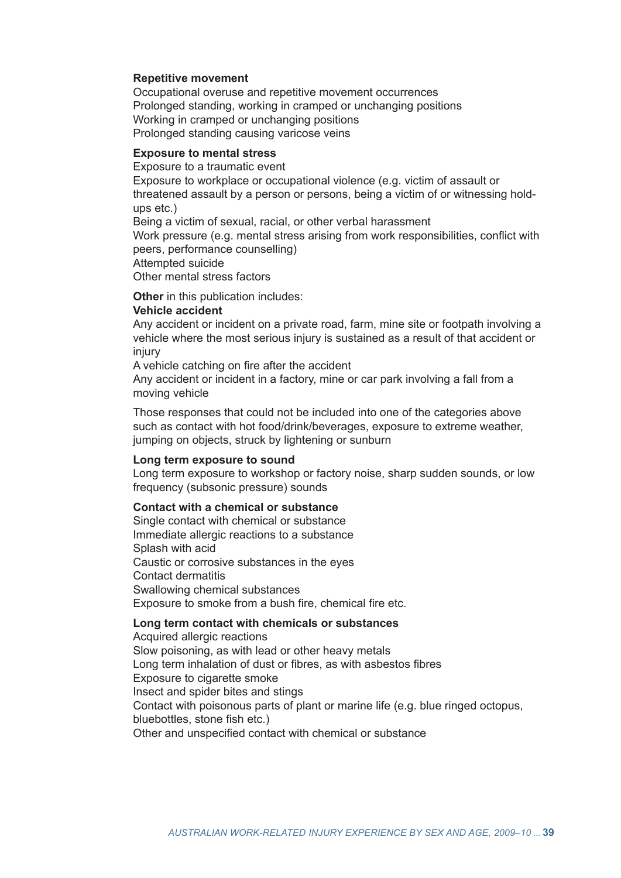**Repetitive movement**

Occupational overuse and repetitive movement occurrences
Prolonged standing, working in cramped or unchanging positions
Working in cramped or unchanging positions
Prolonged standing causing varicose veins

**Exposure to mental stress**

Exposure to a traumatic event
Exposure to workplace or occupational violence (e.g. victim of assault or threatened assault by a person or persons, being a victim of or witnessing hold-ups etc.)
Being a victim of sexual, racial, or other verbal harassment
Work pressure (e.g. mental stress arising from work responsibilities, conflict with peers, performance counselling)
Attempted suicide
Other mental stress factors

**Other** in this publication includes:

**Vehicle accident**

Any accident or incident on a private road, farm, mine site or footpath involving a vehicle where the most serious injury is sustained as a result of that accident or injury
A vehicle catching on fire after the accident
Any accident or incident in a factory, mine or car park involving a fall from a moving vehicle

Those responses that could not be included into one of the categories above such as contact with hot food/drink/beverages, exposure to extreme weather, jumping on objects, struck by lightening or sunburn

**Long term exposure to sound**

Long term exposure to workshop or factory noise, sharp sudden sounds, or low frequency (subsonic pressure) sounds

**Contact with a chemical or substance**

Single contact with chemical or substance
Immediate allergic reactions to a substance
Splash with acid
Caustic or corrosive substances in the eyes
Contact dermatitis
Swallowing chemical substances
Exposure to smoke from a bush fire, chemical fire etc.

**Long term contact with chemicals or substances**

Acquired allergic reactions
Slow poisoning, as with lead or other heavy metals
Long term inhalation of dust or fibres, as with asbestos fibres
Exposure to cigarette smoke
Insect and spider bites and stings
Contact with poisonous parts of plant or marine life (e.g. blue ringed octopus, bluebottles, stone fish etc.)
Other and unspecified contact with chemical or substance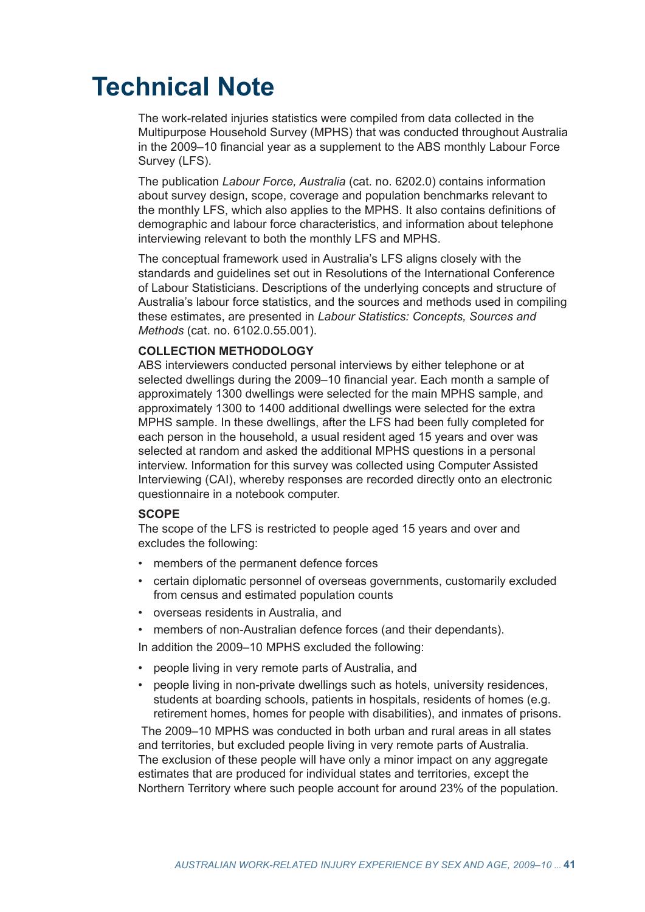# Technical Note

The work-related injuries statistics were compiled from data collected in the Multipurpose Household Survey (MPHS) that was conducted throughout Australia in the 2009–10 financial year as a supplement to the ABS monthly Labour Force Survey (LFS).

The publication *Labour Force, Australia* (cat. no. 6202.0) contains information about survey design, scope, coverage and population benchmarks relevant to the monthly LFS, which also applies to the MPHS. It also contains definitions of demographic and labour force characteristics, and information about telephone interviewing relevant to both the monthly LFS and MPHS.

The conceptual framework used in Australia's LFS aligns closely with the standards and guidelines set out in Resolutions of the International Conference of Labour Statisticians. Descriptions of the underlying concepts and structure of Australia's labour force statistics, and the sources and methods used in compiling these estimates, are presented in *Labour Statistics: Concepts, Sources and Methods* (cat. no. 6102.0.55.001).

**COLLECTION METHODOLOGY**

ABS interviewers conducted personal interviews by either telephone or at selected dwellings during the 2009–10 financial year. Each month a sample of approximately 1300 dwellings were selected for the main MPHS sample, and approximately 1300 to 1400 additional dwellings were selected for the extra MPHS sample. In these dwellings, after the LFS had been fully completed for each person in the household, a usual resident aged 15 years and over was selected at random and asked the additional MPHS questions in a personal interview. Information for this survey was collected using Computer Assisted Interviewing (CAI), whereby responses are recorded directly onto an electronic questionnaire in a notebook computer.

**SCOPE**

The scope of the LFS is restricted to people aged 15 years and over and excludes the following:

- members of the permanent defence forces
- certain diplomatic personnel of overseas governments, customarily excluded from census and estimated population counts
- overseas residents in Australia, and
- members of non-Australian defence forces (and their dependants).

In addition the 2009–10 MPHS excluded the following:

- people living in very remote parts of Australia, and
- people living in non-private dwellings such as hotels, university residences, students at boarding schools, patients in hospitals, residents of homes (e.g. retirement homes, homes for people with disabilities), and inmates of prisons.

The 2009–10 MPHS was conducted in both urban and rural areas in all states and territories, but excluded people living in very remote parts of Australia. The exclusion of these people will have only a minor impact on any aggregate estimates that are produced for individual states and territories, except the Northern Territory where such people account for around 23% of the population.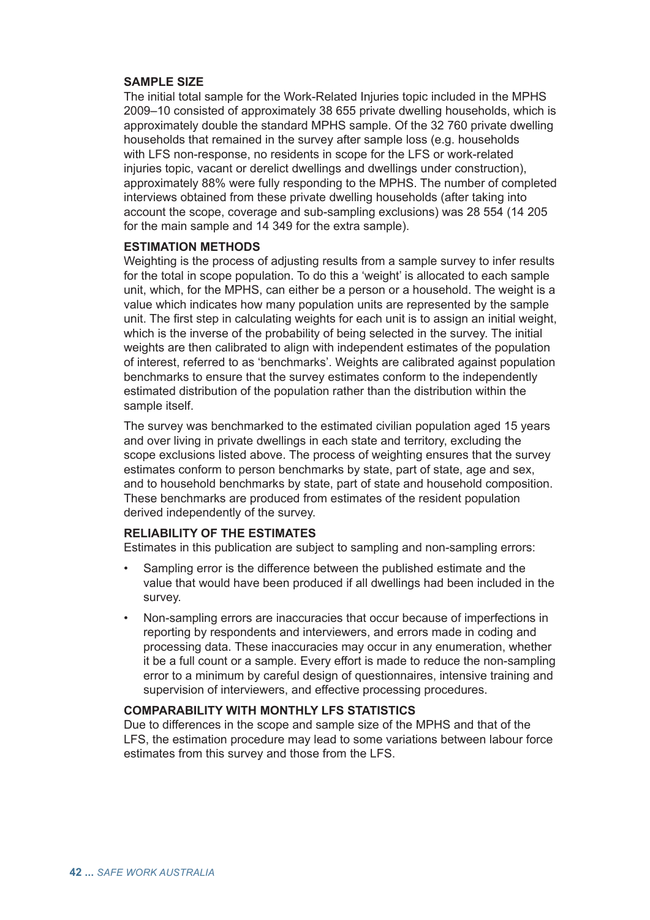### SAMPLE SIZE

The initial total sample for the Work-Related Injuries topic included in the MPHS 2009–10 consisted of approximately 38 655 private dwelling households, which is approximately double the standard MPHS sample. Of the 32 760 private dwelling households that remained in the survey after sample loss (e.g. households with LFS non-response, no residents in scope for the LFS or work-related injuries topic, vacant or derelict dwellings and dwellings under construction), approximately 88% were fully responding to the MPHS. The number of completed interviews obtained from these private dwelling households (after taking into account the scope, coverage and sub-sampling exclusions) was 28 554 (14 205 for the main sample and 14 349 for the extra sample).

### ESTIMATION METHODS

Weighting is the process of adjusting results from a sample survey to infer results for the total in scope population. To do this a 'weight' is allocated to each sample unit, which, for the MPHS, can either be a person or a household. The weight is a value which indicates how many population units are represented by the sample unit. The first step in calculating weights for each unit is to assign an initial weight, which is the inverse of the probability of being selected in the survey. The initial weights are then calibrated to align with independent estimates of the population of interest, referred to as 'benchmarks'. Weights are calibrated against population benchmarks to ensure that the survey estimates conform to the independently estimated distribution of the population rather than the distribution within the sample itself.

The survey was benchmarked to the estimated civilian population aged 15 years and over living in private dwellings in each state and territory, excluding the scope exclusions listed above. The process of weighting ensures that the survey estimates conform to person benchmarks by state, part of state, age and sex, and to household benchmarks by state, part of state and household composition. These benchmarks are produced from estimates of the resident population derived independently of the survey.

### RELIABILITY OF THE ESTIMATES

Estimates in this publication are subject to sampling and non-sampling errors:

- Sampling error is the difference between the published estimate and the value that would have been produced if all dwellings had been included in the survey.
- Non-sampling errors are inaccuracies that occur because of imperfections in reporting by respondents and interviewers, and errors made in coding and processing data. These inaccuracies may occur in any enumeration, whether it be a full count or a sample. Every effort is made to reduce the non-sampling error to a minimum by careful design of questionnaires, intensive training and supervision of interviewers, and effective processing procedures.

### COMPARABILITY WITH MONTHLY LFS STATISTICS

Due to differences in the scope and sample size of the MPHS and that of the LFS, the estimation procedure may lead to some variations between labour force estimates from this survey and those from the LFS.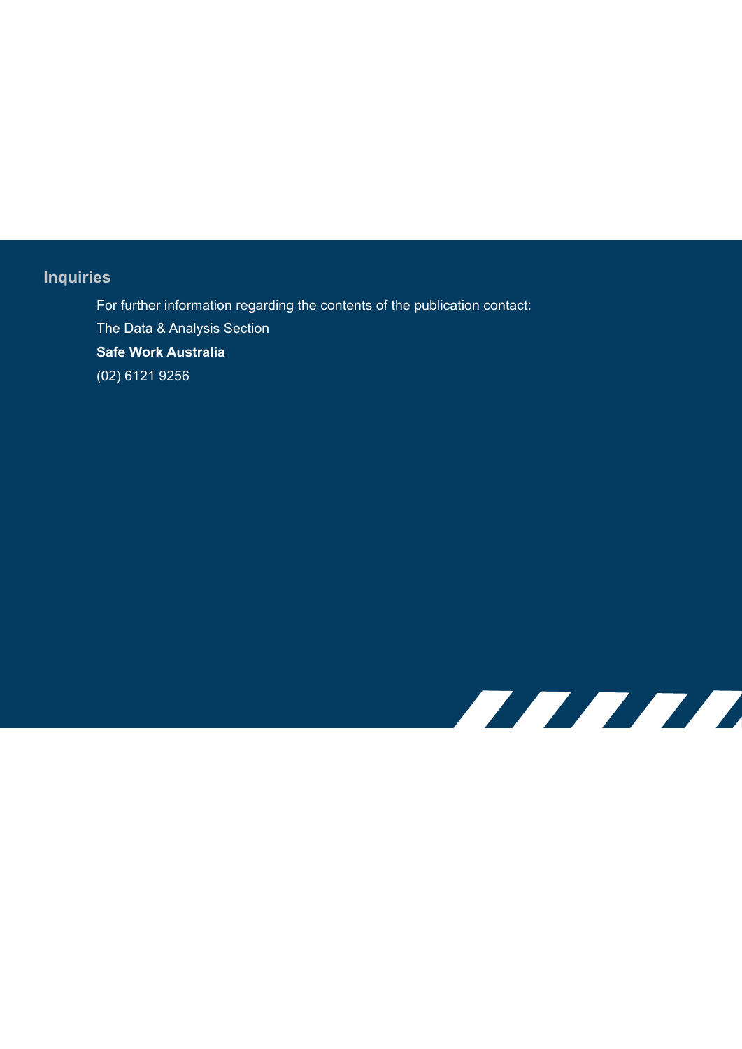## Inquiries

For further information regarding the contents of the publication contact:

The Data & Analysis Section

**Safe Work Australia**

(02) 6121 9256